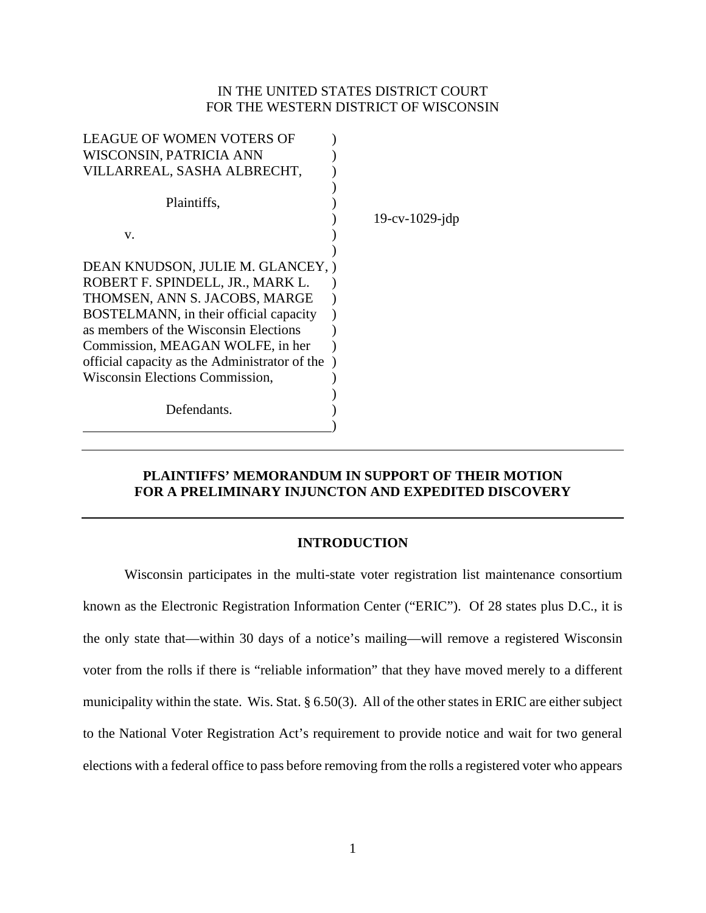IN THE UNITED STATES DISTRICT COURT
FOR THE WESTERN DISTRICT OF WISCONSIN

LEAGUE OF WOMEN VOTERS OF WISCONSIN, PATRICIA ANN VILLARREAL, SASHA ALBRECHT,

Plaintiffs,

v.

DEAN KNUDSON, JULIE M. GLANCEY, ROBERT F. SPINDELL, JR., MARK L. THOMSEN, ANN S. JACOBS, MARGE BOSTELMANN, in their official capacity as members of the Wisconsin Elections Commission, MEAGAN WOLFE, in her official capacity as the Administrator of the Wisconsin Elections Commission,

Defendants.

19-cv-1029-jdp

**PLAINTIFFS' MEMORANDUM IN SUPPORT OF THEIR MOTION FOR A PRELIMINARY INJUNCTON AND EXPEDITED DISCOVERY**

## INTRODUCTION

Wisconsin participates in the multi-state voter registration list maintenance consortium known as the Electronic Registration Information Center ("ERIC"). Of 28 states plus D.C., it is the only state that—within 30 days of a notice's mailing—will remove a registered Wisconsin voter from the rolls if there is "reliable information" that they have moved merely to a different municipality within the state. Wis. Stat. § 6.50(3). All of the other states in ERIC are either subject to the National Voter Registration Act's requirement to provide notice and wait for two general elections with a federal office to pass before removing from the rolls a registered voter who appears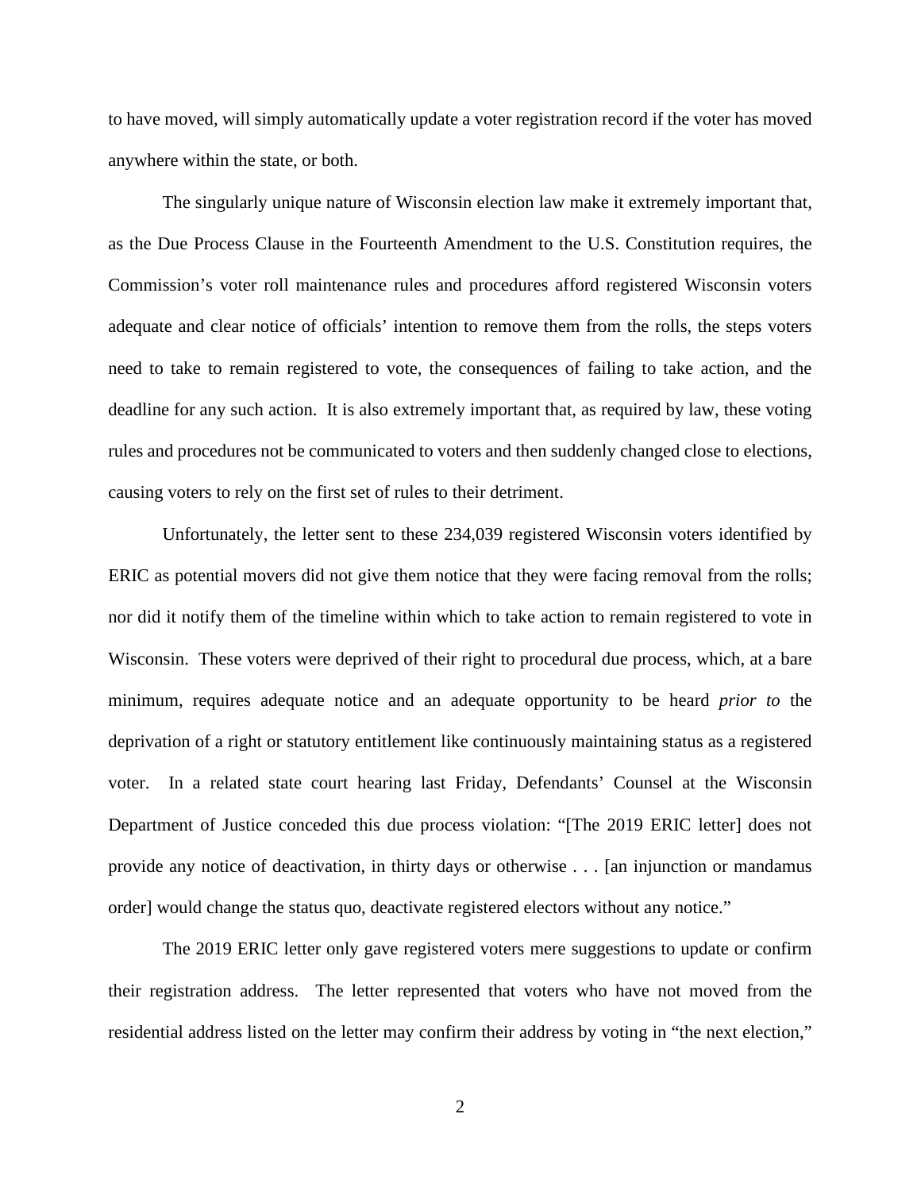to have moved, will simply automatically update a voter registration record if the voter has moved anywhere within the state, or both.

The singularly unique nature of Wisconsin election law make it extremely important that, as the Due Process Clause in the Fourteenth Amendment to the U.S. Constitution requires, the Commission's voter roll maintenance rules and procedures afford registered Wisconsin voters adequate and clear notice of officials' intention to remove them from the rolls, the steps voters need to take to remain registered to vote, the consequences of failing to take action, and the deadline for any such action. It is also extremely important that, as required by law, these voting rules and procedures not be communicated to voters and then suddenly changed close to elections, causing voters to rely on the first set of rules to their detriment.

Unfortunately, the letter sent to these 234,039 registered Wisconsin voters identified by ERIC as potential movers did not give them notice that they were facing removal from the rolls; nor did it notify them of the timeline within which to take action to remain registered to vote in Wisconsin. These voters were deprived of their right to procedural due process, which, at a bare minimum, requires adequate notice and an adequate opportunity to be heard *prior to* the deprivation of a right or statutory entitlement like continuously maintaining status as a registered voter. In a related state court hearing last Friday, Defendants' Counsel at the Wisconsin Department of Justice conceded this due process violation: "[The 2019 ERIC letter] does not provide any notice of deactivation, in thirty days or otherwise . . . [an injunction or mandamus order] would change the status quo, deactivate registered electors without any notice."

The 2019 ERIC letter only gave registered voters mere suggestions to update or confirm their registration address. The letter represented that voters who have not moved from the residential address listed on the letter may confirm their address by voting in "the next election,"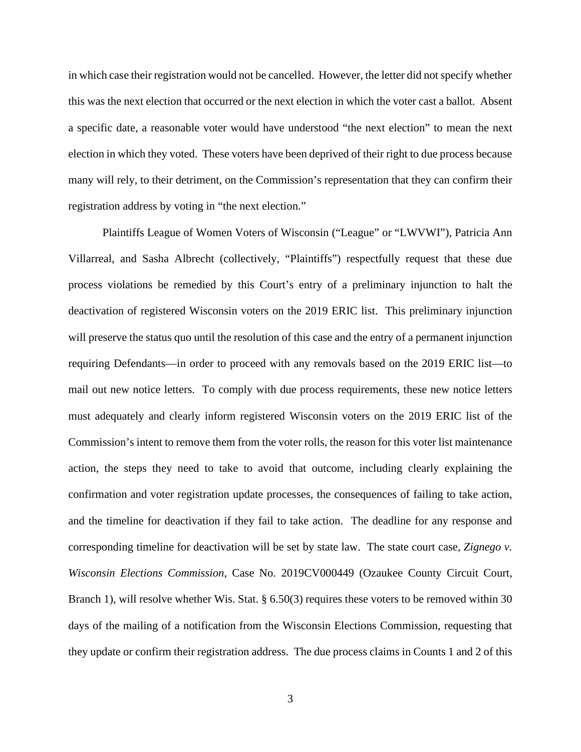in which case their registration would not be cancelled. However, the letter did not specify whether this was the next election that occurred or the next election in which the voter cast a ballot. Absent a specific date, a reasonable voter would have understood "the next election" to mean the next election in which they voted. These voters have been deprived of their right to due process because many will rely, to their detriment, on the Commission's representation that they can confirm their registration address by voting in "the next election."

Plaintiffs League of Women Voters of Wisconsin ("League" or "LWVWI"), Patricia Ann Villarreal, and Sasha Albrecht (collectively, "Plaintiffs") respectfully request that these due process violations be remedied by this Court's entry of a preliminary injunction to halt the deactivation of registered Wisconsin voters on the 2019 ERIC list. This preliminary injunction will preserve the status quo until the resolution of this case and the entry of a permanent injunction requiring Defendants—in order to proceed with any removals based on the 2019 ERIC list—to mail out new notice letters. To comply with due process requirements, these new notice letters must adequately and clearly inform registered Wisconsin voters on the 2019 ERIC list of the Commission's intent to remove them from the voter rolls, the reason for this voter list maintenance action, the steps they need to take to avoid that outcome, including clearly explaining the confirmation and voter registration update processes, the consequences of failing to take action, and the timeline for deactivation if they fail to take action. The deadline for any response and corresponding timeline for deactivation will be set by state law. The state court case, *Zignego v. Wisconsin Elections Commission*, Case No. 2019CV000449 (Ozaukee County Circuit Court, Branch 1), will resolve whether Wis. Stat. § 6.50(3) requires these voters to be removed within 30 days of the mailing of a notification from the Wisconsin Elections Commission, requesting that they update or confirm their registration address. The due process claims in Counts 1 and 2 of this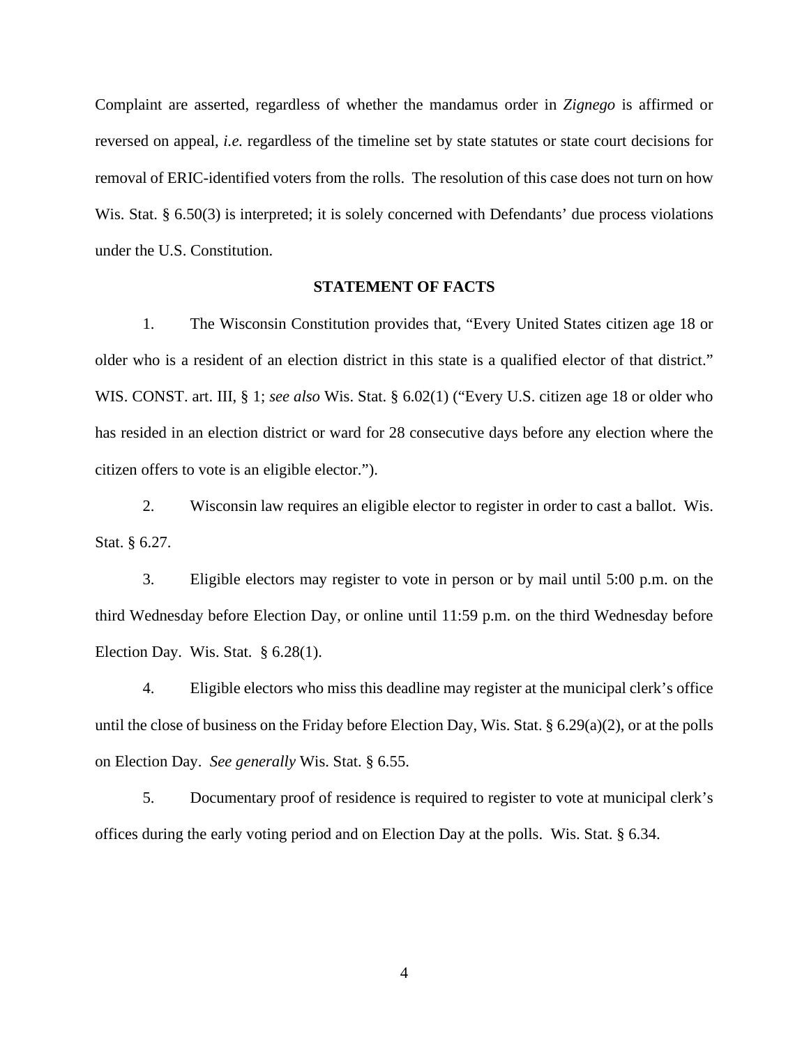Complaint are asserted, regardless of whether the mandamus order in *Zignego* is affirmed or reversed on appeal, *i.e.* regardless of the timeline set by state statutes or state court decisions for removal of ERIC-identified voters from the rolls. The resolution of this case does not turn on how Wis. Stat. § 6.50(3) is interpreted; it is solely concerned with Defendants' due process violations under the U.S. Constitution.

## STATEMENT OF FACTS

1. The Wisconsin Constitution provides that, "Every United States citizen age 18 or older who is a resident of an election district in this state is a qualified elector of that district." WIS. CONST. art. III, § 1; *see also* Wis. Stat. § 6.02(1) ("Every U.S. citizen age 18 or older who has resided in an election district or ward for 28 consecutive days before any election where the citizen offers to vote is an eligible elector.").

2. Wisconsin law requires an eligible elector to register in order to cast a ballot. Wis. Stat. § 6.27.

3. Eligible electors may register to vote in person or by mail until 5:00 p.m. on the third Wednesday before Election Day, or online until 11:59 p.m. on the third Wednesday before Election Day. Wis. Stat. § 6.28(1).

4. Eligible electors who miss this deadline may register at the municipal clerk's office until the close of business on the Friday before Election Day, Wis. Stat. § 6.29(a)(2), or at the polls on Election Day. *See generally* Wis. Stat. § 6.55.

5. Documentary proof of residence is required to register to vote at municipal clerk's offices during the early voting period and on Election Day at the polls. Wis. Stat. § 6.34.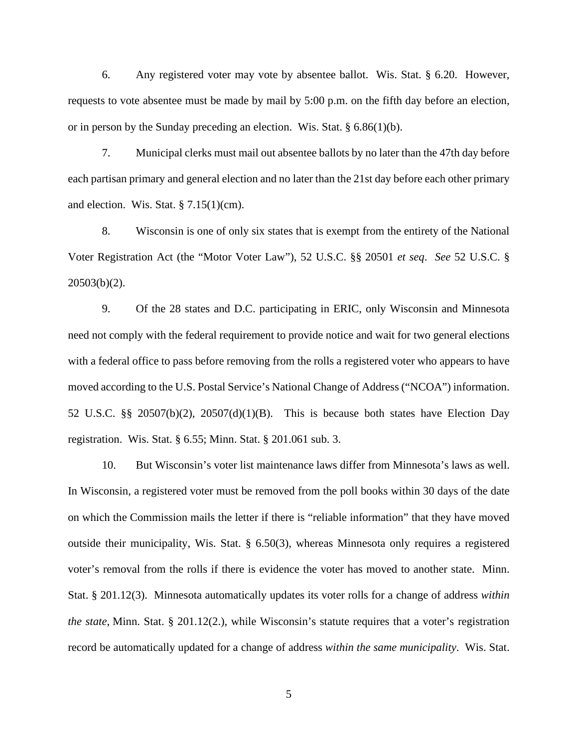6. Any registered voter may vote by absentee ballot. Wis. Stat. § 6.20. However, requests to vote absentee must be made by mail by 5:00 p.m. on the fifth day before an election, or in person by the Sunday preceding an election. Wis. Stat. § 6.86(1)(b).

7. Municipal clerks must mail out absentee ballots by no later than the 47th day before each partisan primary and general election and no later than the 21st day before each other primary and election. Wis. Stat. § 7.15(1)(cm).

8. Wisconsin is one of only six states that is exempt from the entirety of the National Voter Registration Act (the "Motor Voter Law"), 52 U.S.C. §§ 20501 *et seq*. *See* 52 U.S.C. § 20503(b)(2).

9. Of the 28 states and D.C. participating in ERIC, only Wisconsin and Minnesota need not comply with the federal requirement to provide notice and wait for two general elections with a federal office to pass before removing from the rolls a registered voter who appears to have moved according to the U.S. Postal Service's National Change of Address ("NCOA") information. 52 U.S.C. §§ 20507(b)(2), 20507(d)(1)(B). This is because both states have Election Day registration. Wis. Stat. § 6.55; Minn. Stat. § 201.061 sub. 3.

10. But Wisconsin's voter list maintenance laws differ from Minnesota's laws as well. In Wisconsin, a registered voter must be removed from the poll books within 30 days of the date on which the Commission mails the letter if there is "reliable information" that they have moved outside their municipality, Wis. Stat. § 6.50(3), whereas Minnesota only requires a registered voter's removal from the rolls if there is evidence the voter has moved to another state. Minn. Stat. § 201.12(3). Minnesota automatically updates its voter rolls for a change of address *within the state*, Minn. Stat. § 201.12(2.), while Wisconsin's statute requires that a voter's registration record be automatically updated for a change of address *within the same municipality*. Wis. Stat.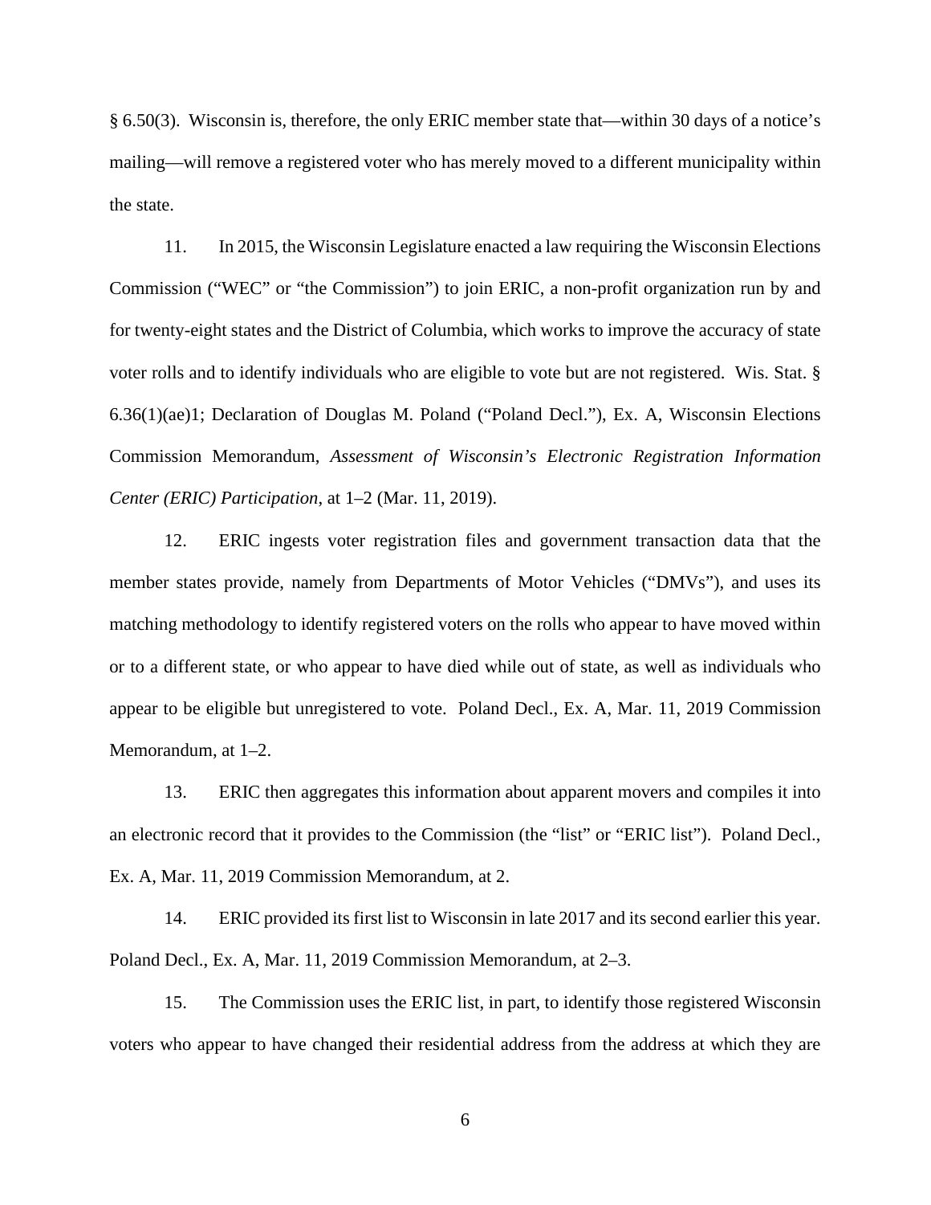§ 6.50(3). Wisconsin is, therefore, the only ERIC member state that—within 30 days of a notice's mailing—will remove a registered voter who has merely moved to a different municipality within the state.

11. In 2015, the Wisconsin Legislature enacted a law requiring the Wisconsin Elections Commission ("WEC" or "the Commission") to join ERIC, a non-profit organization run by and for twenty-eight states and the District of Columbia, which works to improve the accuracy of state voter rolls and to identify individuals who are eligible to vote but are not registered. Wis. Stat. § 6.36(1)(ae)1; Declaration of Douglas M. Poland ("Poland Decl."), Ex. A, Wisconsin Elections Commission Memorandum, *Assessment of Wisconsin's Electronic Registration Information Center (ERIC) Participation*, at 1–2 (Mar. 11, 2019).

12. ERIC ingests voter registration files and government transaction data that the member states provide, namely from Departments of Motor Vehicles ("DMVs"), and uses its matching methodology to identify registered voters on the rolls who appear to have moved within or to a different state, or who appear to have died while out of state, as well as individuals who appear to be eligible but unregistered to vote. Poland Decl., Ex. A, Mar. 11, 2019 Commission Memorandum, at 1–2.

13. ERIC then aggregates this information about apparent movers and compiles it into an electronic record that it provides to the Commission (the "list" or "ERIC list"). Poland Decl., Ex. A, Mar. 11, 2019 Commission Memorandum, at 2.

14. ERIC provided its first list to Wisconsin in late 2017 and its second earlier this year. Poland Decl., Ex. A, Mar. 11, 2019 Commission Memorandum, at 2–3.

15. The Commission uses the ERIC list, in part, to identify those registered Wisconsin voters who appear to have changed their residential address from the address at which they are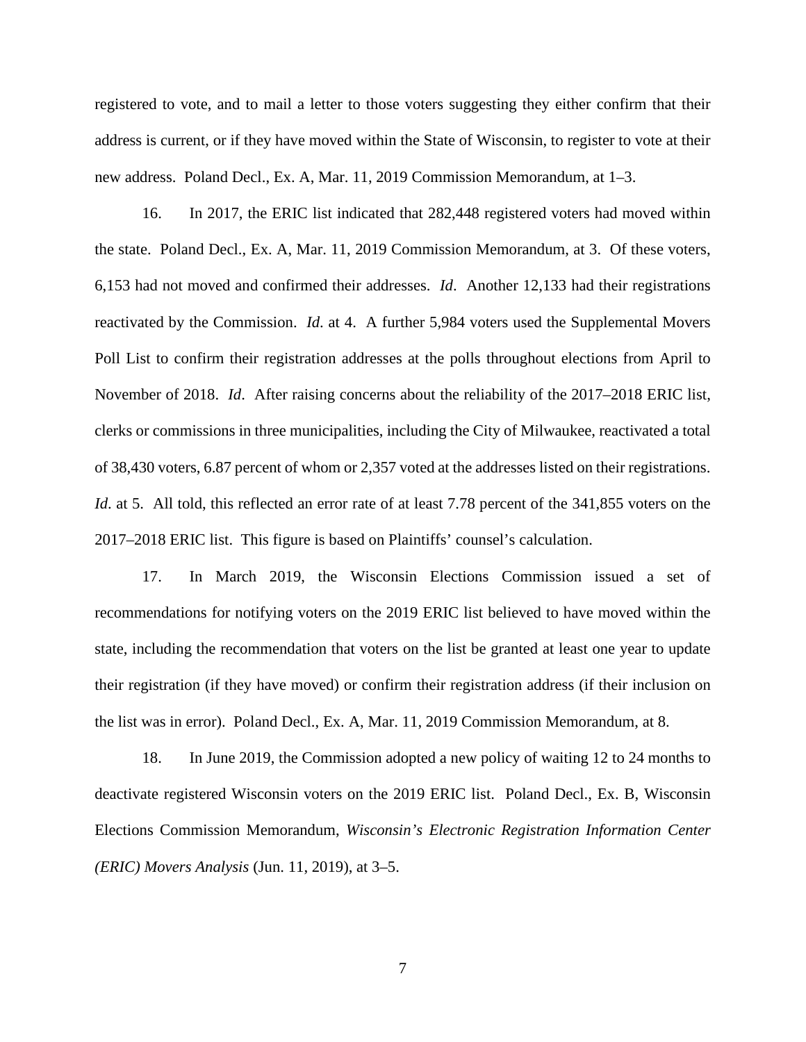registered to vote, and to mail a letter to those voters suggesting they either confirm that their address is current, or if they have moved within the State of Wisconsin, to register to vote at their new address. Poland Decl., Ex. A, Mar. 11, 2019 Commission Memorandum, at 1–3.

16. In 2017, the ERIC list indicated that 282,448 registered voters had moved within the state. Poland Decl., Ex. A, Mar. 11, 2019 Commission Memorandum, at 3. Of these voters, 6,153 had not moved and confirmed their addresses. *Id*. Another 12,133 had their registrations reactivated by the Commission. *Id*. at 4. A further 5,984 voters used the Supplemental Movers Poll List to confirm their registration addresses at the polls throughout elections from April to November of 2018. *Id*. After raising concerns about the reliability of the 2017–2018 ERIC list, clerks or commissions in three municipalities, including the City of Milwaukee, reactivated a total of 38,430 voters, 6.87 percent of whom or 2,357 voted at the addresses listed on their registrations. *Id*. at 5. All told, this reflected an error rate of at least 7.78 percent of the 341,855 voters on the 2017–2018 ERIC list. This figure is based on Plaintiffs' counsel's calculation.

17. In March 2019, the Wisconsin Elections Commission issued a set of recommendations for notifying voters on the 2019 ERIC list believed to have moved within the state, including the recommendation that voters on the list be granted at least one year to update their registration (if they have moved) or confirm their registration address (if their inclusion on the list was in error). Poland Decl., Ex. A, Mar. 11, 2019 Commission Memorandum, at 8.

18. In June 2019, the Commission adopted a new policy of waiting 12 to 24 months to deactivate registered Wisconsin voters on the 2019 ERIC list. Poland Decl., Ex. B, Wisconsin Elections Commission Memorandum, *Wisconsin's Electronic Registration Information Center (ERIC) Movers Analysis* (Jun. 11, 2019), at 3–5.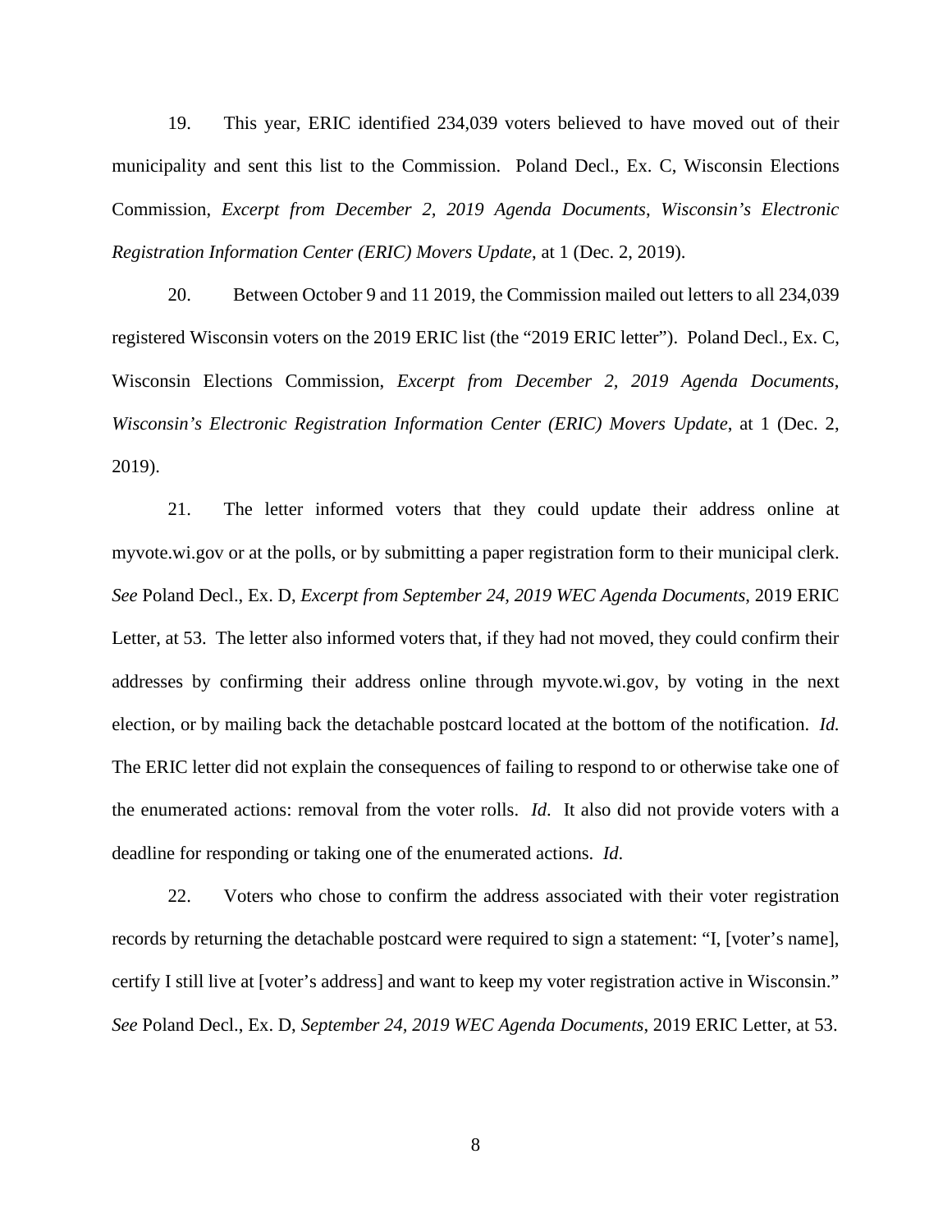19. This year, ERIC identified 234,039 voters believed to have moved out of their municipality and sent this list to the Commission. Poland Decl., Ex. C, Wisconsin Elections Commission, *Excerpt from December 2, 2019 Agenda Documents*, *Wisconsin's Electronic Registration Information Center (ERIC) Movers Update*, at 1 (Dec. 2, 2019).

20. Between October 9 and 11 2019, the Commission mailed out letters to all 234,039 registered Wisconsin voters on the 2019 ERIC list (the "2019 ERIC letter"). Poland Decl., Ex. C, Wisconsin Elections Commission, *Excerpt from December 2, 2019 Agenda Documents*, *Wisconsin's Electronic Registration Information Center (ERIC) Movers Update*, at 1 (Dec. 2, 2019).

21. The letter informed voters that they could update their address online at myvote.wi.gov or at the polls, or by submitting a paper registration form to their municipal clerk. *See* Poland Decl., Ex. D, *Excerpt from September 24, 2019 WEC Agenda Documents*, 2019 ERIC Letter, at 53. The letter also informed voters that, if they had not moved, they could confirm their addresses by confirming their address online through myvote.wi.gov, by voting in the next election, or by mailing back the detachable postcard located at the bottom of the notification. *Id.* The ERIC letter did not explain the consequences of failing to respond to or otherwise take one of the enumerated actions: removal from the voter rolls. *Id*. It also did not provide voters with a deadline for responding or taking one of the enumerated actions. *Id*.

22. Voters who chose to confirm the address associated with their voter registration records by returning the detachable postcard were required to sign a statement: "I, [voter's name], certify I still live at [voter's address] and want to keep my voter registration active in Wisconsin." *See* Poland Decl., Ex. D, *September 24, 2019 WEC Agenda Documents*, 2019 ERIC Letter, at 53.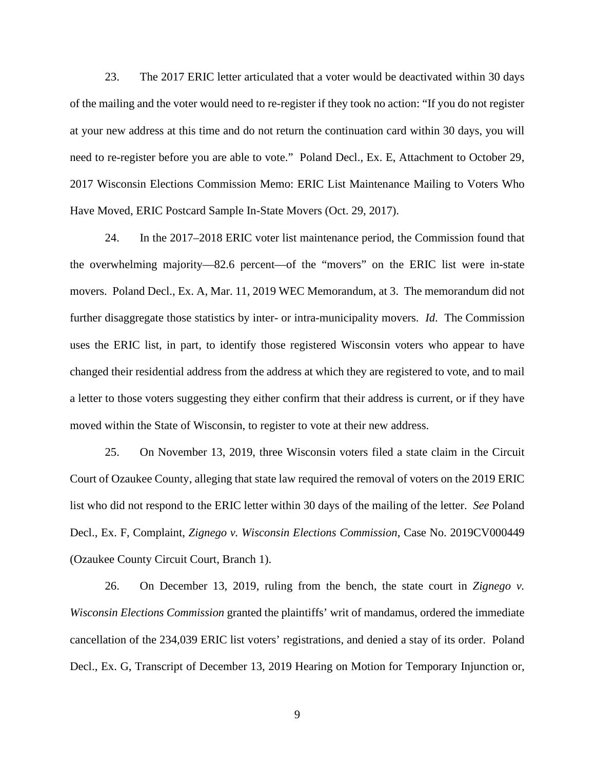23. The 2017 ERIC letter articulated that a voter would be deactivated within 30 days of the mailing and the voter would need to re-register if they took no action: "If you do not register at your new address at this time and do not return the continuation card within 30 days, you will need to re-register before you are able to vote." Poland Decl., Ex. E, Attachment to October 29, 2017 Wisconsin Elections Commission Memo: ERIC List Maintenance Mailing to Voters Who Have Moved, ERIC Postcard Sample In-State Movers (Oct. 29, 2017).

24. In the 2017–2018 ERIC voter list maintenance period, the Commission found that the overwhelming majority—82.6 percent—of the "movers" on the ERIC list were in-state movers. Poland Decl., Ex. A, Mar. 11, 2019 WEC Memorandum, at 3. The memorandum did not further disaggregate those statistics by inter- or intra-municipality movers. *Id*. The Commission uses the ERIC list, in part, to identify those registered Wisconsin voters who appear to have changed their residential address from the address at which they are registered to vote, and to mail a letter to those voters suggesting they either confirm that their address is current, or if they have moved within the State of Wisconsin, to register to vote at their new address.

25. On November 13, 2019, three Wisconsin voters filed a state claim in the Circuit Court of Ozaukee County, alleging that state law required the removal of voters on the 2019 ERIC list who did not respond to the ERIC letter within 30 days of the mailing of the letter. *See* Poland Decl., Ex. F, Complaint, *Zignego v. Wisconsin Elections Commission*, Case No. 2019CV000449 (Ozaukee County Circuit Court, Branch 1).

26. On December 13, 2019, ruling from the bench, the state court in *Zignego v. Wisconsin Elections Commission* granted the plaintiffs' writ of mandamus, ordered the immediate cancellation of the 234,039 ERIC list voters' registrations, and denied a stay of its order. Poland Decl., Ex. G, Transcript of December 13, 2019 Hearing on Motion for Temporary Injunction or,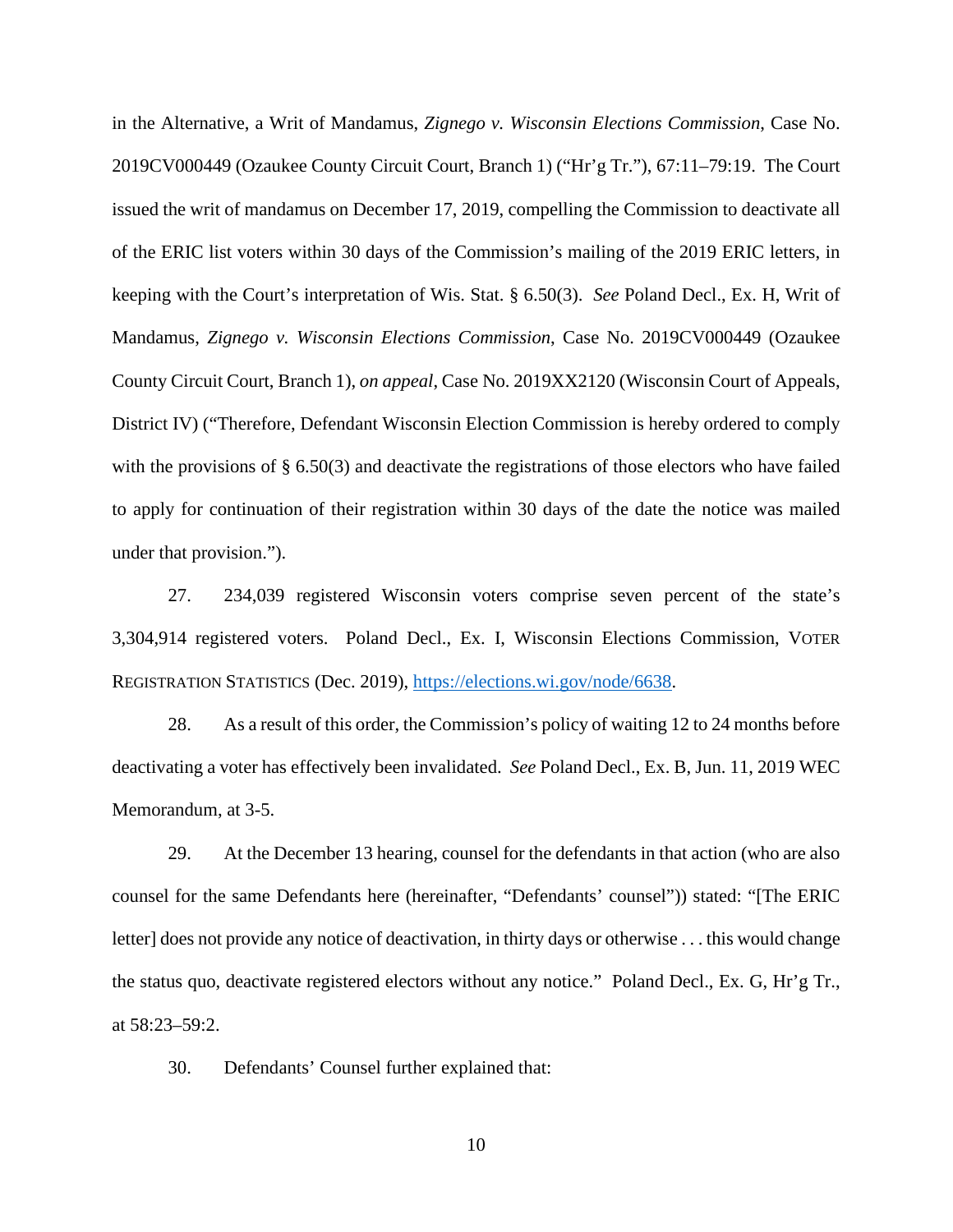in the Alternative, a Writ of Mandamus, *Zignego v. Wisconsin Elections Commission*, Case No. 2019CV000449 (Ozaukee County Circuit Court, Branch 1) ("Hr'g Tr."), 67:11–79:19. The Court issued the writ of mandamus on December 17, 2019, compelling the Commission to deactivate all of the ERIC list voters within 30 days of the Commission's mailing of the 2019 ERIC letters, in keeping with the Court's interpretation of Wis. Stat. § 6.50(3). *See* Poland Decl., Ex. H, Writ of Mandamus, *Zignego v. Wisconsin Elections Commission*, Case No. 2019CV000449 (Ozaukee County Circuit Court, Branch 1), *on appeal*, Case No. 2019XX2120 (Wisconsin Court of Appeals, District IV) ("Therefore, Defendant Wisconsin Election Commission is hereby ordered to comply with the provisions of § 6.50(3) and deactivate the registrations of those electors who have failed to apply for continuation of their registration within 30 days of the date the notice was mailed under that provision.").

27. 234,039 registered Wisconsin voters comprise seven percent of the state's 3,304,914 registered voters. Poland Decl., Ex. I, Wisconsin Elections Commission, VOTER REGISTRATION STATISTICS (Dec. 2019), https://elections.wi.gov/node/6638.

28. As a result of this order, the Commission's policy of waiting 12 to 24 months before deactivating a voter has effectively been invalidated. *See* Poland Decl., Ex. B, Jun. 11, 2019 WEC Memorandum, at 3-5.

29. At the December 13 hearing, counsel for the defendants in that action (who are also counsel for the same Defendants here (hereinafter, "Defendants' counsel")) stated: "[The ERIC letter] does not provide any notice of deactivation, in thirty days or otherwise . . . this would change the status quo, deactivate registered electors without any notice." Poland Decl., Ex. G, Hr'g Tr., at 58:23–59:2.

30. Defendants' Counsel further explained that: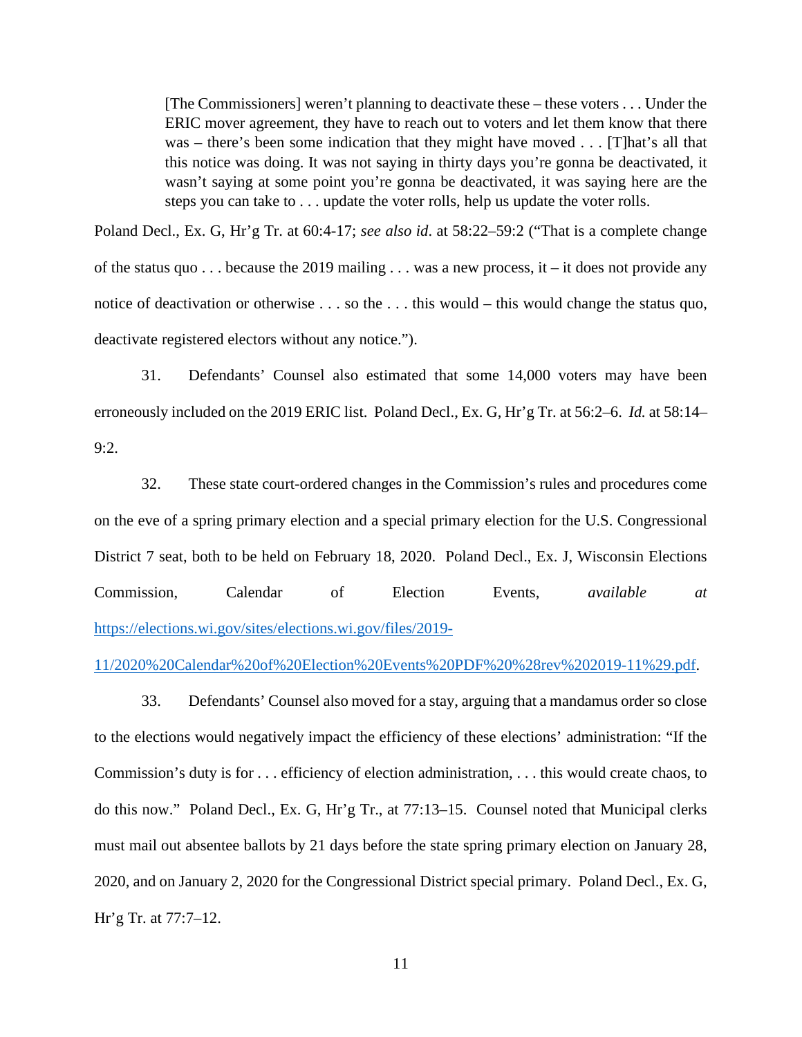> [The Commissioners] weren't planning to deactivate these – these voters . . . Under the ERIC mover agreement, they have to reach out to voters and let them know that there was – there's been some indication that they might have moved . . . [T]hat's all that this notice was doing. It was not saying in thirty days you're gonna be deactivated, it wasn't saying at some point you're gonna be deactivated, it was saying here are the steps you can take to . . . update the voter rolls, help us update the voter rolls.

Poland Decl., Ex. G, Hr'g Tr. at 60:4-17; *see also id*. at 58:22–59:2 ("That is a complete change of the status quo . . . because the 2019 mailing . . . was a new process, it – it does not provide any notice of deactivation or otherwise . . . so the . . . this would – this would change the status quo, deactivate registered electors without any notice.").

31. Defendants' Counsel also estimated that some 14,000 voters may have been erroneously included on the 2019 ERIC list. Poland Decl., Ex. G, Hr'g Tr. at 56:2–6. *Id.* at 58:14–9:2.

32. These state court-ordered changes in the Commission's rules and procedures come on the eve of a spring primary election and a special primary election for the U.S. Congressional District 7 seat, both to be held on February 18, 2020. Poland Decl., Ex. J, Wisconsin Elections Commission, Calendar of Election Events, *available at* https://elections.wi.gov/sites/elections.wi.gov/files/2019-11/2020%20Calendar%20of%20Election%20Events%20PDF%20%28rev%202019-11%29.pdf.

33. Defendants' Counsel also moved for a stay, arguing that a mandamus order so close to the elections would negatively impact the efficiency of these elections' administration: "If the Commission's duty is for . . . efficiency of election administration, . . . this would create chaos, to do this now." Poland Decl., Ex. G, Hr'g Tr., at 77:13–15. Counsel noted that Municipal clerks must mail out absentee ballots by 21 days before the state spring primary election on January 28, 2020, and on January 2, 2020 for the Congressional District special primary. Poland Decl., Ex. G, Hr'g Tr. at 77:7–12.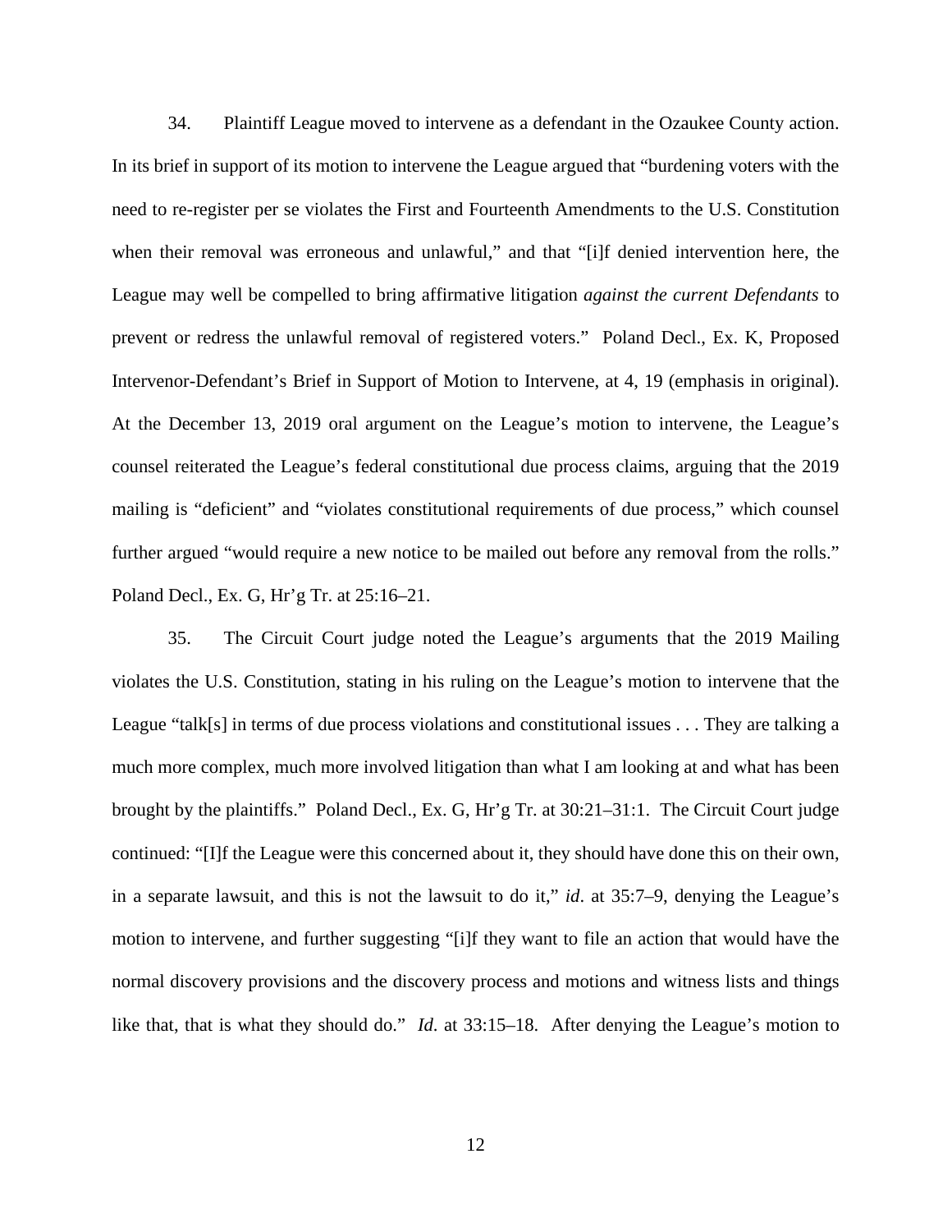34. Plaintiff League moved to intervene as a defendant in the Ozaukee County action. In its brief in support of its motion to intervene the League argued that "burdening voters with the need to re-register per se violates the First and Fourteenth Amendments to the U.S. Constitution when their removal was erroneous and unlawful," and that "[i]f denied intervention here, the League may well be compelled to bring affirmative litigation *against the current Defendants* to prevent or redress the unlawful removal of registered voters." Poland Decl., Ex. K, Proposed Intervenor-Defendant's Brief in Support of Motion to Intervene, at 4, 19 (emphasis in original). At the December 13, 2019 oral argument on the League's motion to intervene, the League's counsel reiterated the League's federal constitutional due process claims, arguing that the 2019 mailing is "deficient" and "violates constitutional requirements of due process," which counsel further argued "would require a new notice to be mailed out before any removal from the rolls." Poland Decl., Ex. G, Hr'g Tr. at 25:16–21.

35. The Circuit Court judge noted the League's arguments that the 2019 Mailing violates the U.S. Constitution, stating in his ruling on the League's motion to intervene that the League "talk[s] in terms of due process violations and constitutional issues . . . They are talking a much more complex, much more involved litigation than what I am looking at and what has been brought by the plaintiffs." Poland Decl., Ex. G, Hr'g Tr. at 30:21–31:1. The Circuit Court judge continued: "[I]f the League were this concerned about it, they should have done this on their own, in a separate lawsuit, and this is not the lawsuit to do it," *id*. at 35:7–9, denying the League's motion to intervene, and further suggesting "[i]f they want to file an action that would have the normal discovery provisions and the discovery process and motions and witness lists and things like that, that is what they should do." *Id*. at 33:15–18. After denying the League's motion to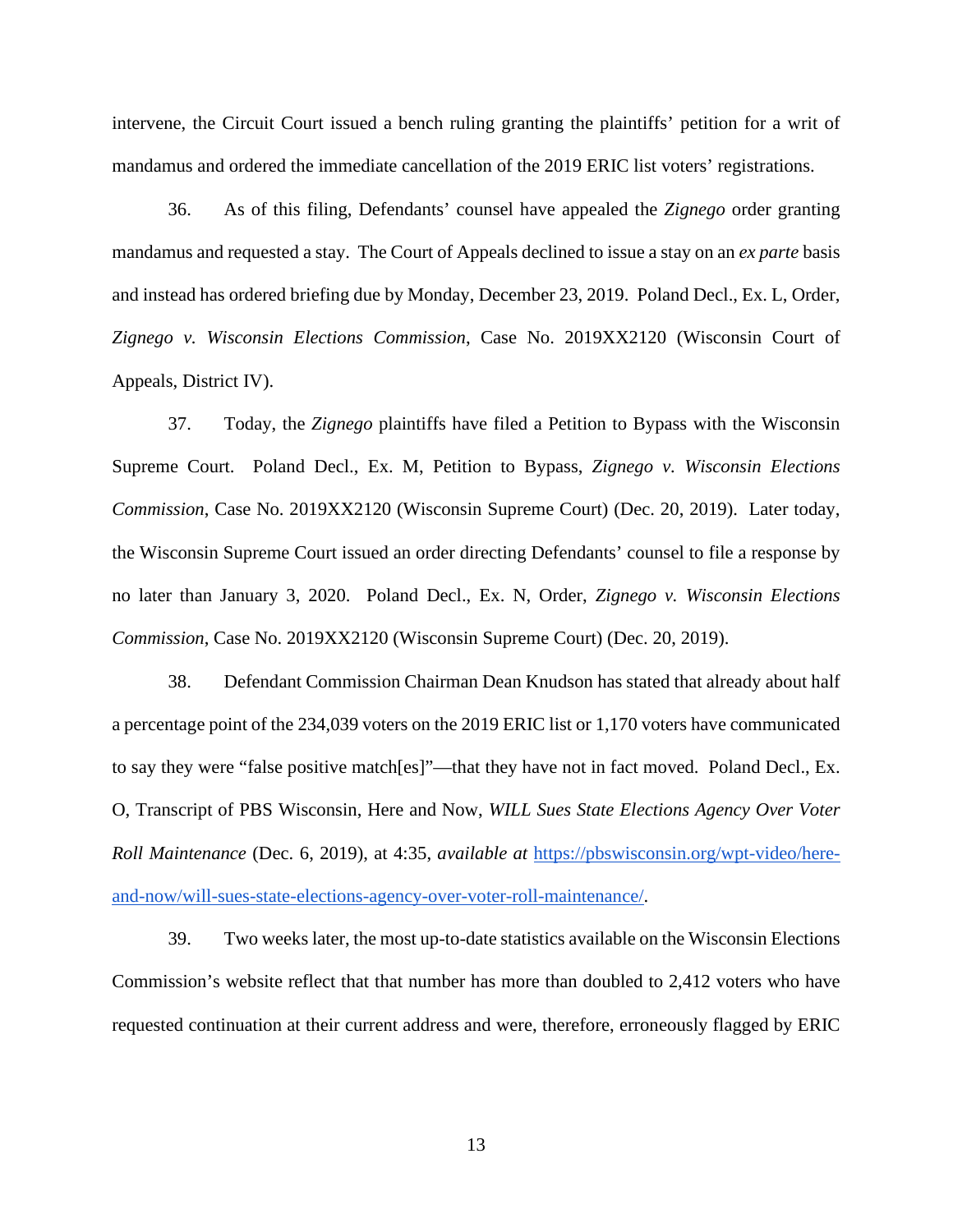intervene, the Circuit Court issued a bench ruling granting the plaintiffs' petition for a writ of mandamus and ordered the immediate cancellation of the 2019 ERIC list voters' registrations.

36. As of this filing, Defendants' counsel have appealed the *Zignego* order granting mandamus and requested a stay. The Court of Appeals declined to issue a stay on an *ex parte* basis and instead has ordered briefing due by Monday, December 23, 2019. Poland Decl., Ex. L, Order, *Zignego v. Wisconsin Elections Commission*, Case No. 2019XX2120 (Wisconsin Court of Appeals, District IV).

37. Today, the *Zignego* plaintiffs have filed a Petition to Bypass with the Wisconsin Supreme Court. Poland Decl., Ex. M, Petition to Bypass, *Zignego v. Wisconsin Elections Commission*, Case No. 2019XX2120 (Wisconsin Supreme Court) (Dec. 20, 2019). Later today, the Wisconsin Supreme Court issued an order directing Defendants' counsel to file a response by no later than January 3, 2020. Poland Decl., Ex. N, Order, *Zignego v. Wisconsin Elections Commission*, Case No. 2019XX2120 (Wisconsin Supreme Court) (Dec. 20, 2019).

38. Defendant Commission Chairman Dean Knudson has stated that already about half a percentage point of the 234,039 voters on the 2019 ERIC list or 1,170 voters have communicated to say they were "false positive match[es]"—that they have not in fact moved. Poland Decl., Ex. O, Transcript of PBS Wisconsin, Here and Now, *WILL Sues State Elections Agency Over Voter Roll Maintenance* (Dec. 6, 2019), at 4:35, *available at* [https://pbswisconsin.org/wpt-video/here-and-now/will-sues-state-elections-agency-over-voter-roll-maintenance/](https://pbswisconsin.org/wpt-video/here-and-now/will-sues-state-elections-agency-over-voter-roll-maintenance/).

39. Two weeks later, the most up-to-date statistics available on the Wisconsin Elections Commission's website reflect that that number has more than doubled to 2,412 voters who have requested continuation at their current address and were, therefore, erroneously flagged by ERIC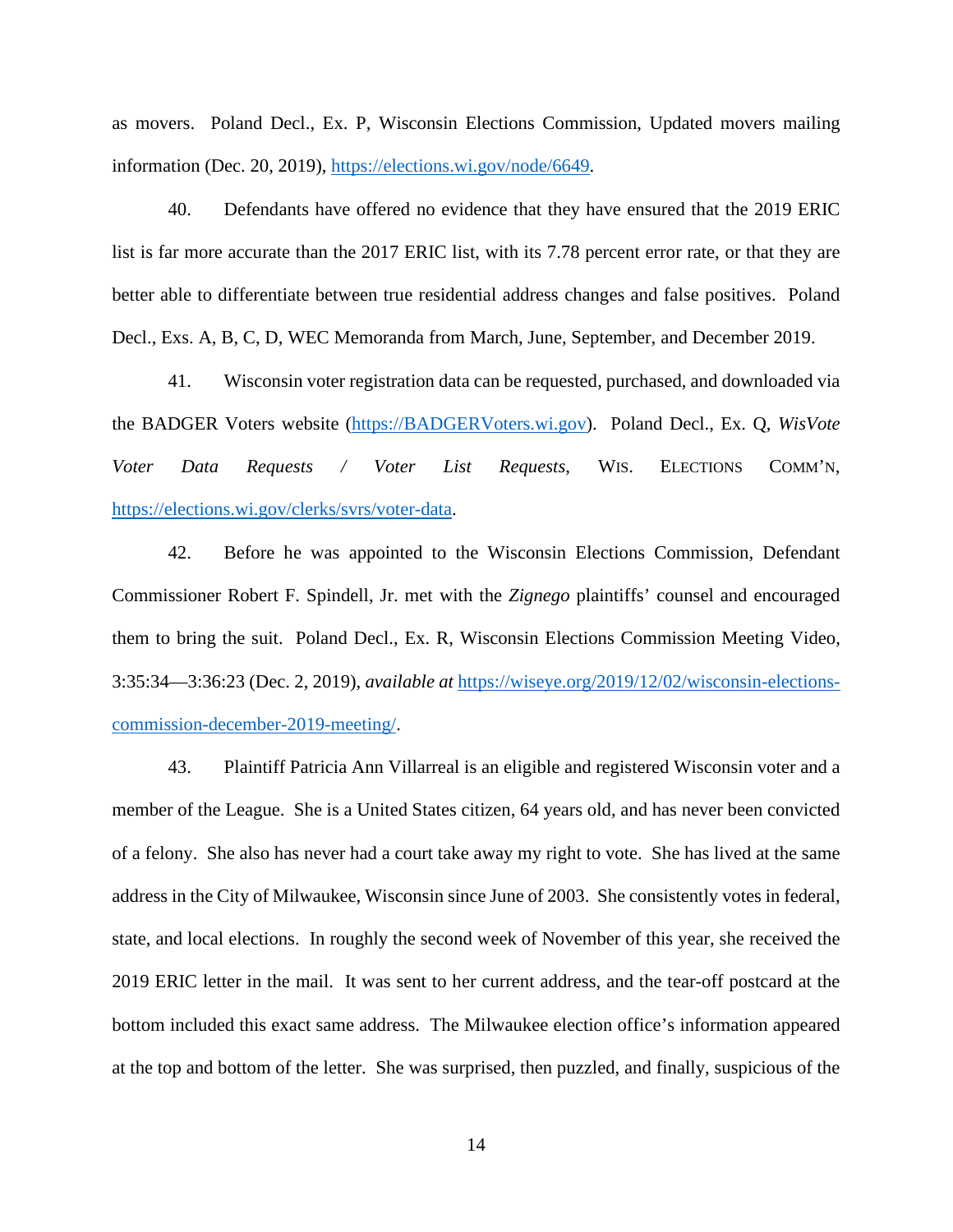as movers. Poland Decl., Ex. P, Wisconsin Elections Commission, Updated movers mailing information (Dec. 20, 2019), https://elections.wi.gov/node/6649.

40. Defendants have offered no evidence that they have ensured that the 2019 ERIC list is far more accurate than the 2017 ERIC list, with its 7.78 percent error rate, or that they are better able to differentiate between true residential address changes and false positives. Poland Decl., Exs. A, B, C, D, WEC Memoranda from March, June, September, and December 2019.

41. Wisconsin voter registration data can be requested, purchased, and downloaded via the BADGER Voters website (https://BADGERVoters.wi.gov). Poland Decl., Ex. Q, *WisVote Voter Data Requests / Voter List Requests*, WIS. ELECTIONS COMM'N, https://elections.wi.gov/clerks/svrs/voter-data.

42. Before he was appointed to the Wisconsin Elections Commission, Defendant Commissioner Robert F. Spindell, Jr. met with the *Zignego* plaintiffs' counsel and encouraged them to bring the suit. Poland Decl., Ex. R, Wisconsin Elections Commission Meeting Video, 3:35:34—3:36:23 (Dec. 2, 2019), *available at* https://wiseye.org/2019/12/02/wisconsin-elections-commission-december-2019-meeting/.

43. Plaintiff Patricia Ann Villarreal is an eligible and registered Wisconsin voter and a member of the League. She is a United States citizen, 64 years old, and has never been convicted of a felony. She also has never had a court take away my right to vote. She has lived at the same address in the City of Milwaukee, Wisconsin since June of 2003. She consistently votes in federal, state, and local elections. In roughly the second week of November of this year, she received the 2019 ERIC letter in the mail. It was sent to her current address, and the tear-off postcard at the bottom included this exact same address. The Milwaukee election office's information appeared at the top and bottom of the letter. She was surprised, then puzzled, and finally, suspicious of the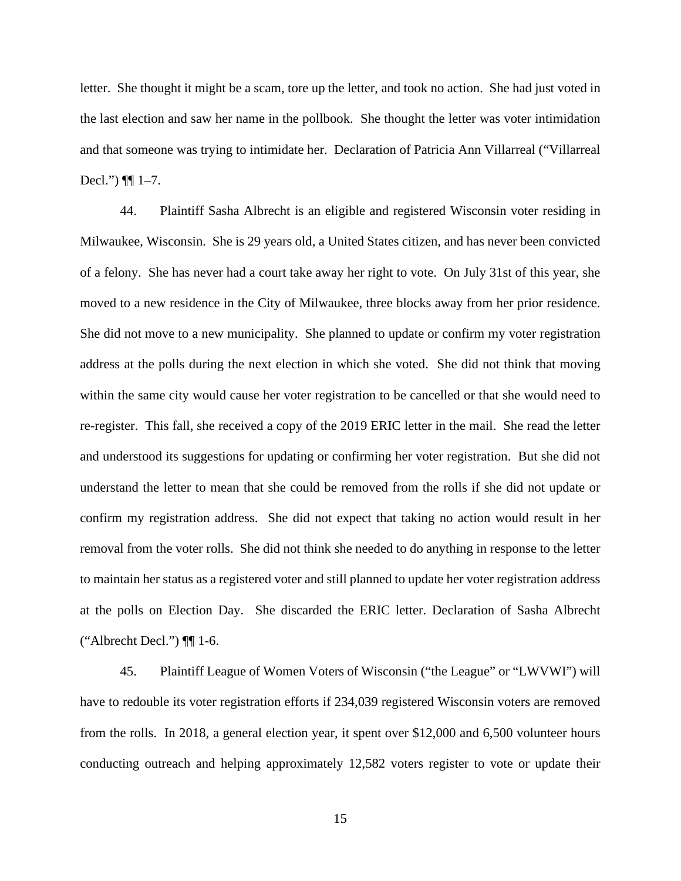letter. She thought it might be a scam, tore up the letter, and took no action. She had just voted in the last election and saw her name in the pollbook. She thought the letter was voter intimidation and that someone was trying to intimidate her. Declaration of Patricia Ann Villarreal ("Villarreal Decl.") ¶¶ 1–7.

44. Plaintiff Sasha Albrecht is an eligible and registered Wisconsin voter residing in Milwaukee, Wisconsin. She is 29 years old, a United States citizen, and has never been convicted of a felony. She has never had a court take away her right to vote. On July 31st of this year, she moved to a new residence in the City of Milwaukee, three blocks away from her prior residence. She did not move to a new municipality. She planned to update or confirm my voter registration address at the polls during the next election in which she voted. She did not think that moving within the same city would cause her voter registration to be cancelled or that she would need to re-register. This fall, she received a copy of the 2019 ERIC letter in the mail. She read the letter and understood its suggestions for updating or confirming her voter registration. But she did not understand the letter to mean that she could be removed from the rolls if she did not update or confirm my registration address. She did not expect that taking no action would result in her removal from the voter rolls. She did not think she needed to do anything in response to the letter to maintain her status as a registered voter and still planned to update her voter registration address at the polls on Election Day. She discarded the ERIC letter. Declaration of Sasha Albrecht ("Albrecht Decl.") ¶¶ 1-6.

45. Plaintiff League of Women Voters of Wisconsin ("the League" or "LWVWI") will have to redouble its voter registration efforts if 234,039 registered Wisconsin voters are removed from the rolls. In 2018, a general election year, it spent over $12,000 and 6,500 volunteer hours conducting outreach and helping approximately 12,582 voters register to vote or update their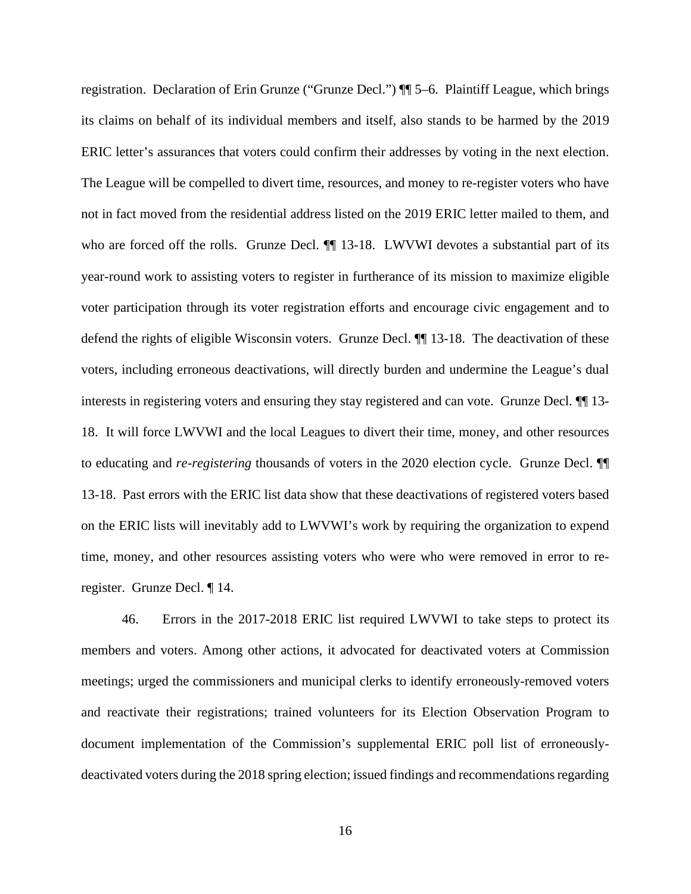registration. Declaration of Erin Grunze ("Grunze Decl.") ¶¶ 5–6. Plaintiff League, which brings its claims on behalf of its individual members and itself, also stands to be harmed by the 2019 ERIC letter's assurances that voters could confirm their addresses by voting in the next election. The League will be compelled to divert time, resources, and money to re-register voters who have not in fact moved from the residential address listed on the 2019 ERIC letter mailed to them, and who are forced off the rolls. Grunze Decl. ¶¶ 13-18. LWVWI devotes a substantial part of its year-round work to assisting voters to register in furtherance of its mission to maximize eligible voter participation through its voter registration efforts and encourage civic engagement and to defend the rights of eligible Wisconsin voters. Grunze Decl. ¶¶ 13-18. The deactivation of these voters, including erroneous deactivations, will directly burden and undermine the League's dual interests in registering voters and ensuring they stay registered and can vote. Grunze Decl. ¶¶ 13-18. It will force LWVWI and the local Leagues to divert their time, money, and other resources to educating and *re-registering* thousands of voters in the 2020 election cycle. Grunze Decl. ¶¶ 13-18. Past errors with the ERIC list data show that these deactivations of registered voters based on the ERIC lists will inevitably add to LWVWI's work by requiring the organization to expend time, money, and other resources assisting voters who were who were removed in error to re-register. Grunze Decl. ¶ 14.

46. Errors in the 2017-2018 ERIC list required LWVWI to take steps to protect its members and voters. Among other actions, it advocated for deactivated voters at Commission meetings; urged the commissioners and municipal clerks to identify erroneously-removed voters and reactivate their registrations; trained volunteers for its Election Observation Program to document implementation of the Commission's supplemental ERIC poll list of erroneously-deactivated voters during the 2018 spring election; issued findings and recommendations regarding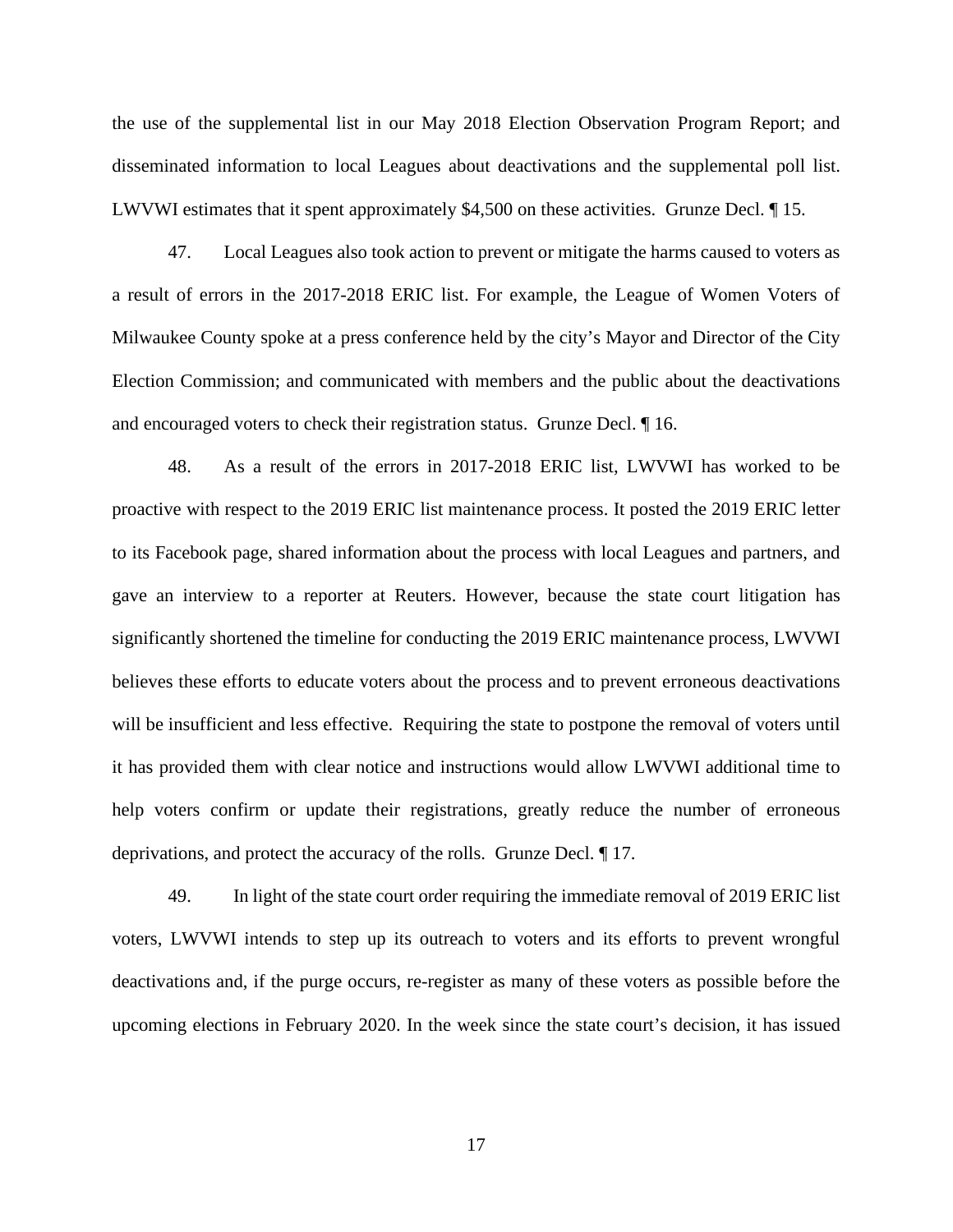the use of the supplemental list in our May 2018 Election Observation Program Report; and disseminated information to local Leagues about deactivations and the supplemental poll list. LWVWI estimates that it spent approximately $4,500 on these activities. Grunze Decl. ¶ 15.

47. Local Leagues also took action to prevent or mitigate the harms caused to voters as a result of errors in the 2017-2018 ERIC list. For example, the League of Women Voters of Milwaukee County spoke at a press conference held by the city's Mayor and Director of the City Election Commission; and communicated with members and the public about the deactivations and encouraged voters to check their registration status. Grunze Decl. ¶ 16.

48. As a result of the errors in 2017-2018 ERIC list, LWVWI has worked to be proactive with respect to the 2019 ERIC list maintenance process. It posted the 2019 ERIC letter to its Facebook page, shared information about the process with local Leagues and partners, and gave an interview to a reporter at Reuters. However, because the state court litigation has significantly shortened the timeline for conducting the 2019 ERIC maintenance process, LWVWI believes these efforts to educate voters about the process and to prevent erroneous deactivations will be insufficient and less effective. Requiring the state to postpone the removal of voters until it has provided them with clear notice and instructions would allow LWVWI additional time to help voters confirm or update their registrations, greatly reduce the number of erroneous deprivations, and protect the accuracy of the rolls. Grunze Decl. ¶ 17.

49. In light of the state court order requiring the immediate removal of 2019 ERIC list voters, LWVWI intends to step up its outreach to voters and its efforts to prevent wrongful deactivations and, if the purge occurs, re-register as many of these voters as possible before the upcoming elections in February 2020. In the week since the state court's decision, it has issued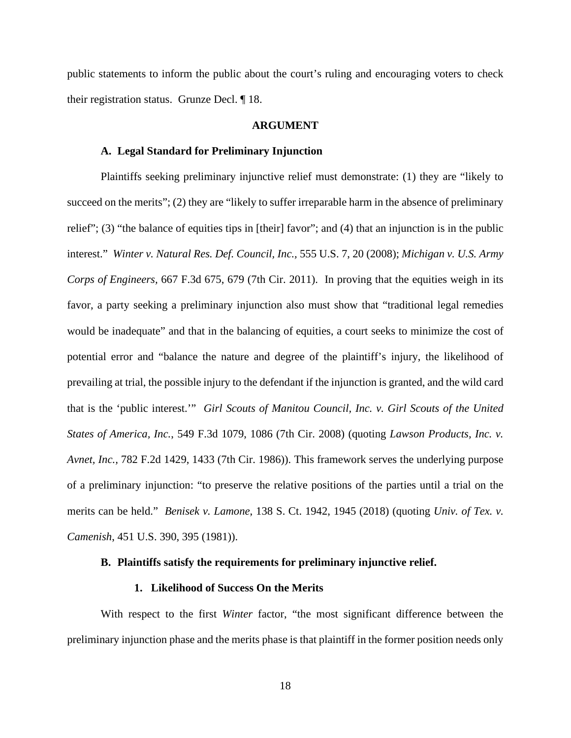public statements to inform the public about the court's ruling and encouraging voters to check their registration status. Grunze Decl. ¶ 18.

## ARGUMENT

### A. Legal Standard for Preliminary Injunction

Plaintiffs seeking preliminary injunctive relief must demonstrate: (1) they are "likely to succeed on the merits"; (2) they are "likely to suffer irreparable harm in the absence of preliminary relief"; (3) "the balance of equities tips in [their] favor"; and (4) that an injunction is in the public interest." *Winter v. Natural Res. Def. Council, Inc.*, 555 U.S. 7, 20 (2008); *Michigan v. U.S. Army Corps of Engineers*, 667 F.3d 675, 679 (7th Cir. 2011). In proving that the equities weigh in its favor, a party seeking a preliminary injunction also must show that "traditional legal remedies would be inadequate" and that in the balancing of equities, a court seeks to minimize the cost of potential error and "balance the nature and degree of the plaintiff's injury, the likelihood of prevailing at trial, the possible injury to the defendant if the injunction is granted, and the wild card that is the 'public interest.'" *Girl Scouts of Manitou Council, Inc. v. Girl Scouts of the United States of America, Inc.*, 549 F.3d 1079, 1086 (7th Cir. 2008) (quoting *Lawson Products, Inc. v. Avnet, Inc.*, 782 F.2d 1429, 1433 (7th Cir. 1986)). This framework serves the underlying purpose of a preliminary injunction: "to preserve the relative positions of the parties until a trial on the merits can be held." *Benisek v. Lamone*, 138 S. Ct. 1942, 1945 (2018) (quoting *Univ. of Tex. v. Camenish*, 451 U.S. 390, 395 (1981)).

### B. Plaintiffs satisfy the requirements for preliminary injunctive relief.

#### 1. Likelihood of Success On the Merits

With respect to the first *Winter* factor, "the most significant difference between the preliminary injunction phase and the merits phase is that plaintiff in the former position needs only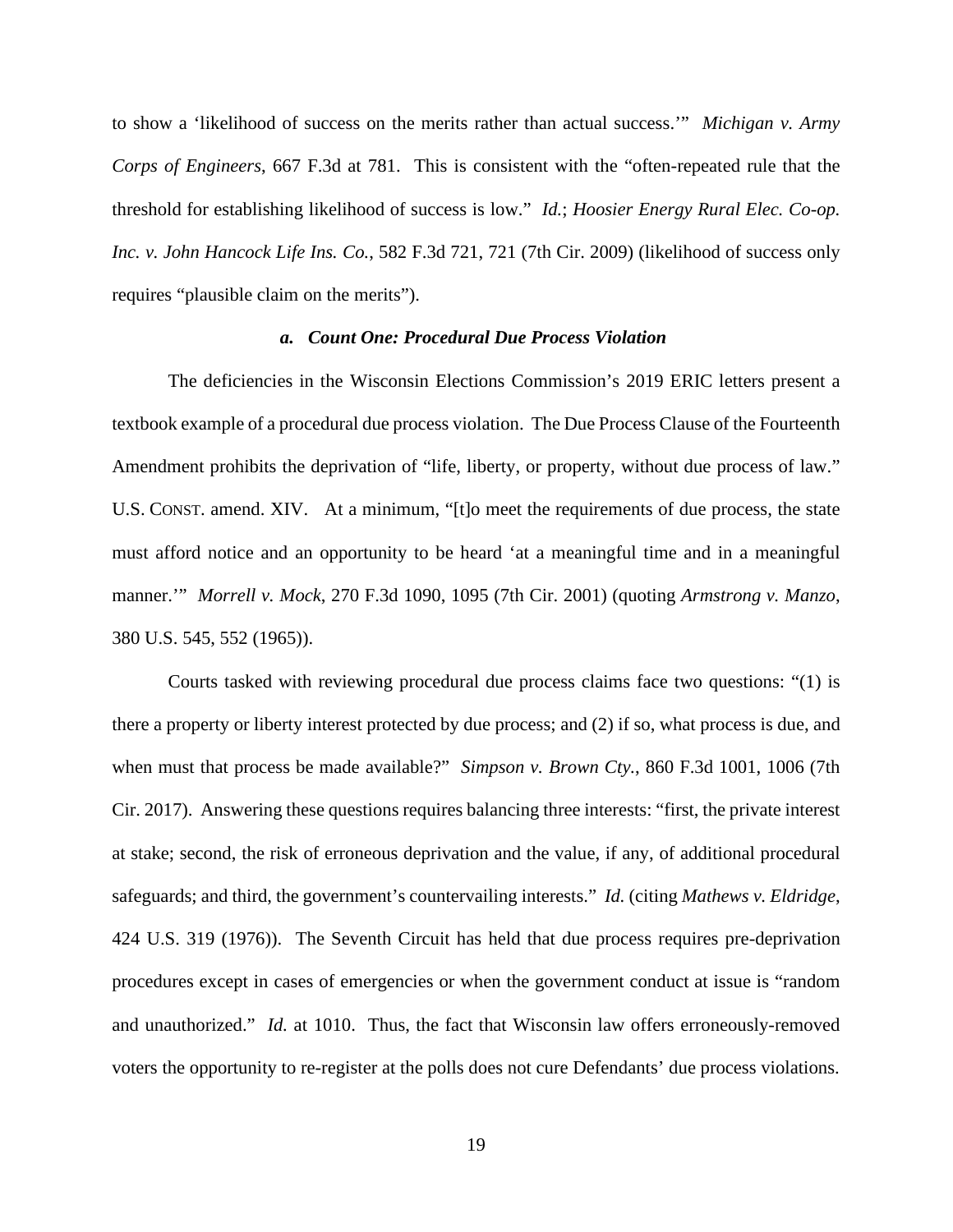to show a 'likelihood of success on the merits rather than actual success.'" *Michigan v. Army Corps of Engineers*, 667 F.3d at 781. This is consistent with the "often-repeated rule that the threshold for establishing likelihood of success is low." *Id.*; *Hoosier Energy Rural Elec. Co-op. Inc. v. John Hancock Life Ins. Co.*, 582 F.3d 721, 721 (7th Cir. 2009) (likelihood of success only requires "plausible claim on the merits").

### *a. Count One: Procedural Due Process Violation*

The deficiencies in the Wisconsin Elections Commission's 2019 ERIC letters present a textbook example of a procedural due process violation. The Due Process Clause of the Fourteenth Amendment prohibits the deprivation of "life, liberty, or property, without due process of law." U.S. CONST. amend. XIV. At a minimum, "[t]o meet the requirements of due process, the state must afford notice and an opportunity to be heard 'at a meaningful time and in a meaningful manner.'" *Morrell v. Mock*, 270 F.3d 1090, 1095 (7th Cir. 2001) (quoting *Armstrong v. Manzo*, 380 U.S. 545, 552 (1965)).

Courts tasked with reviewing procedural due process claims face two questions: "(1) is there a property or liberty interest protected by due process; and (2) if so, what process is due, and when must that process be made available?" *Simpson v. Brown Cty.*, 860 F.3d 1001, 1006 (7th Cir. 2017). Answering these questions requires balancing three interests: "first, the private interest at stake; second, the risk of erroneous deprivation and the value, if any, of additional procedural safeguards; and third, the government's countervailing interests." *Id.* (citing *Mathews v. Eldridge*, 424 U.S. 319 (1976)). The Seventh Circuit has held that due process requires pre-deprivation procedures except in cases of emergencies or when the government conduct at issue is "random and unauthorized." *Id.* at 1010. Thus, the fact that Wisconsin law offers erroneously-removed voters the opportunity to re-register at the polls does not cure Defendants' due process violations.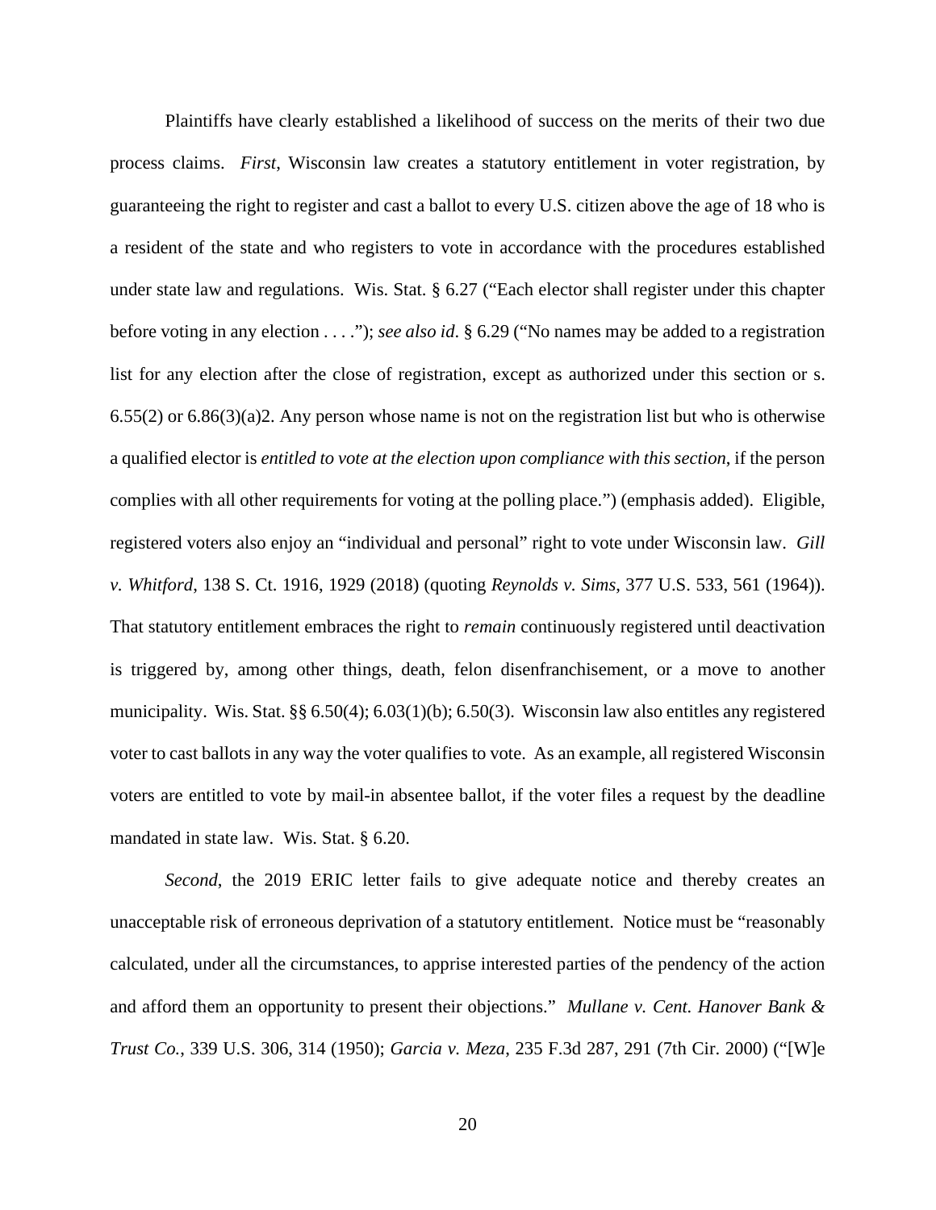Plaintiffs have clearly established a likelihood of success on the merits of their two due process claims. *First*, Wisconsin law creates a statutory entitlement in voter registration, by guaranteeing the right to register and cast a ballot to every U.S. citizen above the age of 18 who is a resident of the state and who registers to vote in accordance with the procedures established under state law and regulations. Wis. Stat. § 6.27 ("Each elector shall register under this chapter before voting in any election . . . ."); *see also id*. § 6.29 ("No names may be added to a registration list for any election after the close of registration, except as authorized under this section or s. 6.55(2) or 6.86(3)(a)2. Any person whose name is not on the registration list but who is otherwise a qualified elector is *entitled to vote at the election upon compliance with this section*, if the person complies with all other requirements for voting at the polling place.") (emphasis added). Eligible, registered voters also enjoy an "individual and personal" right to vote under Wisconsin law. *Gill v. Whitford*, 138 S. Ct. 1916, 1929 (2018) (quoting *Reynolds v. Sims*, 377 U.S. 533, 561 (1964)). That statutory entitlement embraces the right to *remain* continuously registered until deactivation is triggered by, among other things, death, felon disenfranchisement, or a move to another municipality. Wis. Stat. §§ 6.50(4); 6.03(1)(b); 6.50(3). Wisconsin law also entitles any registered voter to cast ballots in any way the voter qualifies to vote. As an example, all registered Wisconsin voters are entitled to vote by mail-in absentee ballot, if the voter files a request by the deadline mandated in state law. Wis. Stat. § 6.20.

*Second*, the 2019 ERIC letter fails to give adequate notice and thereby creates an unacceptable risk of erroneous deprivation of a statutory entitlement. Notice must be "reasonably calculated, under all the circumstances, to apprise interested parties of the pendency of the action and afford them an opportunity to present their objections." *Mullane v. Cent. Hanover Bank & Trust Co.*, 339 U.S. 306, 314 (1950); *Garcia v. Meza*, 235 F.3d 287, 291 (7th Cir. 2000) ("[W]e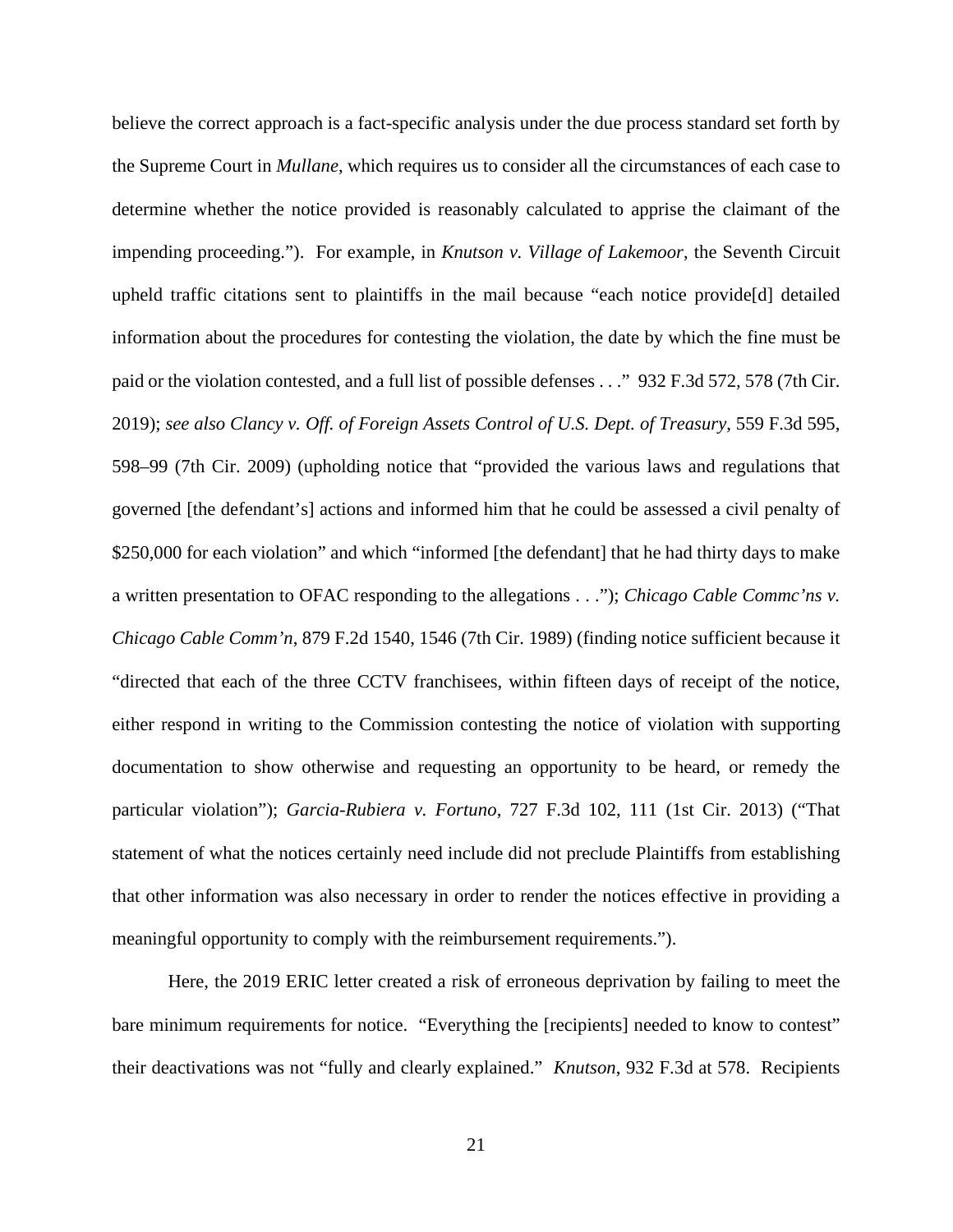believe the correct approach is a fact-specific analysis under the due process standard set forth by the Supreme Court in *Mullane*, which requires us to consider all the circumstances of each case to determine whether the notice provided is reasonably calculated to apprise the claimant of the impending proceeding."). For example, in *Knutson v. Village of Lakemoor*, the Seventh Circuit upheld traffic citations sent to plaintiffs in the mail because "each notice provide[d] detailed information about the procedures for contesting the violation, the date by which the fine must be paid or the violation contested, and a full list of possible defenses . . ." 932 F.3d 572, 578 (7th Cir. 2019); *see also Clancy v. Off. of Foreign Assets Control of U.S. Dept. of Treasury*, 559 F.3d 595, 598–99 (7th Cir. 2009) (upholding notice that "provided the various laws and regulations that governed [the defendant's] actions and informed him that he could be assessed a civil penalty of $250,000 for each violation" and which "informed [the defendant] that he had thirty days to make a written presentation to OFAC responding to the allegations . . ."); *Chicago Cable Commc'ns v. Chicago Cable Comm'n*, 879 F.2d 1540, 1546 (7th Cir. 1989) (finding notice sufficient because it "directed that each of the three CCTV franchisees, within fifteen days of receipt of the notice, either respond in writing to the Commission contesting the notice of violation with supporting documentation to show otherwise and requesting an opportunity to be heard, or remedy the particular violation"); *Garcia-Rubiera v. Fortuno*, 727 F.3d 102, 111 (1st Cir. 2013) ("That statement of what the notices certainly need include did not preclude Plaintiffs from establishing that other information was also necessary in order to render the notices effective in providing a meaningful opportunity to comply with the reimbursement requirements.").

Here, the 2019 ERIC letter created a risk of erroneous deprivation by failing to meet the bare minimum requirements for notice. "Everything the [recipients] needed to know to contest" their deactivations was not "fully and clearly explained." *Knutson*, 932 F.3d at 578. Recipients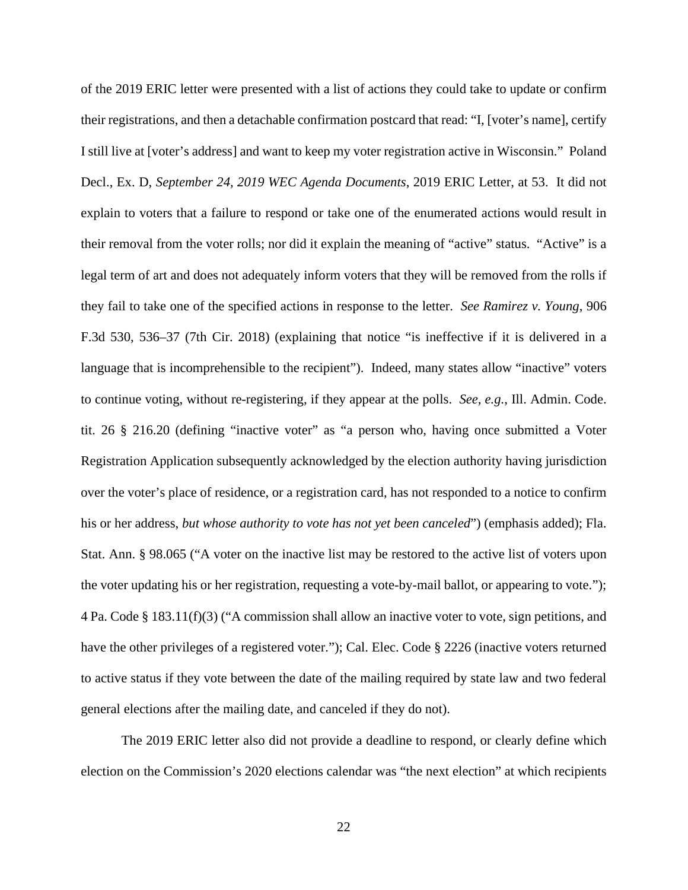of the 2019 ERIC letter were presented with a list of actions they could take to update or confirm their registrations, and then a detachable confirmation postcard that read: "I, [voter's name], certify I still live at [voter's address] and want to keep my voter registration active in Wisconsin." Poland Decl., Ex. D, *September 24, 2019 WEC Agenda Documents*, 2019 ERIC Letter, at 53. It did not explain to voters that a failure to respond or take one of the enumerated actions would result in their removal from the voter rolls; nor did it explain the meaning of "active" status. "Active" is a legal term of art and does not adequately inform voters that they will be removed from the rolls if they fail to take one of the specified actions in response to the letter. *See Ramirez v. Young*, 906 F.3d 530, 536–37 (7th Cir. 2018) (explaining that notice "is ineffective if it is delivered in a language that is incomprehensible to the recipient"). Indeed, many states allow "inactive" voters to continue voting, without re-registering, if they appear at the polls. *See, e.g.*, Ill. Admin. Code. tit. 26 § 216.20 (defining "inactive voter" as "a person who, having once submitted a Voter Registration Application subsequently acknowledged by the election authority having jurisdiction over the voter's place of residence, or a registration card, has not responded to a notice to confirm his or her address, *but whose authority to vote has not yet been canceled*") (emphasis added); Fla. Stat. Ann. § 98.065 ("A voter on the inactive list may be restored to the active list of voters upon the voter updating his or her registration, requesting a vote-by-mail ballot, or appearing to vote."); 4 Pa. Code § 183.11(f)(3) ("A commission shall allow an inactive voter to vote, sign petitions, and have the other privileges of a registered voter."); Cal. Elec. Code § 2226 (inactive voters returned to active status if they vote between the date of the mailing required by state law and two federal general elections after the mailing date, and canceled if they do not).

The 2019 ERIC letter also did not provide a deadline to respond, or clearly define which election on the Commission's 2020 elections calendar was "the next election" at which recipients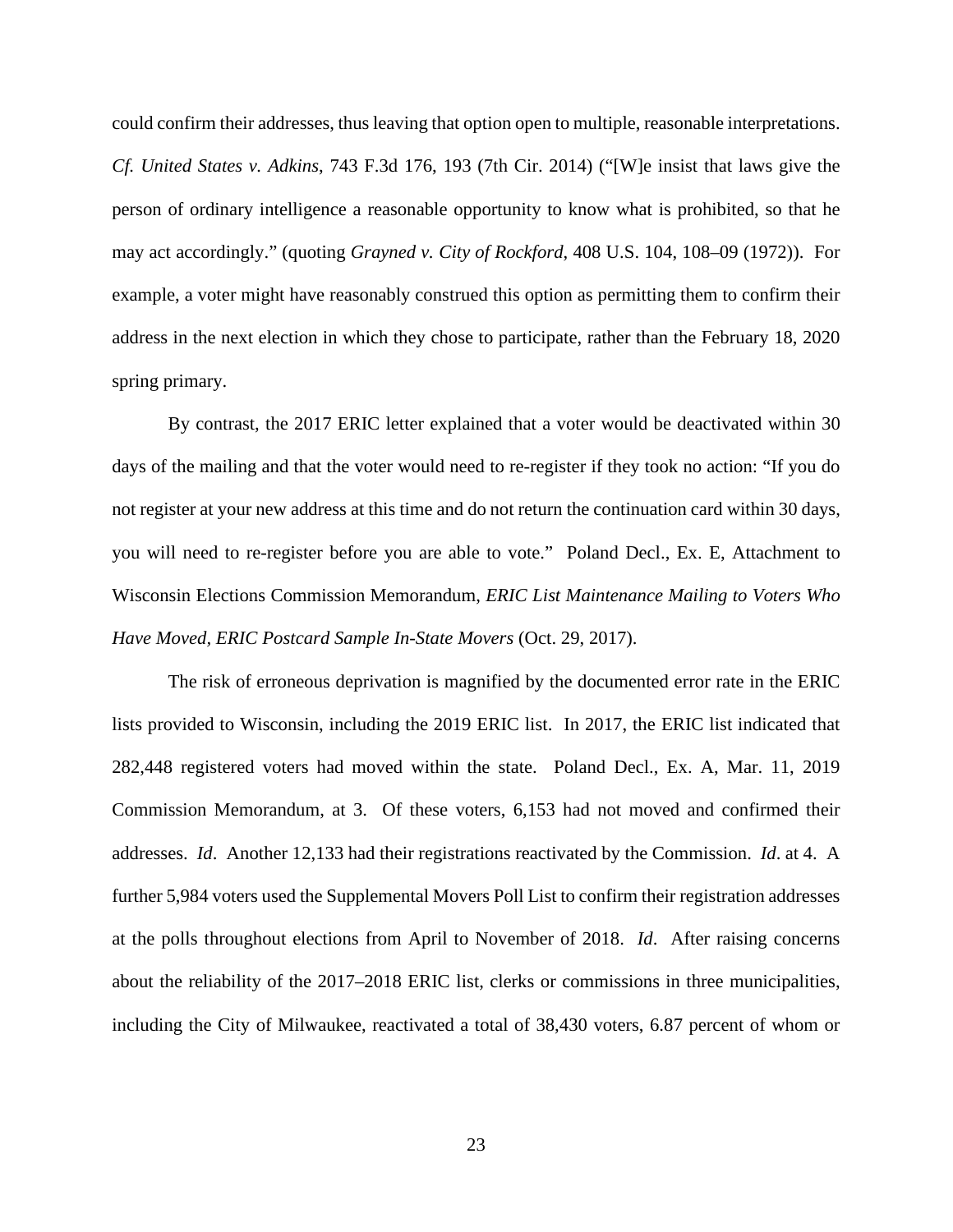could confirm their addresses, thus leaving that option open to multiple, reasonable interpretations. *Cf. United States v. Adkins*, 743 F.3d 176, 193 (7th Cir. 2014) ("[W]e insist that laws give the person of ordinary intelligence a reasonable opportunity to know what is prohibited, so that he may act accordingly." (quoting *Grayned v. City of Rockford*, 408 U.S. 104, 108–09 (1972)). For example, a voter might have reasonably construed this option as permitting them to confirm their address in the next election in which they chose to participate, rather than the February 18, 2020 spring primary.

By contrast, the 2017 ERIC letter explained that a voter would be deactivated within 30 days of the mailing and that the voter would need to re-register if they took no action: "If you do not register at your new address at this time and do not return the continuation card within 30 days, you will need to re-register before you are able to vote." Poland Decl., Ex. E, Attachment to Wisconsin Elections Commission Memorandum, *ERIC List Maintenance Mailing to Voters Who Have Moved, ERIC Postcard Sample In-State Movers* (Oct. 29, 2017).

The risk of erroneous deprivation is magnified by the documented error rate in the ERIC lists provided to Wisconsin, including the 2019 ERIC list. In 2017, the ERIC list indicated that 282,448 registered voters had moved within the state. Poland Decl., Ex. A, Mar. 11, 2019 Commission Memorandum, at 3. Of these voters, 6,153 had not moved and confirmed their addresses. *Id*. Another 12,133 had their registrations reactivated by the Commission. *Id*. at 4. A further 5,984 voters used the Supplemental Movers Poll List to confirm their registration addresses at the polls throughout elections from April to November of 2018. *Id*. After raising concerns about the reliability of the 2017–2018 ERIC list, clerks or commissions in three municipalities, including the City of Milwaukee, reactivated a total of 38,430 voters, 6.87 percent of whom or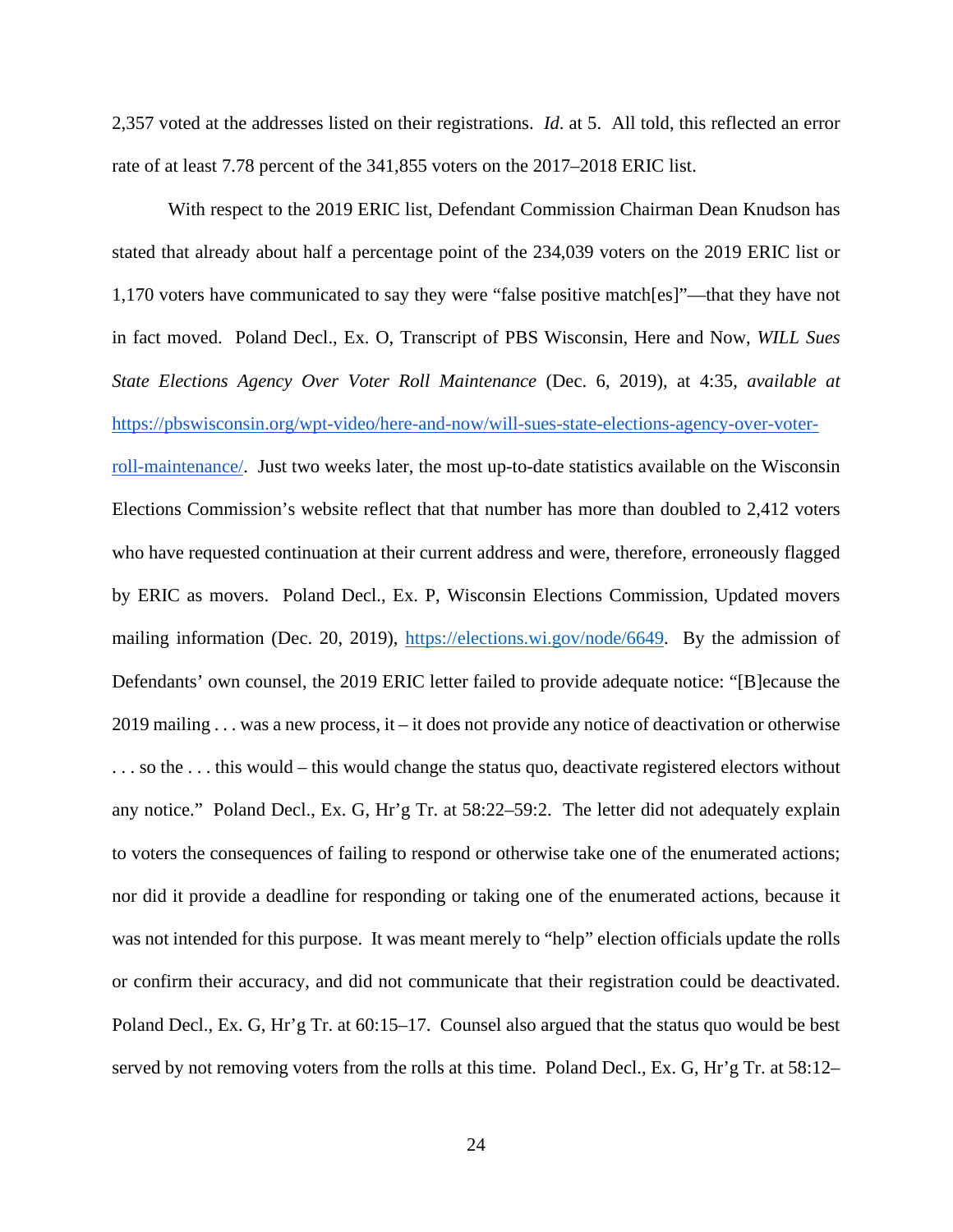2,357 voted at the addresses listed on their registrations. *Id.* at 5. All told, this reflected an error rate of at least 7.78 percent of the 341,855 voters on the 2017–2018 ERIC list.

With respect to the 2019 ERIC list, Defendant Commission Chairman Dean Knudson has stated that already about half a percentage point of the 234,039 voters on the 2019 ERIC list or 1,170 voters have communicated to say they were "false positive match[es]"—that they have not in fact moved. Poland Decl., Ex. O, Transcript of PBS Wisconsin, Here and Now, *WILL Sues State Elections Agency Over Voter Roll Maintenance* (Dec. 6, 2019), at 4:35, *available at* [https://pbswisconsin.org/wpt-video/here-and-now/will-sues-state-elections-agency-over-voter-roll-maintenance/](https://pbswisconsin.org/wpt-video/here-and-now/will-sues-state-elections-agency-over-voter-roll-maintenance/). Just two weeks later, the most up-to-date statistics available on the Wisconsin Elections Commission's website reflect that that number has more than doubled to 2,412 voters who have requested continuation at their current address and were, therefore, erroneously flagged by ERIC as movers. Poland Decl., Ex. P, Wisconsin Elections Commission, Updated movers mailing information (Dec. 20, 2019), [https://elections.wi.gov/node/6649](https://elections.wi.gov/node/6649). By the admission of Defendants' own counsel, the 2019 ERIC letter failed to provide adequate notice: "[B]ecause the 2019 mailing . . . was a new process, it – it does not provide any notice of deactivation or otherwise . . . so the . . . this would – this would change the status quo, deactivate registered electors without any notice." Poland Decl., Ex. G, Hr'g Tr. at 58:22–59:2. The letter did not adequately explain to voters the consequences of failing to respond or otherwise take one of the enumerated actions; nor did it provide a deadline for responding or taking one of the enumerated actions, because it was not intended for this purpose. It was meant merely to "help" election officials update the rolls or confirm their accuracy, and did not communicate that their registration could be deactivated. Poland Decl., Ex. G, Hr'g Tr. at 60:15–17. Counsel also argued that the status quo would be best served by not removing voters from the rolls at this time. Poland Decl., Ex. G, Hr'g Tr. at 58:12–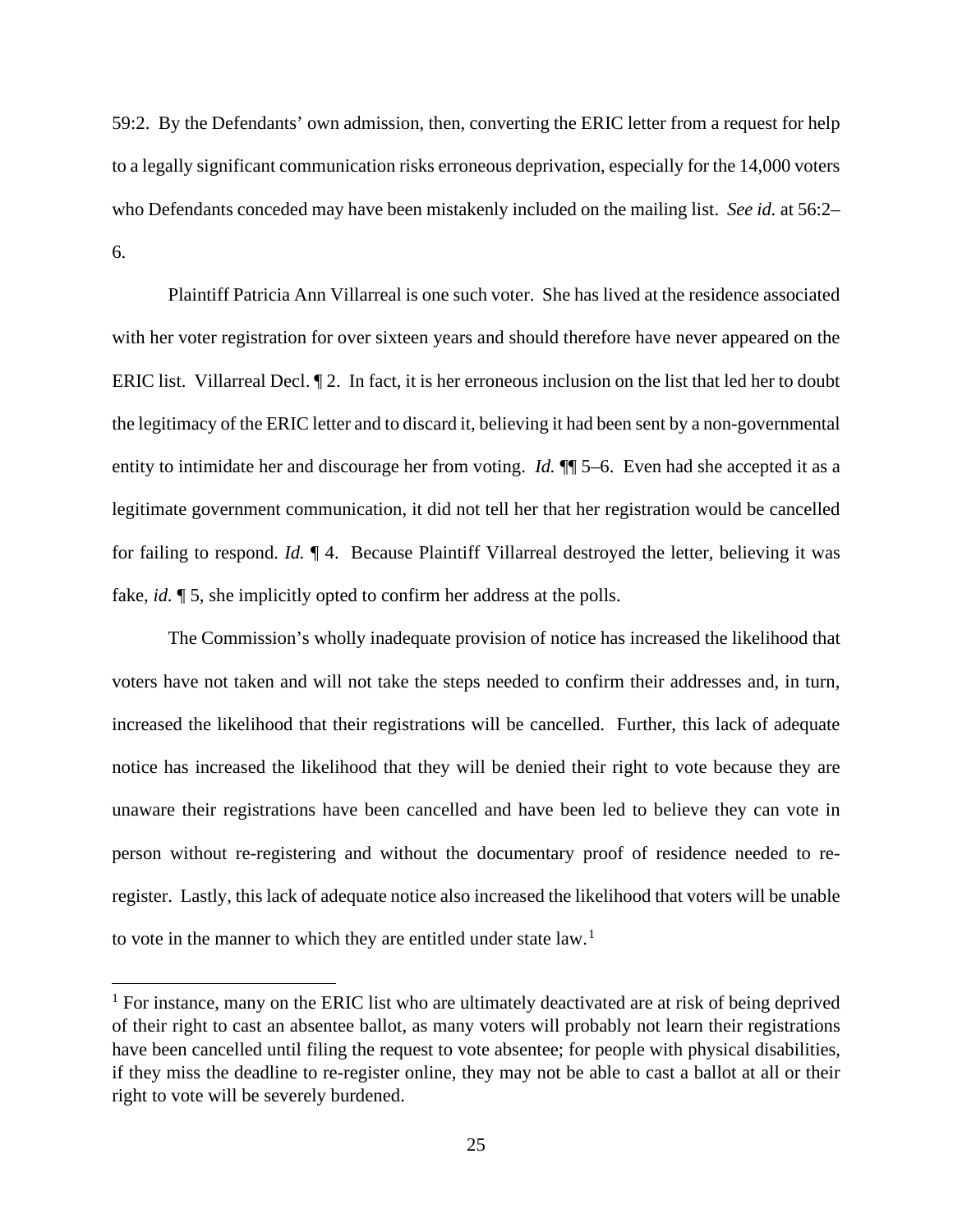59:2. By the Defendants' own admission, then, converting the ERIC letter from a request for help to a legally significant communication risks erroneous deprivation, especially for the 14,000 voters who Defendants conceded may have been mistakenly included on the mailing list. *See id.* at 56:2–6.

Plaintiff Patricia Ann Villarreal is one such voter. She has lived at the residence associated with her voter registration for over sixteen years and should therefore have never appeared on the ERIC list. Villarreal Decl. ¶ 2. In fact, it is her erroneous inclusion on the list that led her to doubt the legitimacy of the ERIC letter and to discard it, believing it had been sent by a non-governmental entity to intimidate her and discourage her from voting. *Id.* ¶¶ 5–6. Even had she accepted it as a legitimate government communication, it did not tell her that her registration would be cancelled for failing to respond. *Id.* ¶ 4. Because Plaintiff Villarreal destroyed the letter, believing it was fake, *id.* ¶ 5, she implicitly opted to confirm her address at the polls.

The Commission's wholly inadequate provision of notice has increased the likelihood that voters have not taken and will not take the steps needed to confirm their addresses and, in turn, increased the likelihood that their registrations will be cancelled. Further, this lack of adequate notice has increased the likelihood that they will be denied their right to vote because they are unaware their registrations have been cancelled and have been led to believe they can vote in person without re-registering and without the documentary proof of residence needed to re-register. Lastly, this lack of adequate notice also increased the likelihood that voters will be unable to vote in the manner to which they are entitled under state law.[1]

---

[1] For instance, many on the ERIC list who are ultimately deactivated are at risk of being deprived of their right to cast an absentee ballot, as many voters will probably not learn their registrations have been cancelled until filing the request to vote absentee; for people with physical disabilities, if they miss the deadline to re-register online, they may not be able to cast a ballot at all or their right to vote will be severely burdened.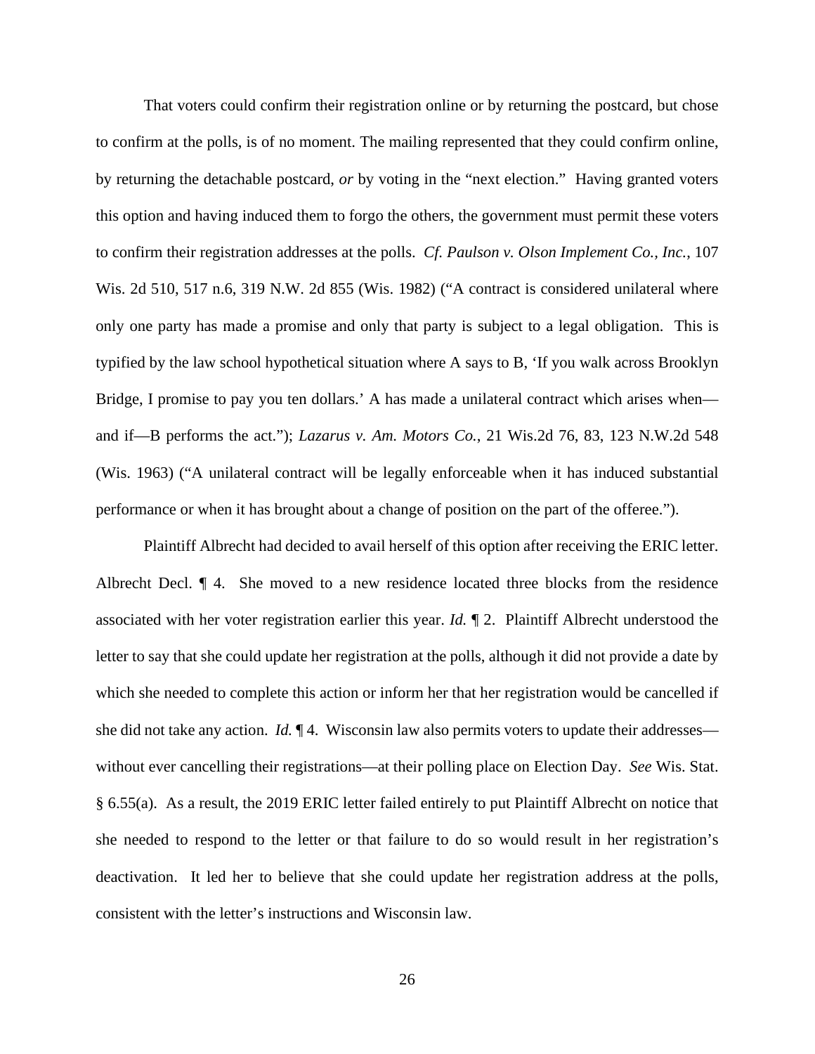That voters could confirm their registration online or by returning the postcard, but chose to confirm at the polls, is of no moment. The mailing represented that they could confirm online, by returning the detachable postcard, *or* by voting in the "next election." Having granted voters this option and having induced them to forgo the others, the government must permit these voters to confirm their registration addresses at the polls. *Cf. Paulson v. Olson Implement Co., Inc.*, 107 Wis. 2d 510, 517 n.6, 319 N.W. 2d 855 (Wis. 1982) ("A contract is considered unilateral where only one party has made a promise and only that party is subject to a legal obligation. This is typified by the law school hypothetical situation where A says to B, 'If you walk across Brooklyn Bridge, I promise to pay you ten dollars.' A has made a unilateral contract which arises when—and if—B performs the act."); *Lazarus v. Am. Motors Co.*, 21 Wis.2d 76, 83, 123 N.W.2d 548 (Wis. 1963) ("A unilateral contract will be legally enforceable when it has induced substantial performance or when it has brought about a change of position on the part of the offeree.").

Plaintiff Albrecht had decided to avail herself of this option after receiving the ERIC letter. Albrecht Decl. ¶ 4. She moved to a new residence located three blocks from the residence associated with her voter registration earlier this year. *Id.* ¶ 2. Plaintiff Albrecht understood the letter to say that she could update her registration at the polls, although it did not provide a date by which she needed to complete this action or inform her that her registration would be cancelled if she did not take any action. *Id.* ¶ 4. Wisconsin law also permits voters to update their addresses—without ever cancelling their registrations—at their polling place on Election Day. *See* Wis. Stat. § 6.55(a). As a result, the 2019 ERIC letter failed entirely to put Plaintiff Albrecht on notice that she needed to respond to the letter or that failure to do so would result in her registration's deactivation. It led her to believe that she could update her registration address at the polls, consistent with the letter's instructions and Wisconsin law.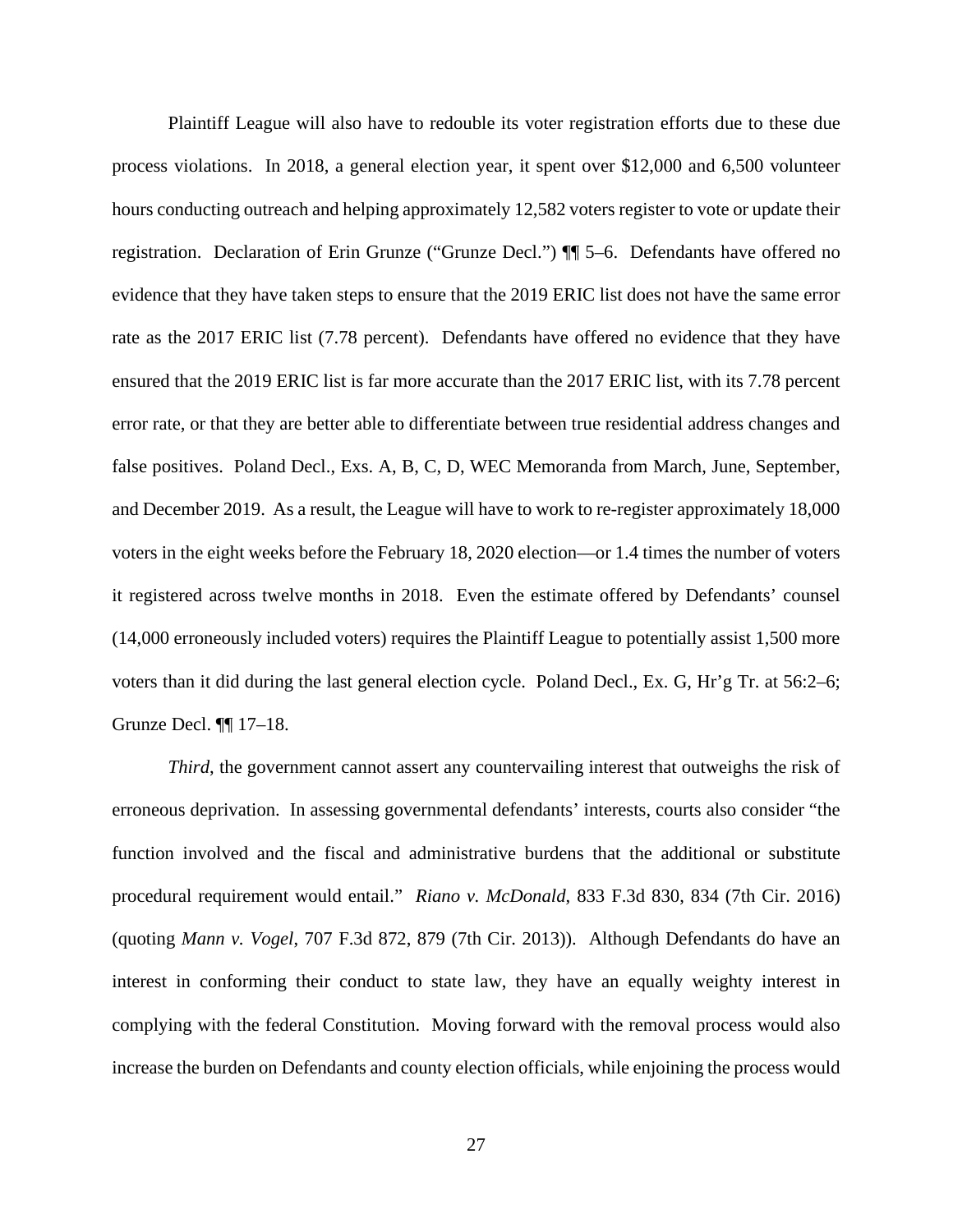Plaintiff League will also have to redouble its voter registration efforts due to these due process violations. In 2018, a general election year, it spent over $12,000 and 6,500 volunteer hours conducting outreach and helping approximately 12,582 voters register to vote or update their registration. Declaration of Erin Grunze ("Grunze Decl.") ¶¶ 5–6. Defendants have offered no evidence that they have taken steps to ensure that the 2019 ERIC list does not have the same error rate as the 2017 ERIC list (7.78 percent). Defendants have offered no evidence that they have ensured that the 2019 ERIC list is far more accurate than the 2017 ERIC list, with its 7.78 percent error rate, or that they are better able to differentiate between true residential address changes and false positives. Poland Decl., Exs. A, B, C, D, WEC Memoranda from March, June, September, and December 2019. As a result, the League will have to work to re-register approximately 18,000 voters in the eight weeks before the February 18, 2020 election—or 1.4 times the number of voters it registered across twelve months in 2018. Even the estimate offered by Defendants' counsel (14,000 erroneously included voters) requires the Plaintiff League to potentially assist 1,500 more voters than it did during the last general election cycle. Poland Decl., Ex. G, Hr'g Tr. at 56:2–6; Grunze Decl. ¶¶ 17–18.

*Third*, the government cannot assert any countervailing interest that outweighs the risk of erroneous deprivation. In assessing governmental defendants' interests, courts also consider "the function involved and the fiscal and administrative burdens that the additional or substitute procedural requirement would entail." *Riano v. McDonald*, 833 F.3d 830, 834 (7th Cir. 2016) (quoting *Mann v. Vogel*, 707 F.3d 872, 879 (7th Cir. 2013)). Although Defendants do have an interest in conforming their conduct to state law, they have an equally weighty interest in complying with the federal Constitution. Moving forward with the removal process would also increase the burden on Defendants and county election officials, while enjoining the process would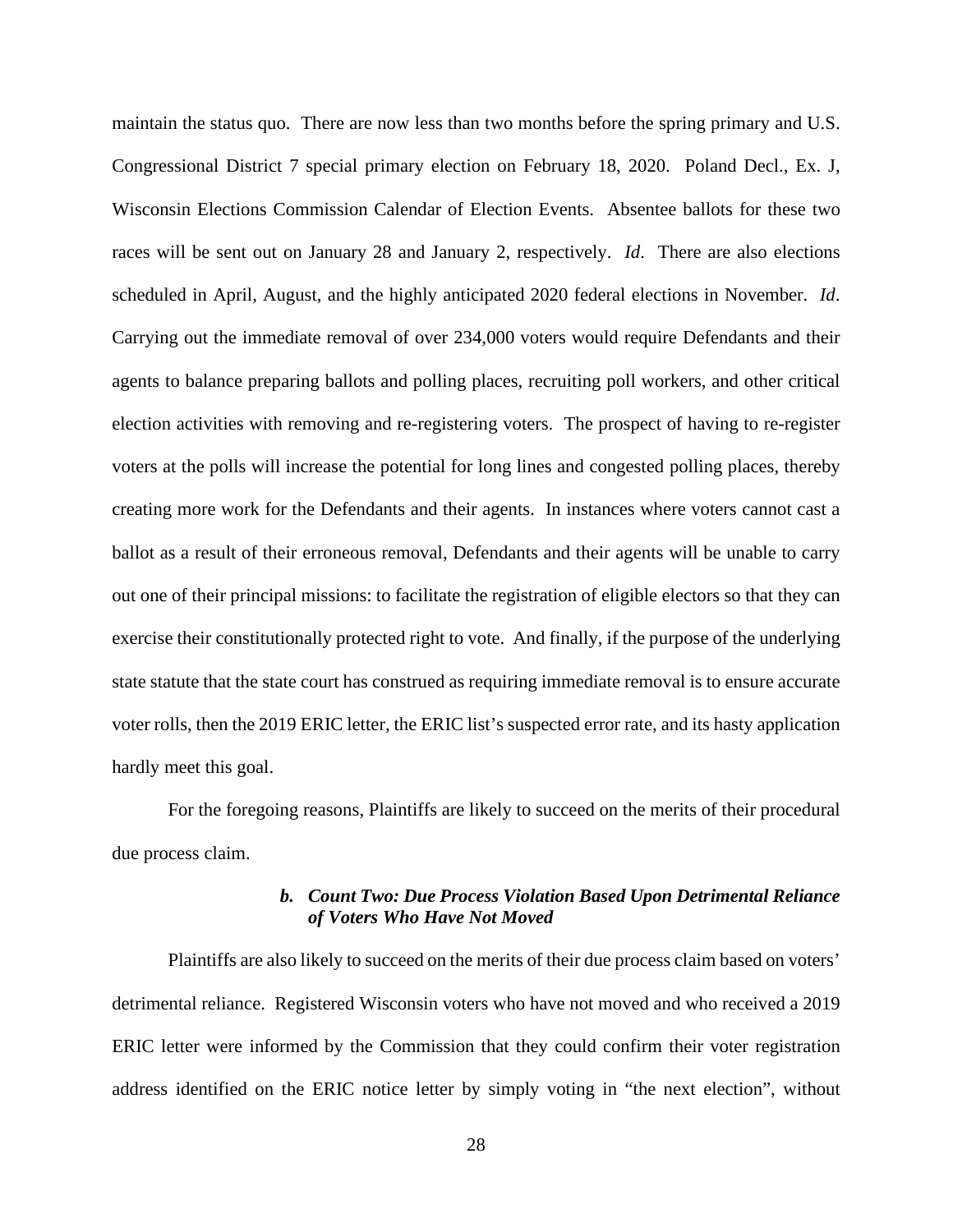maintain the status quo. There are now less than two months before the spring primary and U.S. Congressional District 7 special primary election on February 18, 2020. Poland Decl., Ex. J, Wisconsin Elections Commission Calendar of Election Events. Absentee ballots for these two races will be sent out on January 28 and January 2, respectively. *Id*. There are also elections scheduled in April, August, and the highly anticipated 2020 federal elections in November. *Id*. Carrying out the immediate removal of over 234,000 voters would require Defendants and their agents to balance preparing ballots and polling places, recruiting poll workers, and other critical election activities with removing and re-registering voters. The prospect of having to re-register voters at the polls will increase the potential for long lines and congested polling places, thereby creating more work for the Defendants and their agents. In instances where voters cannot cast a ballot as a result of their erroneous removal, Defendants and their agents will be unable to carry out one of their principal missions: to facilitate the registration of eligible electors so that they can exercise their constitutionally protected right to vote. And finally, if the purpose of the underlying state statute that the state court has construed as requiring immediate removal is to ensure accurate voter rolls, then the 2019 ERIC letter, the ERIC list's suspected error rate, and its hasty application hardly meet this goal.

For the foregoing reasons, Plaintiffs are likely to succeed on the merits of their procedural due process claim.

#### *b. Count Two: Due Process Violation Based Upon Detrimental Reliance of Voters Who Have Not Moved*

Plaintiffs are also likely to succeed on the merits of their due process claim based on voters' detrimental reliance. Registered Wisconsin voters who have not moved and who received a 2019 ERIC letter were informed by the Commission that they could confirm their voter registration address identified on the ERIC notice letter by simply voting in "the next election", without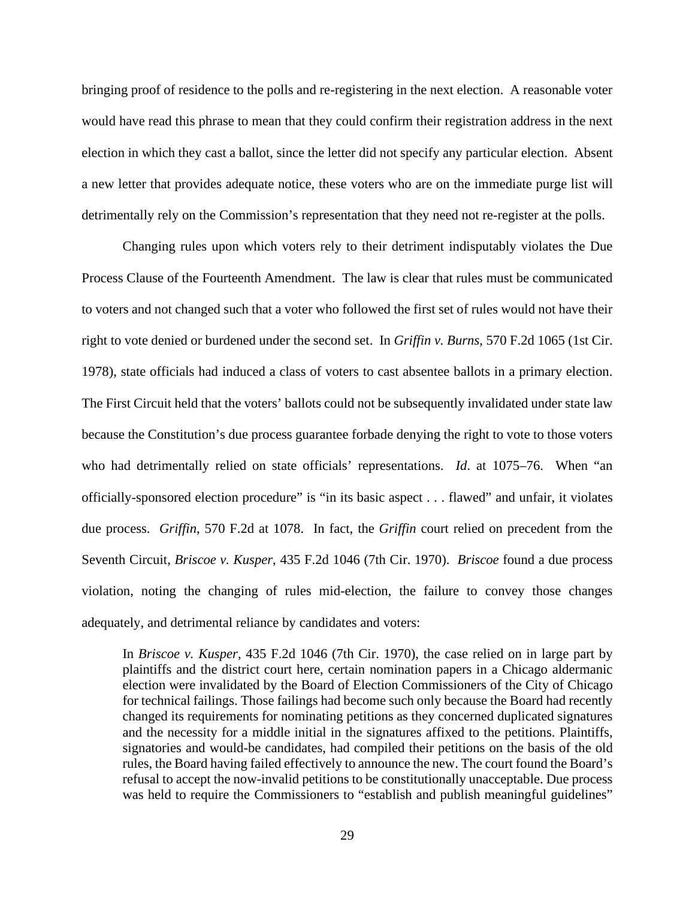bringing proof of residence to the polls and re-registering in the next election. A reasonable voter would have read this phrase to mean that they could confirm their registration address in the next election in which they cast a ballot, since the letter did not specify any particular election. Absent a new letter that provides adequate notice, these voters who are on the immediate purge list will detrimentally rely on the Commission's representation that they need not re-register at the polls.

Changing rules upon which voters rely to their detriment indisputably violates the Due Process Clause of the Fourteenth Amendment. The law is clear that rules must be communicated to voters and not changed such that a voter who followed the first set of rules would not have their right to vote denied or burdened under the second set. In *Griffin v. Burns*, 570 F.2d 1065 (1st Cir. 1978), state officials had induced a class of voters to cast absentee ballots in a primary election. The First Circuit held that the voters' ballots could not be subsequently invalidated under state law because the Constitution's due process guarantee forbade denying the right to vote to those voters who had detrimentally relied on state officials' representations. *Id*. at 1075–76. When "an officially-sponsored election procedure" is "in its basic aspect . . . flawed" and unfair, it violates due process. *Griffin*, 570 F.2d at 1078. In fact, the *Griffin* court relied on precedent from the Seventh Circuit, *Briscoe v. Kusper*, 435 F.2d 1046 (7th Cir. 1970). *Briscoe* found a due process violation, noting the changing of rules mid-election, the failure to convey those changes adequately, and detrimental reliance by candidates and voters:

> In *Briscoe v. Kusper*, 435 F.2d 1046 (7th Cir. 1970), the case relied on in large part by plaintiffs and the district court here, certain nomination papers in a Chicago aldermanic election were invalidated by the Board of Election Commissioners of the City of Chicago for technical failings. Those failings had become such only because the Board had recently changed its requirements for nominating petitions as they concerned duplicated signatures and the necessity for a middle initial in the signatures affixed to the petitions. Plaintiffs, signatories and would-be candidates, had compiled their petitions on the basis of the old rules, the Board having failed effectively to announce the new. The court found the Board's refusal to accept the now-invalid petitions to be constitutionally unacceptable. Due process was held to require the Commissioners to "establish and publish meaningful guidelines"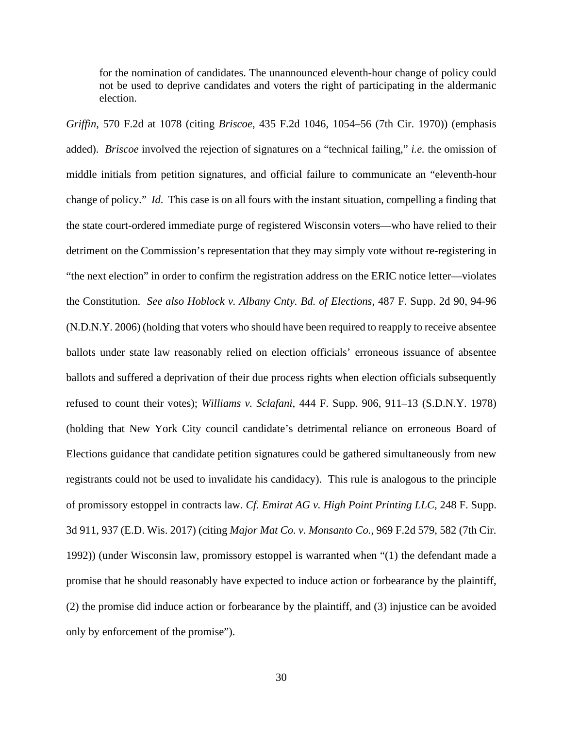> for the nomination of candidates. The unannounced eleventh-hour change of policy could not be used to deprive candidates and voters the right of participating in the aldermanic election.

*Griffin*, 570 F.2d at 1078 (citing *Briscoe*, 435 F.2d 1046, 1054–56 (7th Cir. 1970)) (emphasis added). *Briscoe* involved the rejection of signatures on a "technical failing," *i.e.* the omission of middle initials from petition signatures, and official failure to communicate an "eleventh-hour change of policy." *Id*. This case is on all fours with the instant situation, compelling a finding that the state court-ordered immediate purge of registered Wisconsin voters—who have relied to their detriment on the Commission's representation that they may simply vote without re-registering in "the next election" in order to confirm the registration address on the ERIC notice letter—violates the Constitution. *See also Hoblock v. Albany Cnty. Bd. of Elections*, 487 F. Supp. 2d 90, 94-96 (N.D.N.Y. 2006) (holding that voters who should have been required to reapply to receive absentee ballots under state law reasonably relied on election officials' erroneous issuance of absentee ballots and suffered a deprivation of their due process rights when election officials subsequently refused to count their votes); *Williams v. Sclafani*, 444 F. Supp. 906, 911–13 (S.D.N.Y. 1978) (holding that New York City council candidate's detrimental reliance on erroneous Board of Elections guidance that candidate petition signatures could be gathered simultaneously from new registrants could not be used to invalidate his candidacy). This rule is analogous to the principle of promissory estoppel in contracts law. *Cf. Emirat AG v. High Point Printing LLC*, 248 F. Supp. 3d 911, 937 (E.D. Wis. 2017) (citing *Major Mat Co. v. Monsanto Co.*, 969 F.2d 579, 582 (7th Cir. 1992)) (under Wisconsin law, promissory estoppel is warranted when "(1) the defendant made a promise that he should reasonably have expected to induce action or forbearance by the plaintiff, (2) the promise did induce action or forbearance by the plaintiff, and (3) injustice can be avoided only by enforcement of the promise").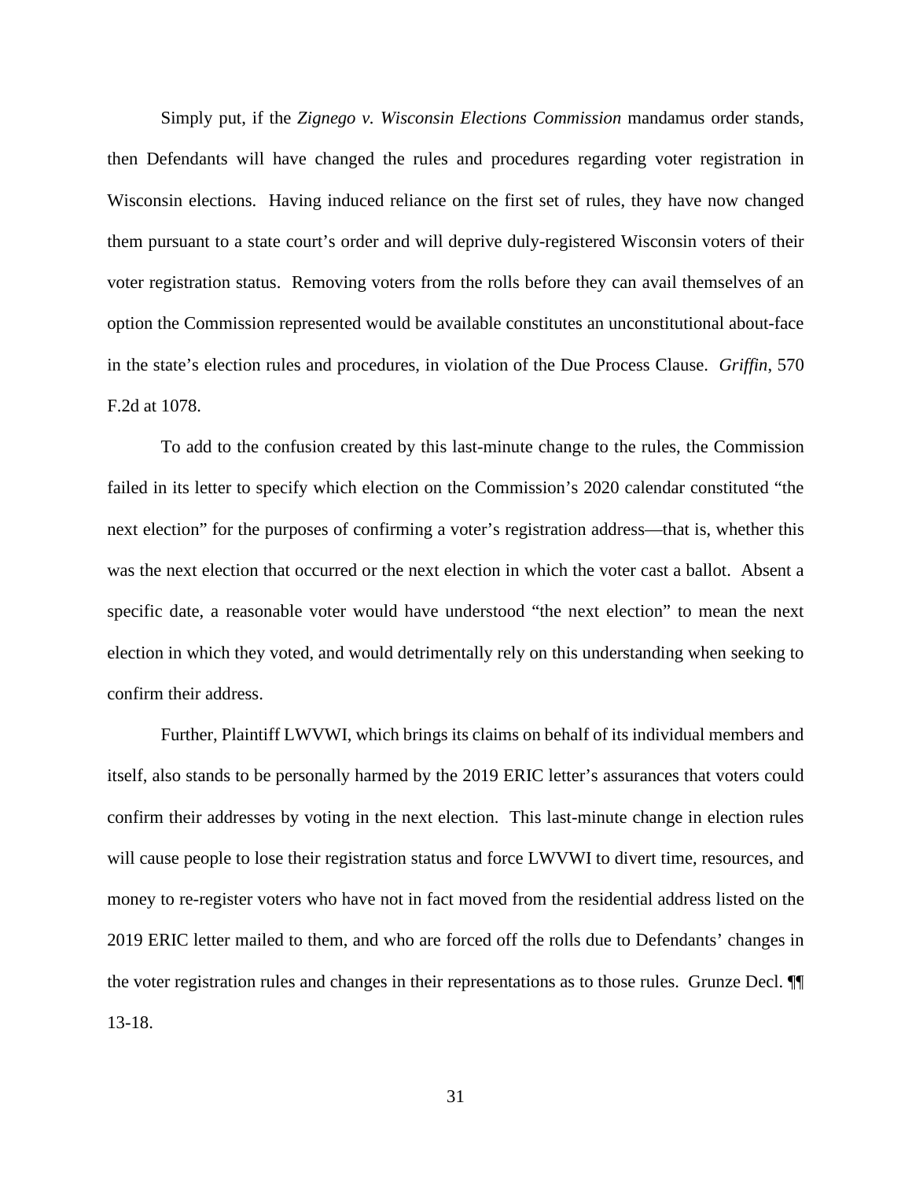Simply put, if the *Zignego v. Wisconsin Elections Commission* mandamus order stands, then Defendants will have changed the rules and procedures regarding voter registration in Wisconsin elections. Having induced reliance on the first set of rules, they have now changed them pursuant to a state court's order and will deprive duly-registered Wisconsin voters of their voter registration status. Removing voters from the rolls before they can avail themselves of an option the Commission represented would be available constitutes an unconstitutional about-face in the state's election rules and procedures, in violation of the Due Process Clause. *Griffin*, 570 F.2d at 1078.

To add to the confusion created by this last-minute change to the rules, the Commission failed in its letter to specify which election on the Commission's 2020 calendar constituted "the next election" for the purposes of confirming a voter's registration address—that is, whether this was the next election that occurred or the next election in which the voter cast a ballot. Absent a specific date, a reasonable voter would have understood "the next election" to mean the next election in which they voted, and would detrimentally rely on this understanding when seeking to confirm their address.

Further, Plaintiff LWVWI, which brings its claims on behalf of its individual members and itself, also stands to be personally harmed by the 2019 ERIC letter's assurances that voters could confirm their addresses by voting in the next election. This last-minute change in election rules will cause people to lose their registration status and force LWVWI to divert time, resources, and money to re-register voters who have not in fact moved from the residential address listed on the 2019 ERIC letter mailed to them, and who are forced off the rolls due to Defendants' changes in the voter registration rules and changes in their representations as to those rules. Grunze Decl. ¶¶ 13-18.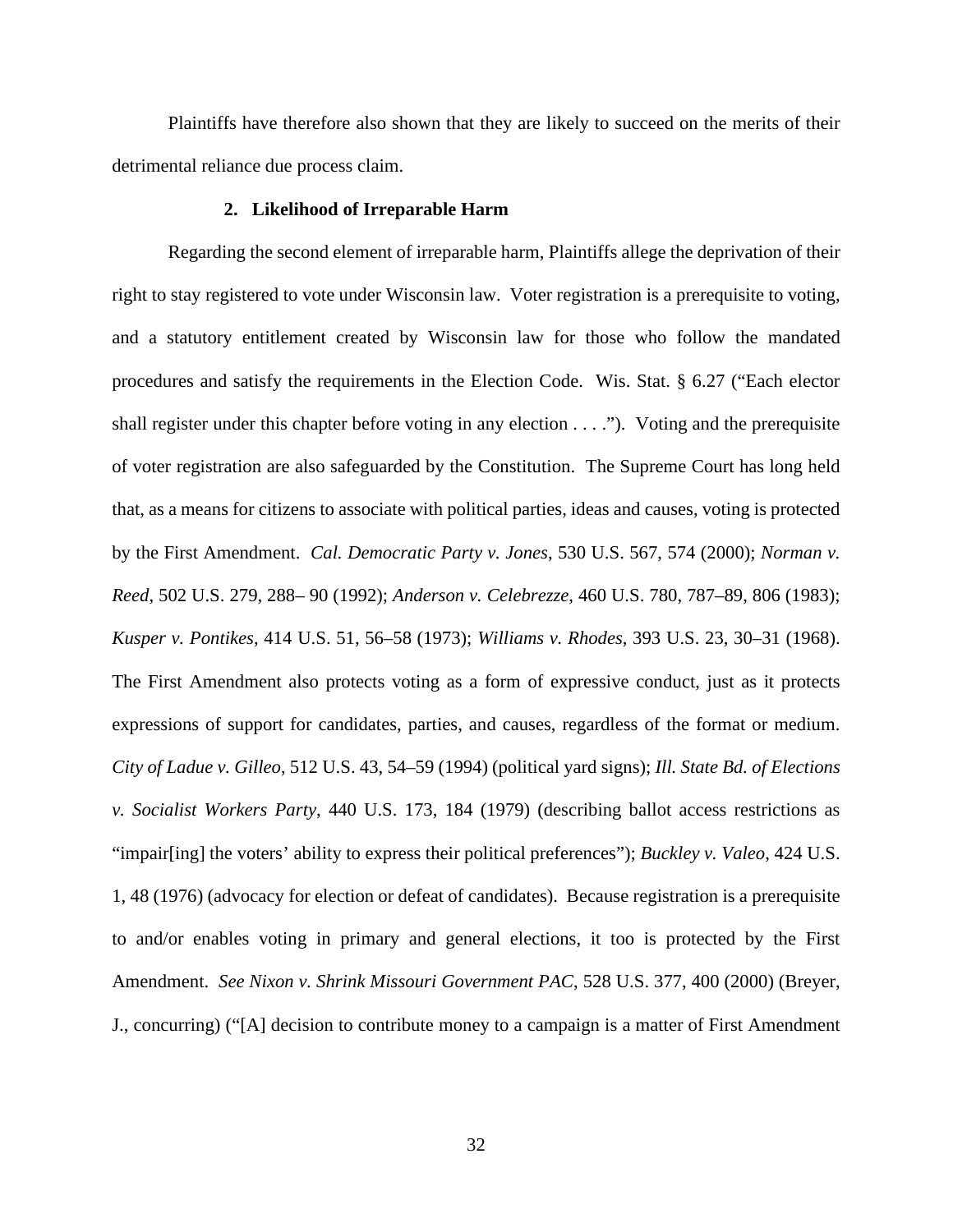Plaintiffs have therefore also shown that they are likely to succeed on the merits of their detrimental reliance due process claim.

### 2. Likelihood of Irreparable Harm

Regarding the second element of irreparable harm, Plaintiffs allege the deprivation of their right to stay registered to vote under Wisconsin law. Voter registration is a prerequisite to voting, and a statutory entitlement created by Wisconsin law for those who follow the mandated procedures and satisfy the requirements in the Election Code. Wis. Stat. § 6.27 ("Each elector shall register under this chapter before voting in any election . . . ."). Voting and the prerequisite of voter registration are also safeguarded by the Constitution. The Supreme Court has long held that, as a means for citizens to associate with political parties, ideas and causes, voting is protected by the First Amendment. *Cal. Democratic Party v. Jones*, 530 U.S. 567, 574 (2000); *Norman v. Reed*, 502 U.S. 279, 288– 90 (1992); *Anderson v. Celebrezze*, 460 U.S. 780, 787–89, 806 (1983); *Kusper v. Pontikes*, 414 U.S. 51, 56–58 (1973); *Williams v. Rhodes*, 393 U.S. 23, 30–31 (1968). The First Amendment also protects voting as a form of expressive conduct, just as it protects expressions of support for candidates, parties, and causes, regardless of the format or medium. *City of Ladue v. Gilleo*, 512 U.S. 43, 54–59 (1994) (political yard signs); *Ill. State Bd. of Elections v. Socialist Workers Party*, 440 U.S. 173, 184 (1979) (describing ballot access restrictions as "impair[ing] the voters' ability to express their political preferences"); *Buckley v. Valeo*, 424 U.S. 1, 48 (1976) (advocacy for election or defeat of candidates). Because registration is a prerequisite to and/or enables voting in primary and general elections, it too is protected by the First Amendment. *See Nixon v. Shrink Missouri Government PAC*, 528 U.S. 377, 400 (2000) (Breyer, J., concurring) ("[A] decision to contribute money to a campaign is a matter of First Amendment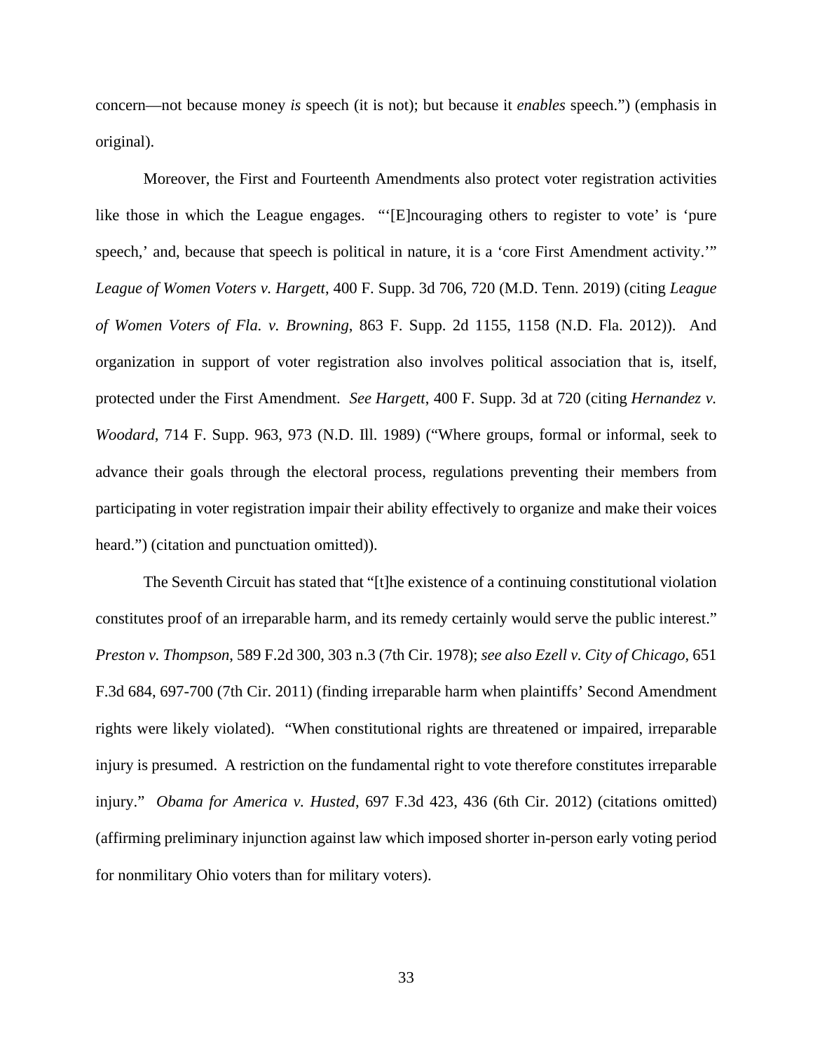concern—not because money *is* speech (it is not); but because it *enables* speech.") (emphasis in original).

Moreover, the First and Fourteenth Amendments also protect voter registration activities like those in which the League engages. "'[E]ncouraging others to register to vote' is 'pure speech,' and, because that speech is political in nature, it is a 'core First Amendment activity.'" *League of Women Voters v. Hargett*, 400 F. Supp. 3d 706, 720 (M.D. Tenn. 2019) (citing *League of Women Voters of Fla. v. Browning*, 863 F. Supp. 2d 1155, 1158 (N.D. Fla. 2012)). And organization in support of voter registration also involves political association that is, itself, protected under the First Amendment. *See Hargett*, 400 F. Supp. 3d at 720 (citing *Hernandez v. Woodard*, 714 F. Supp. 963, 973 (N.D. Ill. 1989) ("Where groups, formal or informal, seek to advance their goals through the electoral process, regulations preventing their members from participating in voter registration impair their ability effectively to organize and make their voices heard.") (citation and punctuation omitted)).

The Seventh Circuit has stated that "[t]he existence of a continuing constitutional violation constitutes proof of an irreparable harm, and its remedy certainly would serve the public interest." *Preston v. Thompson*, 589 F.2d 300, 303 n.3 (7th Cir. 1978); *see also Ezell v. City of Chicago*, 651 F.3d 684, 697-700 (7th Cir. 2011) (finding irreparable harm when plaintiffs' Second Amendment rights were likely violated). "When constitutional rights are threatened or impaired, irreparable injury is presumed. A restriction on the fundamental right to vote therefore constitutes irreparable injury." *Obama for America v. Husted*, 697 F.3d 423, 436 (6th Cir. 2012) (citations omitted) (affirming preliminary injunction against law which imposed shorter in-person early voting period for nonmilitary Ohio voters than for military voters).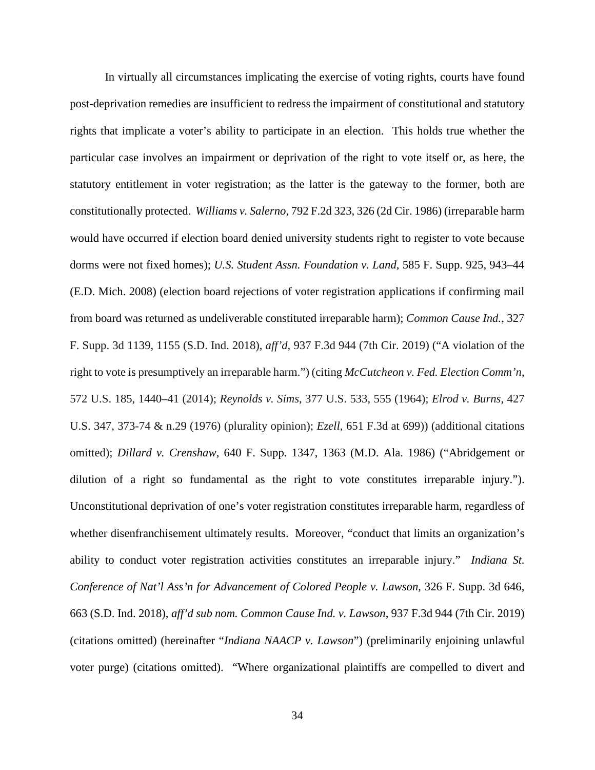In virtually all circumstances implicating the exercise of voting rights, courts have found post-deprivation remedies are insufficient to redress the impairment of constitutional and statutory rights that implicate a voter's ability to participate in an election. This holds true whether the particular case involves an impairment or deprivation of the right to vote itself or, as here, the statutory entitlement in voter registration; as the latter is the gateway to the former, both are constitutionally protected. *Williams v. Salerno*, 792 F.2d 323, 326 (2d Cir. 1986) (irreparable harm would have occurred if election board denied university students right to register to vote because dorms were not fixed homes); *U.S. Student Assn. Foundation v. Land*, 585 F. Supp. 925, 943–44 (E.D. Mich. 2008) (election board rejections of voter registration applications if confirming mail from board was returned as undeliverable constituted irreparable harm); *Common Cause Ind.*, 327 F. Supp. 3d 1139, 1155 (S.D. Ind. 2018), *aff'd*, 937 F.3d 944 (7th Cir. 2019) ("A violation of the right to vote is presumptively an irreparable harm.") (citing *McCutcheon v. Fed. Election Comm'n*, 572 U.S. 185, 1440–41 (2014); *Reynolds v. Sims*, 377 U.S. 533, 555 (1964); *Elrod v. Burns*, 427 U.S. 347, 373-74 & n.29 (1976) (plurality opinion); *Ezell*, 651 F.3d at 699)) (additional citations omitted); *Dillard v. Crenshaw*, 640 F. Supp. 1347, 1363 (M.D. Ala. 1986) ("Abridgement or dilution of a right so fundamental as the right to vote constitutes irreparable injury."). Unconstitutional deprivation of one's voter registration constitutes irreparable harm, regardless of whether disenfranchisement ultimately results. Moreover, "conduct that limits an organization's ability to conduct voter registration activities constitutes an irreparable injury." *Indiana St. Conference of Nat'l Ass'n for Advancement of Colored People v. Lawson*, 326 F. Supp. 3d 646, 663 (S.D. Ind. 2018), *aff'd sub nom. Common Cause Ind. v. Lawson*, 937 F.3d 944 (7th Cir. 2019) (citations omitted) (hereinafter "*Indiana NAACP v. Lawson*") (preliminarily enjoining unlawful voter purge) (citations omitted). "Where organizational plaintiffs are compelled to divert and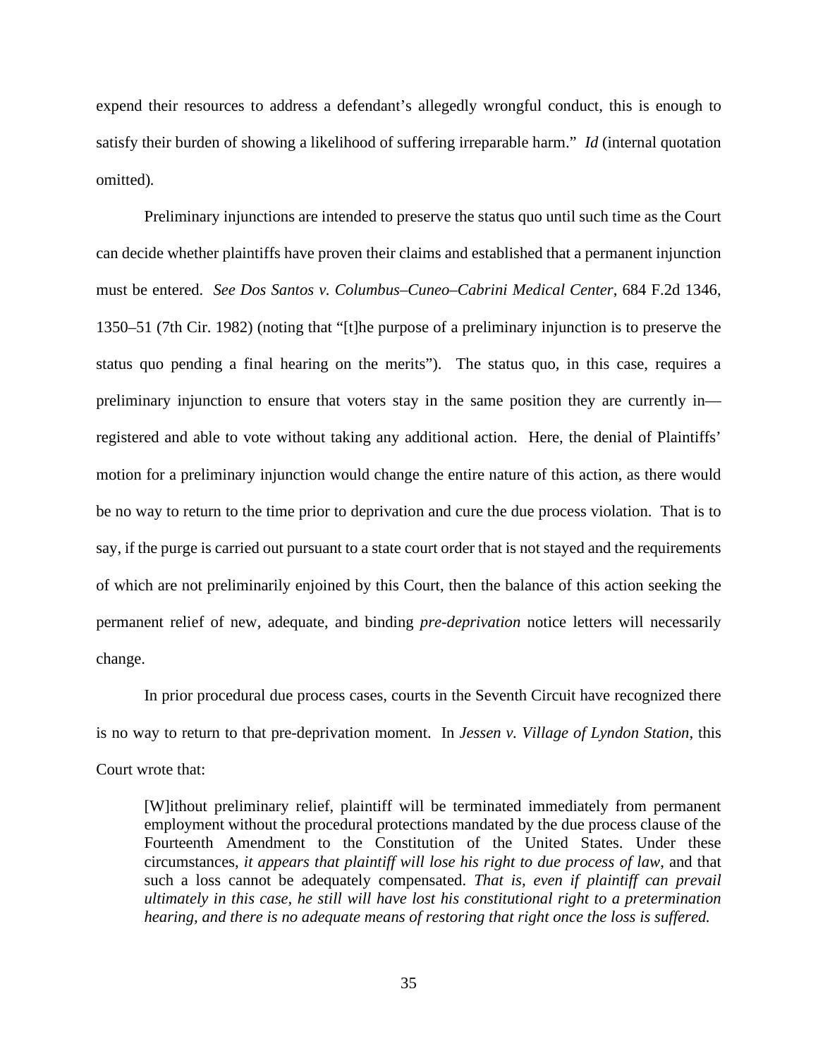expend their resources to address a defendant's allegedly wrongful conduct, this is enough to satisfy their burden of showing a likelihood of suffering irreparable harm." *Id* (internal quotation omitted).

Preliminary injunctions are intended to preserve the status quo until such time as the Court can decide whether plaintiffs have proven their claims and established that a permanent injunction must be entered. *See Dos Santos v. Columbus–Cuneo–Cabrini Medical Center*, 684 F.2d 1346, 1350–51 (7th Cir. 1982) (noting that "[t]he purpose of a preliminary injunction is to preserve the status quo pending a final hearing on the merits"). The status quo, in this case, requires a preliminary injunction to ensure that voters stay in the same position they are currently in—registered and able to vote without taking any additional action. Here, the denial of Plaintiffs' motion for a preliminary injunction would change the entire nature of this action, as there would be no way to return to the time prior to deprivation and cure the due process violation. That is to say, if the purge is carried out pursuant to a state court order that is not stayed and the requirements of which are not preliminarily enjoined by this Court, then the balance of this action seeking the permanent relief of new, adequate, and binding *pre-deprivation* notice letters will necessarily change.

In prior procedural due process cases, courts in the Seventh Circuit have recognized there is no way to return to that pre-deprivation moment. In *Jessen v. Village of Lyndon Station*, this Court wrote that:

> [W]ithout preliminary relief, plaintiff will be terminated immediately from permanent employment without the procedural protections mandated by the due process clause of the Fourteenth Amendment to the Constitution of the United States. Under these circumstances, *it appears that plaintiff will lose his right to due process of law*, and that such a loss cannot be adequately compensated. *That is, even if plaintiff can prevail ultimately in this case, he still will have lost his constitutional right to a pretermination hearing, and there is no adequate means of restoring that right once the loss is suffered.*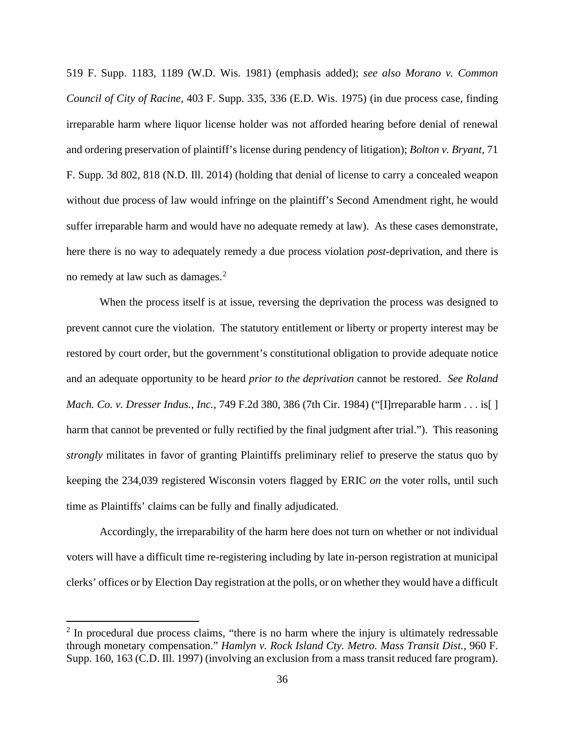519 F. Supp. 1183, 1189 (W.D. Wis. 1981) (emphasis added); *see also Morano v. Common Council of City of Racine*, 403 F. Supp. 335, 336 (E.D. Wis. 1975) (in due process case, finding irreparable harm where liquor license holder was not afforded hearing before denial of renewal and ordering preservation of plaintiff's license during pendency of litigation); *Bolton v. Bryant*, 71 F. Supp. 3d 802, 818 (N.D. Ill. 2014) (holding that denial of license to carry a concealed weapon without due process of law would infringe on the plaintiff's Second Amendment right, he would suffer irreparable harm and would have no adequate remedy at law). As these cases demonstrate, here there is no way to adequately remedy a due process violation *post*-deprivation, and there is no remedy at law such as damages.[2]

When the process itself is at issue, reversing the deprivation the process was designed to prevent cannot cure the violation. The statutory entitlement or liberty or property interest may be restored by court order, but the government's constitutional obligation to provide adequate notice and an adequate opportunity to be heard *prior to the deprivation* cannot be restored. *See Roland Mach. Co. v. Dresser Indus., Inc.*, 749 F.2d 380, 386 (7th Cir. 1984) ("[I]rreparable harm . . . is[ ] harm that cannot be prevented or fully rectified by the final judgment after trial."). This reasoning *strongly* militates in favor of granting Plaintiffs preliminary relief to preserve the status quo by keeping the 234,039 registered Wisconsin voters flagged by ERIC *on* the voter rolls, until such time as Plaintiffs' claims can be fully and finally adjudicated.

Accordingly, the irreparability of the harm here does not turn on whether or not individual voters will have a difficult time re-registering including by late in-person registration at municipal clerks' offices or by Election Day registration at the polls, or on whether they would have a difficult

[2] In procedural due process claims, "there is no harm where the injury is ultimately redressable through monetary compensation." *Hamlyn v. Rock Island Cty. Metro. Mass Transit Dist.*, 960 F. Supp. 160, 163 (C.D. Ill. 1997) (involving an exclusion from a mass transit reduced fare program).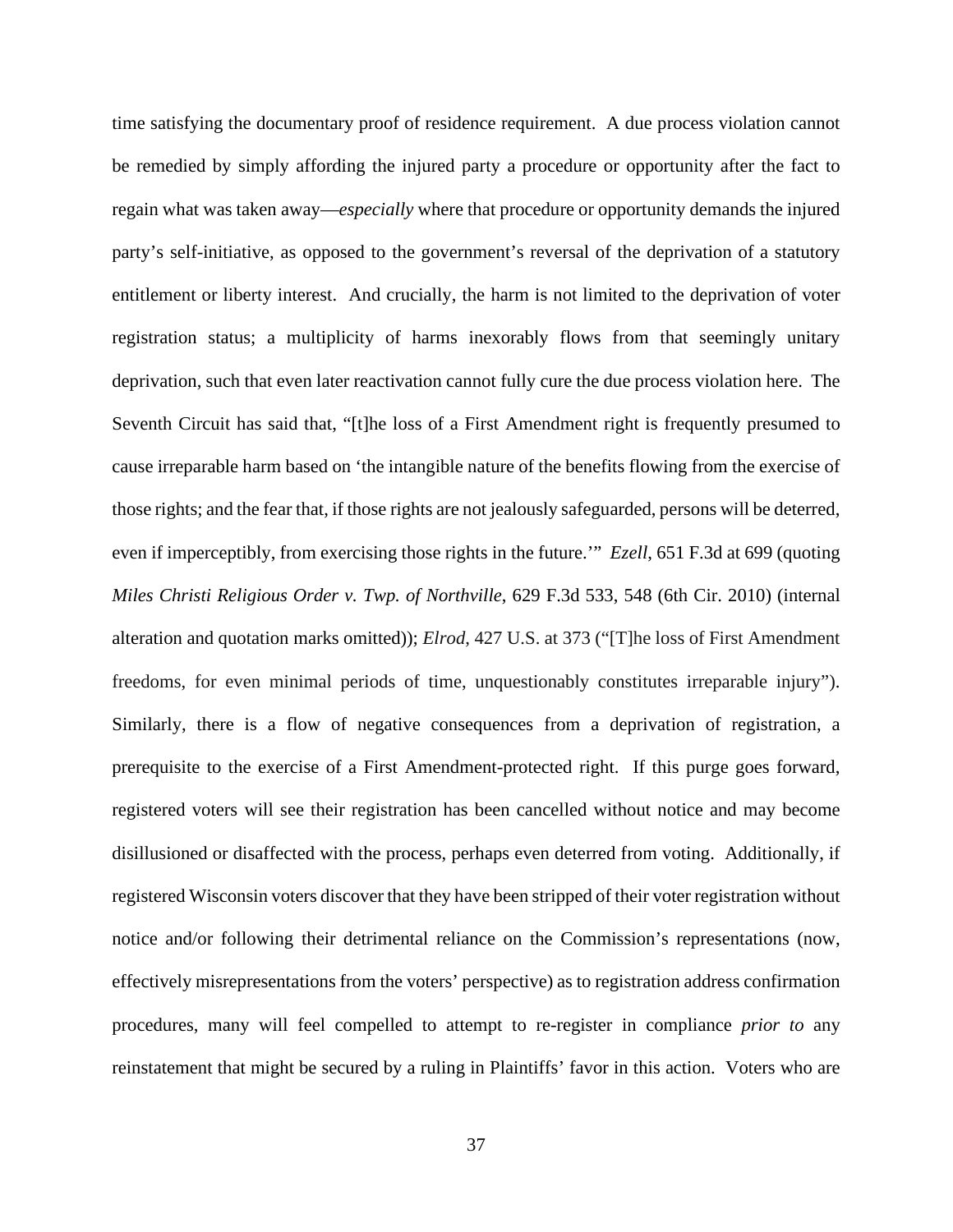time satisfying the documentary proof of residence requirement. A due process violation cannot be remedied by simply affording the injured party a procedure or opportunity after the fact to regain what was taken away—*especially* where that procedure or opportunity demands the injured party's self-initiative, as opposed to the government's reversal of the deprivation of a statutory entitlement or liberty interest. And crucially, the harm is not limited to the deprivation of voter registration status; a multiplicity of harms inexorably flows from that seemingly unitary deprivation, such that even later reactivation cannot fully cure the due process violation here. The Seventh Circuit has said that, "[t]he loss of a First Amendment right is frequently presumed to cause irreparable harm based on 'the intangible nature of the benefits flowing from the exercise of those rights; and the fear that, if those rights are not jealously safeguarded, persons will be deterred, even if imperceptibly, from exercising those rights in the future.'" *Ezell*, 651 F.3d at 699 (quoting *Miles Christi Religious Order v. Twp. of Northville*, 629 F.3d 533, 548 (6th Cir. 2010) (internal alteration and quotation marks omitted)); *Elrod*, 427 U.S. at 373 ("[T]he loss of First Amendment freedoms, for even minimal periods of time, unquestionably constitutes irreparable injury"). Similarly, there is a flow of negative consequences from a deprivation of registration, a prerequisite to the exercise of a First Amendment-protected right. If this purge goes forward, registered voters will see their registration has been cancelled without notice and may become disillusioned or disaffected with the process, perhaps even deterred from voting. Additionally, if registered Wisconsin voters discover that they have been stripped of their voter registration without notice and/or following their detrimental reliance on the Commission's representations (now, effectively misrepresentations from the voters' perspective) as to registration address confirmation procedures, many will feel compelled to attempt to re-register in compliance *prior to* any reinstatement that might be secured by a ruling in Plaintiffs' favor in this action. Voters who are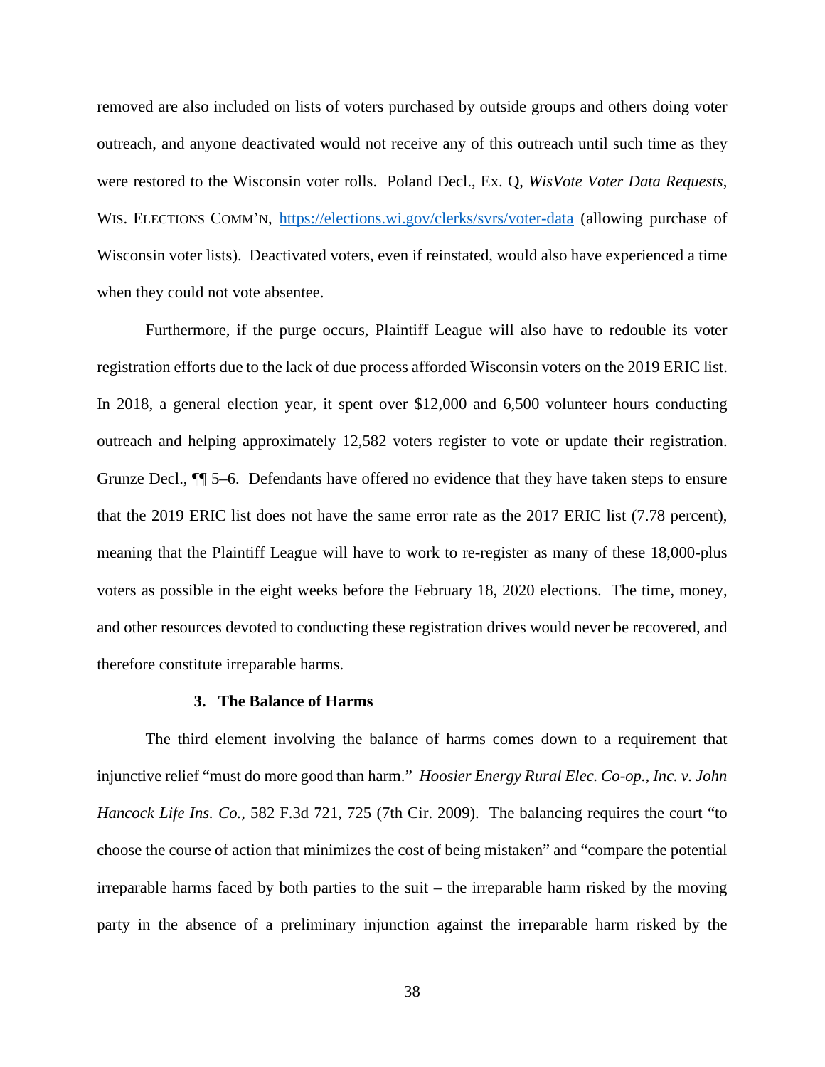removed are also included on lists of voters purchased by outside groups and others doing voter outreach, and anyone deactivated would not receive any of this outreach until such time as they were restored to the Wisconsin voter rolls. Poland Decl., Ex. Q, *WisVote Voter Data Requests*, WIS. ELECTIONS COMM'N, https://elections.wi.gov/clerks/svrs/voter-data (allowing purchase of Wisconsin voter lists). Deactivated voters, even if reinstated, would also have experienced a time when they could not vote absentee.

Furthermore, if the purge occurs, Plaintiff League will also have to redouble its voter registration efforts due to the lack of due process afforded Wisconsin voters on the 2019 ERIC list. In 2018, a general election year, it spent over $12,000 and 6,500 volunteer hours conducting outreach and helping approximately 12,582 voters register to vote or update their registration. Grunze Decl., ¶¶ 5–6. Defendants have offered no evidence that they have taken steps to ensure that the 2019 ERIC list does not have the same error rate as the 2017 ERIC list (7.78 percent), meaning that the Plaintiff League will have to work to re-register as many of these 18,000-plus voters as possible in the eight weeks before the February 18, 2020 elections. The time, money, and other resources devoted to conducting these registration drives would never be recovered, and therefore constitute irreparable harms.

### 3. The Balance of Harms

The third element involving the balance of harms comes down to a requirement that injunctive relief "must do more good than harm." *Hoosier Energy Rural Elec. Co-op., Inc. v. John Hancock Life Ins. Co.*, 582 F.3d 721, 725 (7th Cir. 2009). The balancing requires the court "to choose the course of action that minimizes the cost of being mistaken" and "compare the potential irreparable harms faced by both parties to the suit – the irreparable harm risked by the moving party in the absence of a preliminary injunction against the irreparable harm risked by the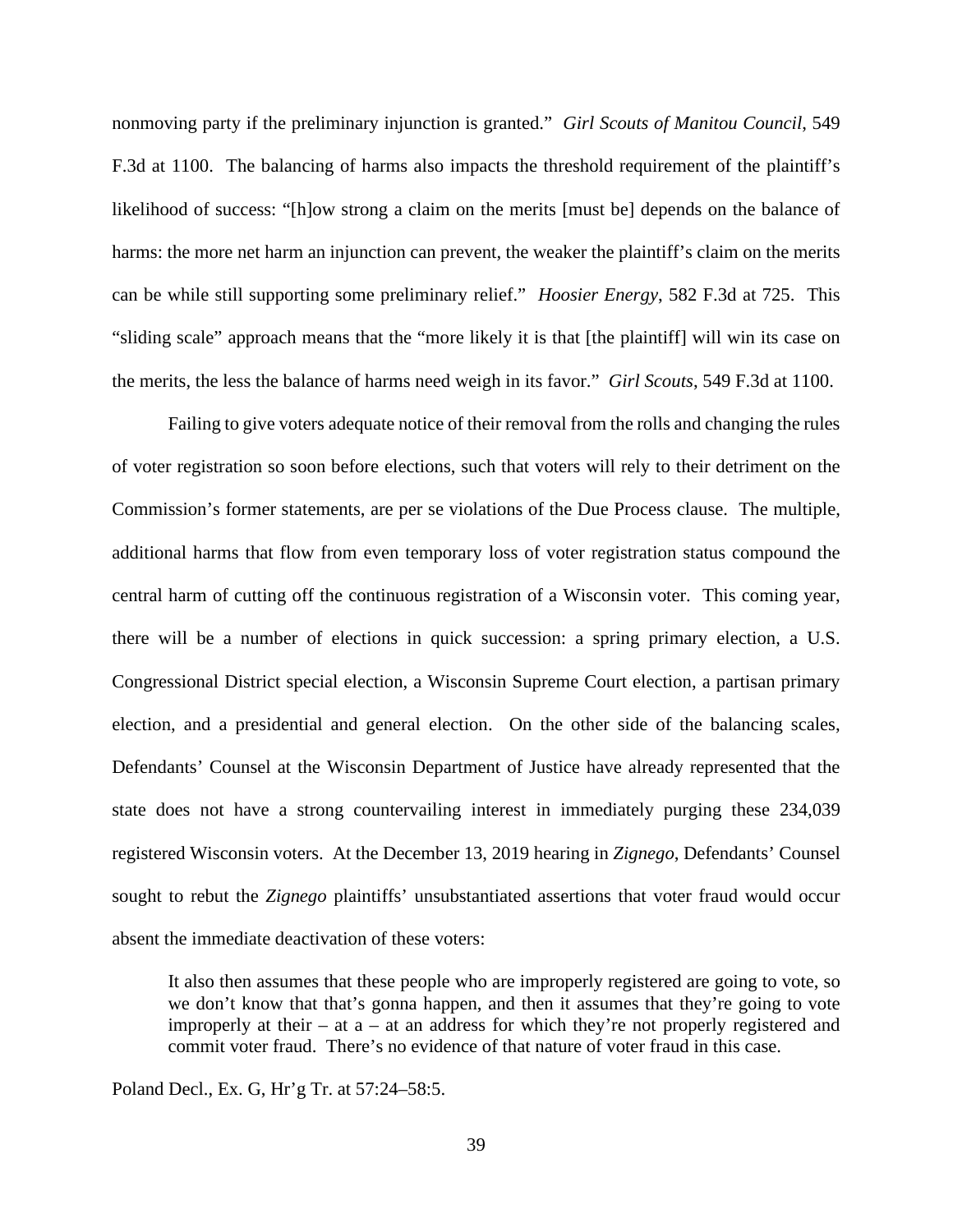nonmoving party if the preliminary injunction is granted." *Girl Scouts of Manitou Council*, 549 F.3d at 1100. The balancing of harms also impacts the threshold requirement of the plaintiff's likelihood of success: "[h]ow strong a claim on the merits [must be] depends on the balance of harms: the more net harm an injunction can prevent, the weaker the plaintiff's claim on the merits can be while still supporting some preliminary relief." *Hoosier Energy*, 582 F.3d at 725. This "sliding scale" approach means that the "more likely it is that [the plaintiff] will win its case on the merits, the less the balance of harms need weigh in its favor." *Girl Scouts*, 549 F.3d at 1100.

Failing to give voters adequate notice of their removal from the rolls and changing the rules of voter registration so soon before elections, such that voters will rely to their detriment on the Commission's former statements, are per se violations of the Due Process clause. The multiple, additional harms that flow from even temporary loss of voter registration status compound the central harm of cutting off the continuous registration of a Wisconsin voter. This coming year, there will be a number of elections in quick succession: a spring primary election, a U.S. Congressional District special election, a Wisconsin Supreme Court election, a partisan primary election, and a presidential and general election. On the other side of the balancing scales, Defendants' Counsel at the Wisconsin Department of Justice have already represented that the state does not have a strong countervailing interest in immediately purging these 234,039 registered Wisconsin voters. At the December 13, 2019 hearing in *Zignego*, Defendants' Counsel sought to rebut the *Zignego* plaintiffs' unsubstantiated assertions that voter fraud would occur absent the immediate deactivation of these voters:

> It also then assumes that these people who are improperly registered are going to vote, so we don't know that that's gonna happen, and then it assumes that they're going to vote improperly at their – at a – at an address for which they're not properly registered and commit voter fraud. There's no evidence of that nature of voter fraud in this case.

Poland Decl., Ex. G, Hr'g Tr. at 57:24–58:5.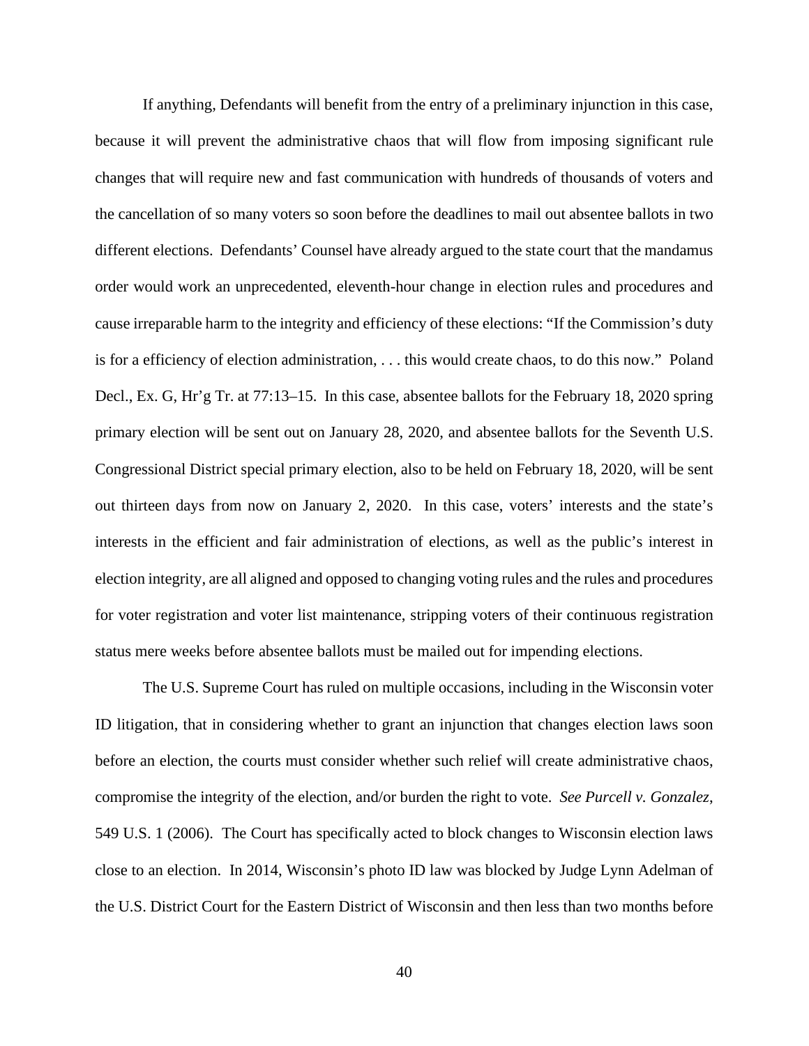If anything, Defendants will benefit from the entry of a preliminary injunction in this case, because it will prevent the administrative chaos that will flow from imposing significant rule changes that will require new and fast communication with hundreds of thousands of voters and the cancellation of so many voters so soon before the deadlines to mail out absentee ballots in two different elections. Defendants' Counsel have already argued to the state court that the mandamus order would work an unprecedented, eleventh-hour change in election rules and procedures and cause irreparable harm to the integrity and efficiency of these elections: "If the Commission's duty is for a efficiency of election administration, . . . this would create chaos, to do this now." Poland Decl., Ex. G, Hr'g Tr. at 77:13–15. In this case, absentee ballots for the February 18, 2020 spring primary election will be sent out on January 28, 2020, and absentee ballots for the Seventh U.S. Congressional District special primary election, also to be held on February 18, 2020, will be sent out thirteen days from now on January 2, 2020. In this case, voters' interests and the state's interests in the efficient and fair administration of elections, as well as the public's interest in election integrity, are all aligned and opposed to changing voting rules and the rules and procedures for voter registration and voter list maintenance, stripping voters of their continuous registration status mere weeks before absentee ballots must be mailed out for impending elections.

The U.S. Supreme Court has ruled on multiple occasions, including in the Wisconsin voter ID litigation, that in considering whether to grant an injunction that changes election laws soon before an election, the courts must consider whether such relief will create administrative chaos, compromise the integrity of the election, and/or burden the right to vote. *See Purcell v. Gonzalez*, 549 U.S. 1 (2006). The Court has specifically acted to block changes to Wisconsin election laws close to an election. In 2014, Wisconsin's photo ID law was blocked by Judge Lynn Adelman of the U.S. District Court for the Eastern District of Wisconsin and then less than two months before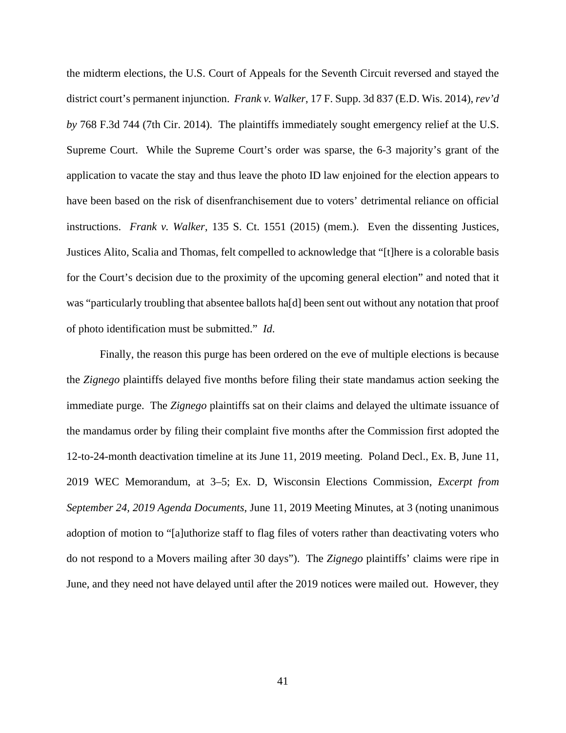the midterm elections, the U.S. Court of Appeals for the Seventh Circuit reversed and stayed the district court's permanent injunction. *Frank v. Walker*, 17 F. Supp. 3d 837 (E.D. Wis. 2014), *rev'd by* 768 F.3d 744 (7th Cir. 2014). The plaintiffs immediately sought emergency relief at the U.S. Supreme Court. While the Supreme Court's order was sparse, the 6-3 majority's grant of the application to vacate the stay and thus leave the photo ID law enjoined for the election appears to have been based on the risk of disenfranchisement due to voters' detrimental reliance on official instructions. *Frank v. Walker*, 135 S. Ct. 1551 (2015) (mem.). Even the dissenting Justices, Justices Alito, Scalia and Thomas, felt compelled to acknowledge that "[t]here is a colorable basis for the Court's decision due to the proximity of the upcoming general election" and noted that it was "particularly troubling that absentee ballots ha[d] been sent out without any notation that proof of photo identification must be submitted." *Id*.

Finally, the reason this purge has been ordered on the eve of multiple elections is because the *Zignego* plaintiffs delayed five months before filing their state mandamus action seeking the immediate purge. The *Zignego* plaintiffs sat on their claims and delayed the ultimate issuance of the mandamus order by filing their complaint five months after the Commission first adopted the 12-to-24-month deactivation timeline at its June 11, 2019 meeting. Poland Decl., Ex. B, June 11, 2019 WEC Memorandum, at 3–5; Ex. D, Wisconsin Elections Commission, *Excerpt from September 24, 2019 Agenda Documents*, June 11, 2019 Meeting Minutes, at 3 (noting unanimous adoption of motion to "[a]uthorize staff to flag files of voters rather than deactivating voters who do not respond to a Movers mailing after 30 days"). The *Zignego* plaintiffs' claims were ripe in June, and they need not have delayed until after the 2019 notices were mailed out. However, they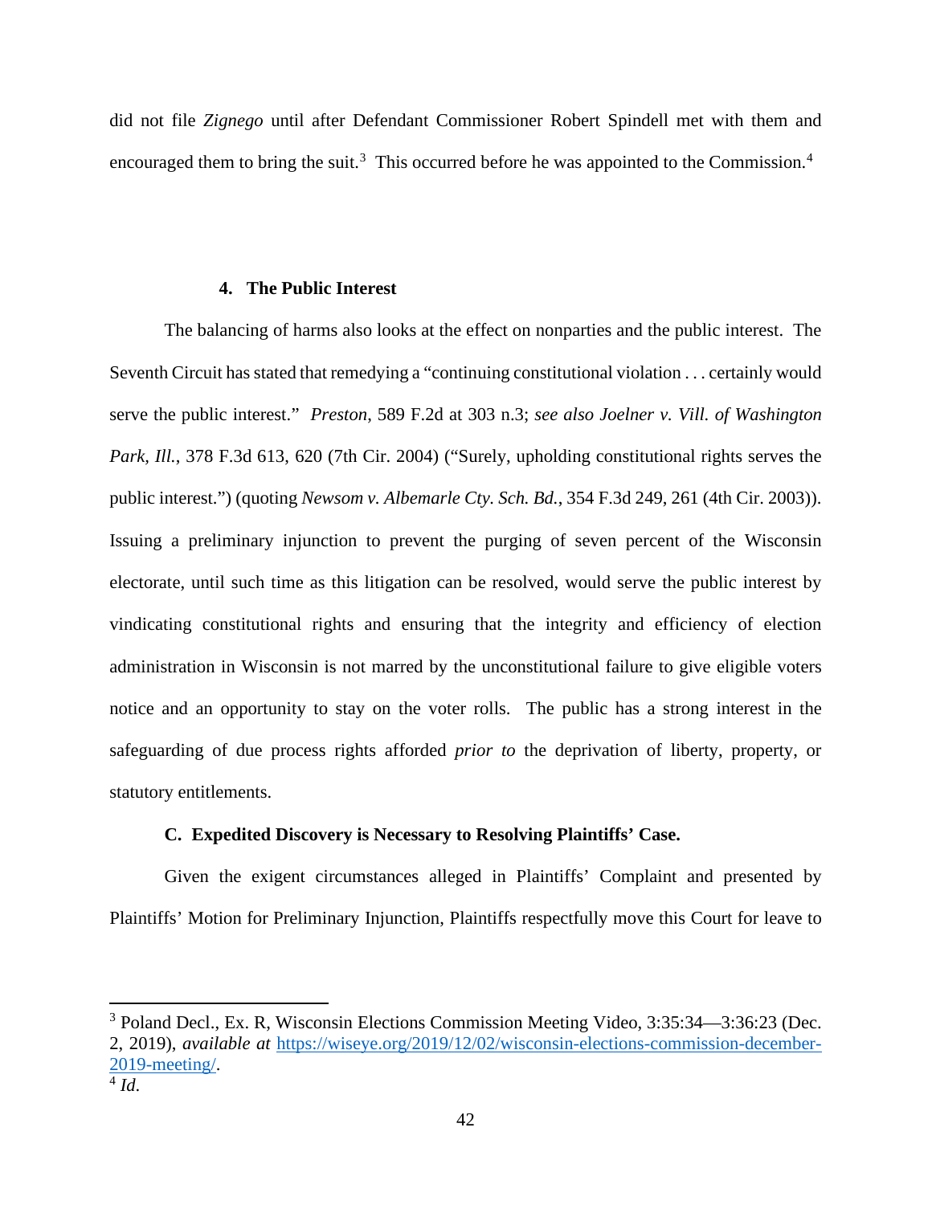did not file *Zignego* until after Defendant Commissioner Robert Spindell met with them and encouraged them to bring the suit.[3] This occurred before he was appointed to the Commission.[4]

#### 4. The Public Interest

The balancing of harms also looks at the effect on nonparties and the public interest. The Seventh Circuit has stated that remedying a "continuing constitutional violation . . . certainly would serve the public interest." *Preston*, 589 F.2d at 303 n.3; *see also Joelner v. Vill. of Washington Park, Ill.*, 378 F.3d 613, 620 (7th Cir. 2004) ("Surely, upholding constitutional rights serves the public interest.") (quoting *Newsom v. Albemarle Cty. Sch. Bd.*, 354 F.3d 249, 261 (4th Cir. 2003)). Issuing a preliminary injunction to prevent the purging of seven percent of the Wisconsin electorate, until such time as this litigation can be resolved, would serve the public interest by vindicating constitutional rights and ensuring that the integrity and efficiency of election administration in Wisconsin is not marred by the unconstitutional failure to give eligible voters notice and an opportunity to stay on the voter rolls. The public has a strong interest in the safeguarding of due process rights afforded *prior to* the deprivation of liberty, property, or statutory entitlements.

### C. Expedited Discovery is Necessary to Resolving Plaintiffs' Case.

Given the exigent circumstances alleged in Plaintiffs' Complaint and presented by Plaintiffs' Motion for Preliminary Injunction, Plaintiffs respectfully move this Court for leave to

---

[3] Poland Decl., Ex. R, Wisconsin Elections Commission Meeting Video, 3:35:34—3:36:23 (Dec. 2, 2019), *available at* https://wiseye.org/2019/12/02/wisconsin-elections-commission-december-2019-meeting/.

[4] *Id.*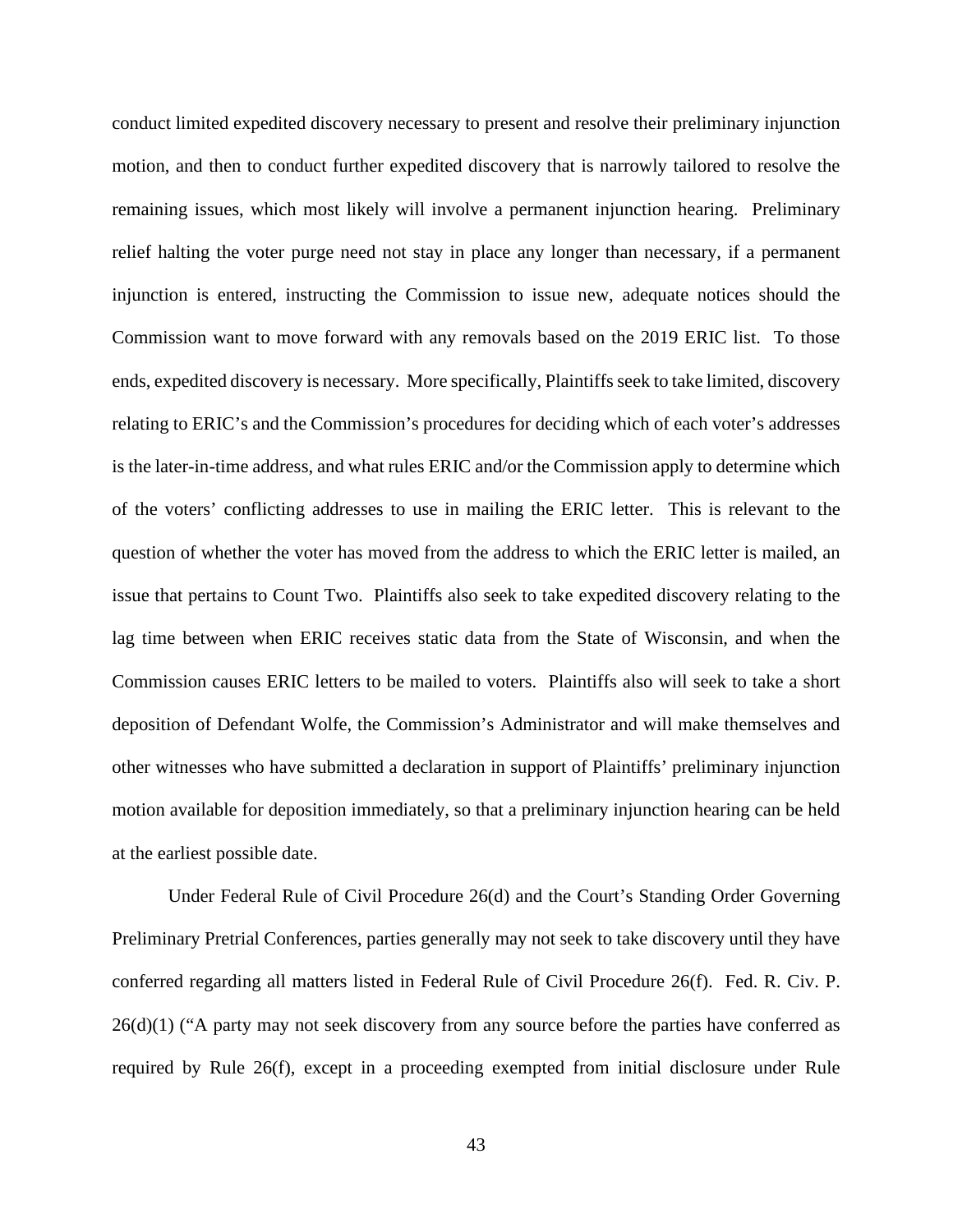conduct limited expedited discovery necessary to present and resolve their preliminary injunction motion, and then to conduct further expedited discovery that is narrowly tailored to resolve the remaining issues, which most likely will involve a permanent injunction hearing. Preliminary relief halting the voter purge need not stay in place any longer than necessary, if a permanent injunction is entered, instructing the Commission to issue new, adequate notices should the Commission want to move forward with any removals based on the 2019 ERIC list. To those ends, expedited discovery is necessary. More specifically, Plaintiffs seek to take limited, discovery relating to ERIC's and the Commission's procedures for deciding which of each voter's addresses is the later-in-time address, and what rules ERIC and/or the Commission apply to determine which of the voters' conflicting addresses to use in mailing the ERIC letter. This is relevant to the question of whether the voter has moved from the address to which the ERIC letter is mailed, an issue that pertains to Count Two. Plaintiffs also seek to take expedited discovery relating to the lag time between when ERIC receives static data from the State of Wisconsin, and when the Commission causes ERIC letters to be mailed to voters. Plaintiffs also will seek to take a short deposition of Defendant Wolfe, the Commission's Administrator and will make themselves and other witnesses who have submitted a declaration in support of Plaintiffs' preliminary injunction motion available for deposition immediately, so that a preliminary injunction hearing can be held at the earliest possible date.

Under Federal Rule of Civil Procedure 26(d) and the Court's Standing Order Governing Preliminary Pretrial Conferences, parties generally may not seek to take discovery until they have conferred regarding all matters listed in Federal Rule of Civil Procedure 26(f). Fed. R. Civ. P. 26(d)(1) ("A party may not seek discovery from any source before the parties have conferred as required by Rule 26(f), except in a proceeding exempted from initial disclosure under Rule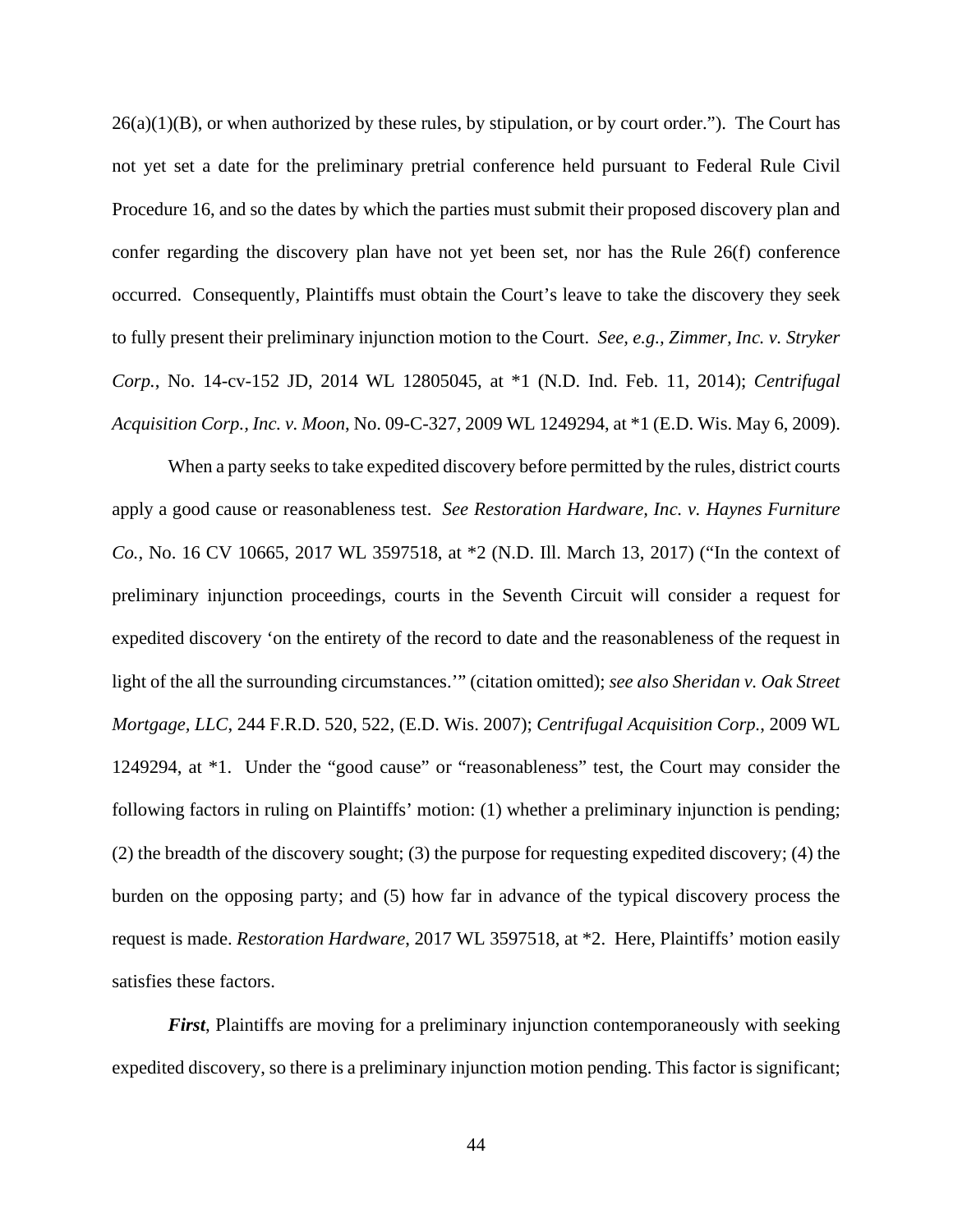26(a)(1)(B), or when authorized by these rules, by stipulation, or by court order."). The Court has not yet set a date for the preliminary pretrial conference held pursuant to Federal Rule Civil Procedure 16, and so the dates by which the parties must submit their proposed discovery plan and confer regarding the discovery plan have not yet been set, nor has the Rule 26(f) conference occurred. Consequently, Plaintiffs must obtain the Court's leave to take the discovery they seek to fully present their preliminary injunction motion to the Court. *See, e.g., Zimmer, Inc. v. Stryker Corp.*, No. 14-cv-152 JD, 2014 WL 12805045, at *1 (N.D. Ind. Feb. 11, 2014); *Centrifugal Acquisition Corp., Inc. v. Moon*, No. 09-C-327, 2009 WL 1249294, at *1 (E.D. Wis. May 6, 2009).

When a party seeks to take expedited discovery before permitted by the rules, district courts apply a good cause or reasonableness test. *See Restoration Hardware, Inc. v. Haynes Furniture Co.*, No. 16 CV 10665, 2017 WL 3597518, at *2 (N.D. Ill. March 13, 2017) ("In the context of preliminary injunction proceedings, courts in the Seventh Circuit will consider a request for expedited discovery 'on the entirety of the record to date and the reasonableness of the request in light of the all the surrounding circumstances.'" (citation omitted); *see also Sheridan v. Oak Street Mortgage, LLC*, 244 F.R.D. 520, 522, (E.D. Wis. 2007); *Centrifugal Acquisition Corp.*, 2009 WL 1249294, at *1. Under the "good cause" or "reasonableness" test, the Court may consider the following factors in ruling on Plaintiffs' motion: (1) whether a preliminary injunction is pending; (2) the breadth of the discovery sought; (3) the purpose for requesting expedited discovery; (4) the burden on the opposing party; and (5) how far in advance of the typical discovery process the request is made. *Restoration Hardware*, 2017 WL 3597518, at *2. Here, Plaintiffs' motion easily satisfies these factors.

***First***, Plaintiffs are moving for a preliminary injunction contemporaneously with seeking expedited discovery, so there is a preliminary injunction motion pending. This factor is significant;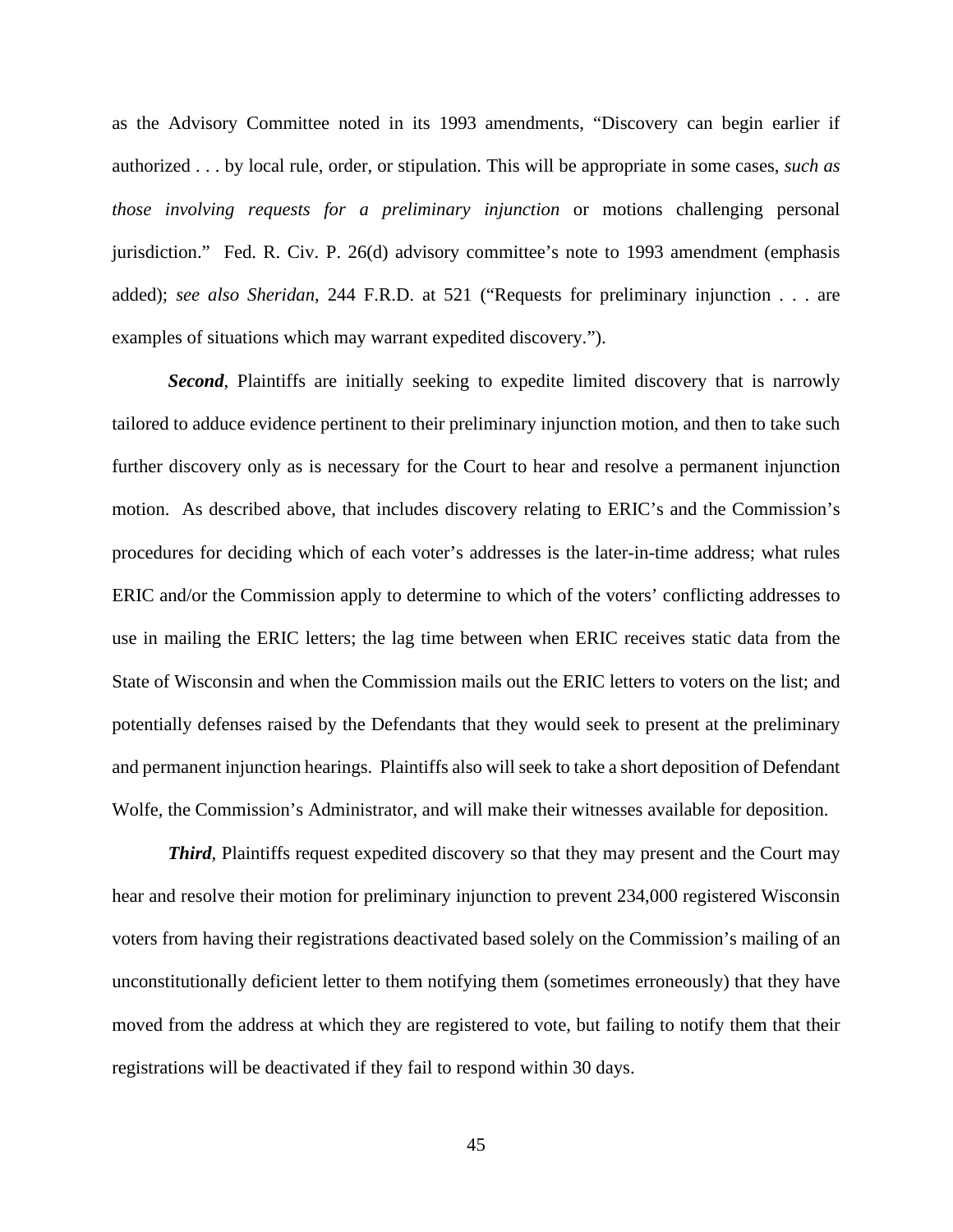as the Advisory Committee noted in its 1993 amendments, "Discovery can begin earlier if authorized . . . by local rule, order, or stipulation. This will be appropriate in some cases, *such as those involving requests for a preliminary injunction* or motions challenging personal jurisdiction." Fed. R. Civ. P. 26(d) advisory committee's note to 1993 amendment (emphasis added); *see also Sheridan*, 244 F.R.D. at 521 ("Requests for preliminary injunction . . . are examples of situations which may warrant expedited discovery.").

***Second***, Plaintiffs are initially seeking to expedite limited discovery that is narrowly tailored to adduce evidence pertinent to their preliminary injunction motion, and then to take such further discovery only as is necessary for the Court to hear and resolve a permanent injunction motion. As described above, that includes discovery relating to ERIC's and the Commission's procedures for deciding which of each voter's addresses is the later-in-time address; what rules ERIC and/or the Commission apply to determine to which of the voters' conflicting addresses to use in mailing the ERIC letters; the lag time between when ERIC receives static data from the State of Wisconsin and when the Commission mails out the ERIC letters to voters on the list; and potentially defenses raised by the Defendants that they would seek to present at the preliminary and permanent injunction hearings. Plaintiffs also will seek to take a short deposition of Defendant Wolfe, the Commission's Administrator, and will make their witnesses available for deposition.

***Third***, Plaintiffs request expedited discovery so that they may present and the Court may hear and resolve their motion for preliminary injunction to prevent 234,000 registered Wisconsin voters from having their registrations deactivated based solely on the Commission's mailing of an unconstitutionally deficient letter to them notifying them (sometimes erroneously) that they have moved from the address at which they are registered to vote, but failing to notify them that their registrations will be deactivated if they fail to respond within 30 days.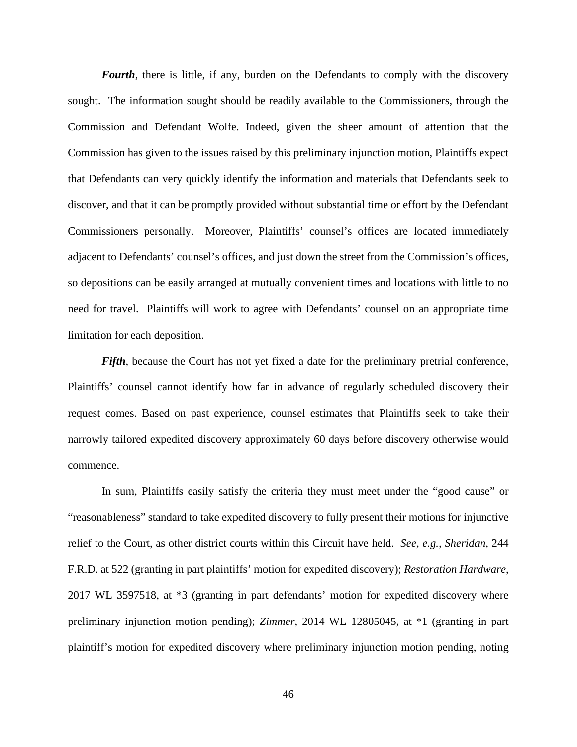***Fourth***, there is little, if any, burden on the Defendants to comply with the discovery sought. The information sought should be readily available to the Commissioners, through the Commission and Defendant Wolfe. Indeed, given the sheer amount of attention that the Commission has given to the issues raised by this preliminary injunction motion, Plaintiffs expect that Defendants can very quickly identify the information and materials that Defendants seek to discover, and that it can be promptly provided without substantial time or effort by the Defendant Commissioners personally. Moreover, Plaintiffs' counsel's offices are located immediately adjacent to Defendants' counsel's offices, and just down the street from the Commission's offices, so depositions can be easily arranged at mutually convenient times and locations with little to no need for travel. Plaintiffs will work to agree with Defendants' counsel on an appropriate time limitation for each deposition.

***Fifth***, because the Court has not yet fixed a date for the preliminary pretrial conference, Plaintiffs' counsel cannot identify how far in advance of regularly scheduled discovery their request comes. Based on past experience, counsel estimates that Plaintiffs seek to take their narrowly tailored expedited discovery approximately 60 days before discovery otherwise would commence.

In sum, Plaintiffs easily satisfy the criteria they must meet under the "good cause" or "reasonableness" standard to take expedited discovery to fully present their motions for injunctive relief to the Court, as other district courts within this Circuit have held. *See, e.g., Sheridan*, 244 F.R.D. at 522 (granting in part plaintiffs' motion for expedited discovery); *Restoration Hardware*, 2017 WL 3597518, at *3 (granting in part defendants' motion for expedited discovery where preliminary injunction motion pending); *Zimmer*, 2014 WL 12805045, at *1 (granting in part plaintiff's motion for expedited discovery where preliminary injunction motion pending, noting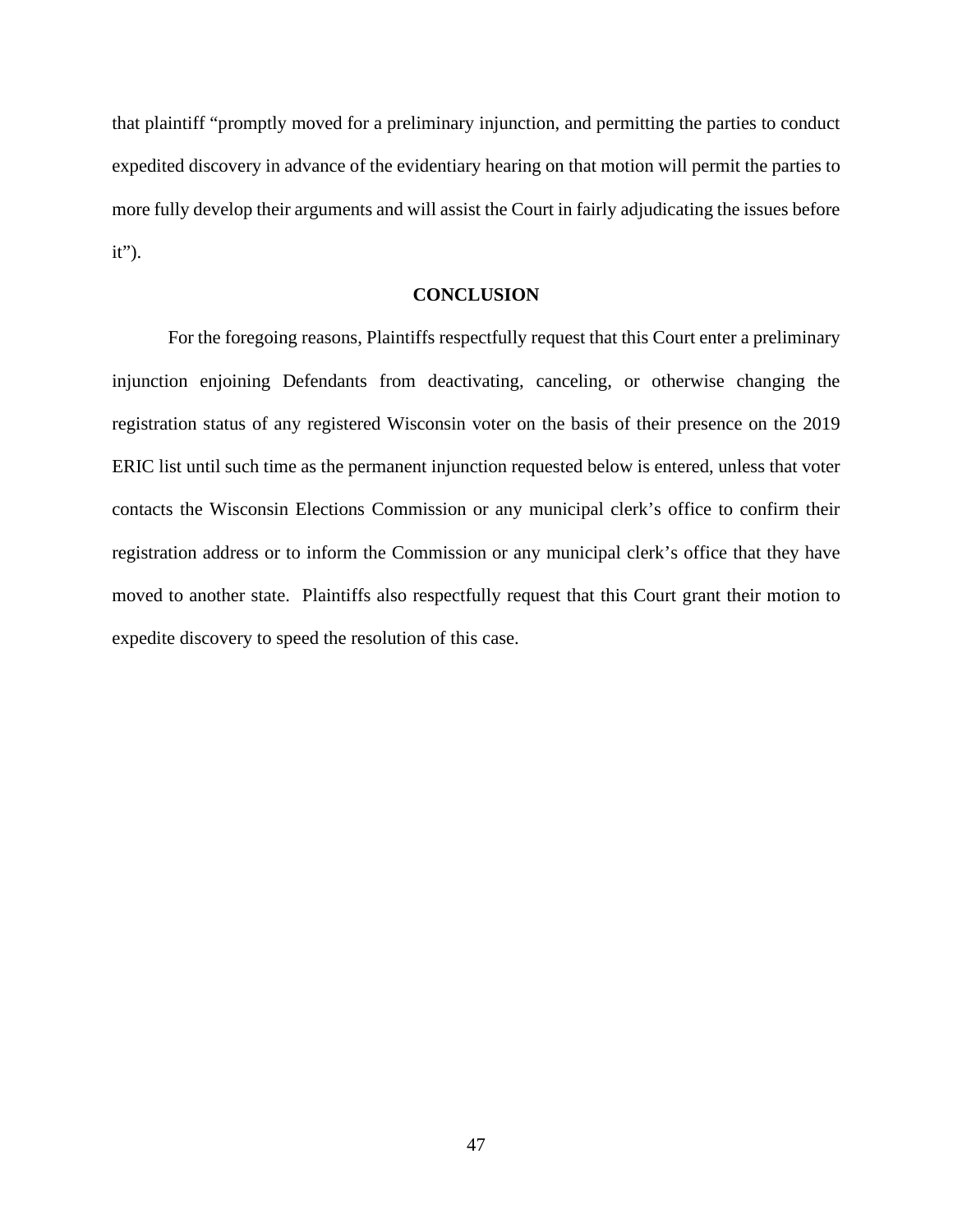that plaintiff "promptly moved for a preliminary injunction, and permitting the parties to conduct expedited discovery in advance of the evidentiary hearing on that motion will permit the parties to more fully develop their arguments and will assist the Court in fairly adjudicating the issues before it").

## CONCLUSION

For the foregoing reasons, Plaintiffs respectfully request that this Court enter a preliminary injunction enjoining Defendants from deactivating, canceling, or otherwise changing the registration status of any registered Wisconsin voter on the basis of their presence on the 2019 ERIC list until such time as the permanent injunction requested below is entered, unless that voter contacts the Wisconsin Elections Commission or any municipal clerk's office to confirm their registration address or to inform the Commission or any municipal clerk's office that they have moved to another state. Plaintiffs also respectfully request that this Court grant their motion to expedite discovery to speed the resolution of this case.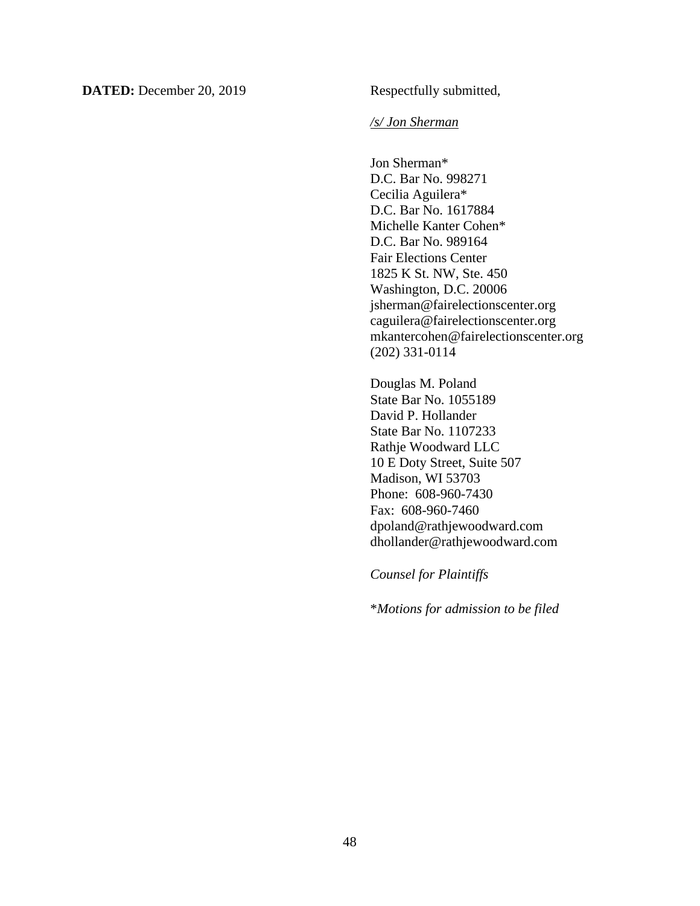**DATED:** December 20, 2019

Respectfully submitted,

*/s/ Jon Sherman*

Jon Sherman*
D.C. Bar No. 998271
Cecilia Aguilera*
D.C. Bar No. 1617884
Michelle Kanter Cohen*
D.C. Bar No. 989164
Fair Elections Center
1825 K St. NW, Ste. 450
Washington, D.C. 20006
jsherman@fairelectionscenter.org
caguilera@fairelectionscenter.org
mkantercohen@fairelectionscenter.org
(202) 331-0114

Douglas M. Poland
State Bar No. 1055189
David P. Hollander
State Bar No. 1107233
Rathje Woodward LLC
10 E Doty Street, Suite 507
Madison, WI 53703
Phone: 608-960-7430
Fax: 608-960-7460
dpoland@rathjewoodward.com
dhollander@rathjewoodward.com

*Counsel for Plaintiffs*

*\*Motions for admission to be filed*